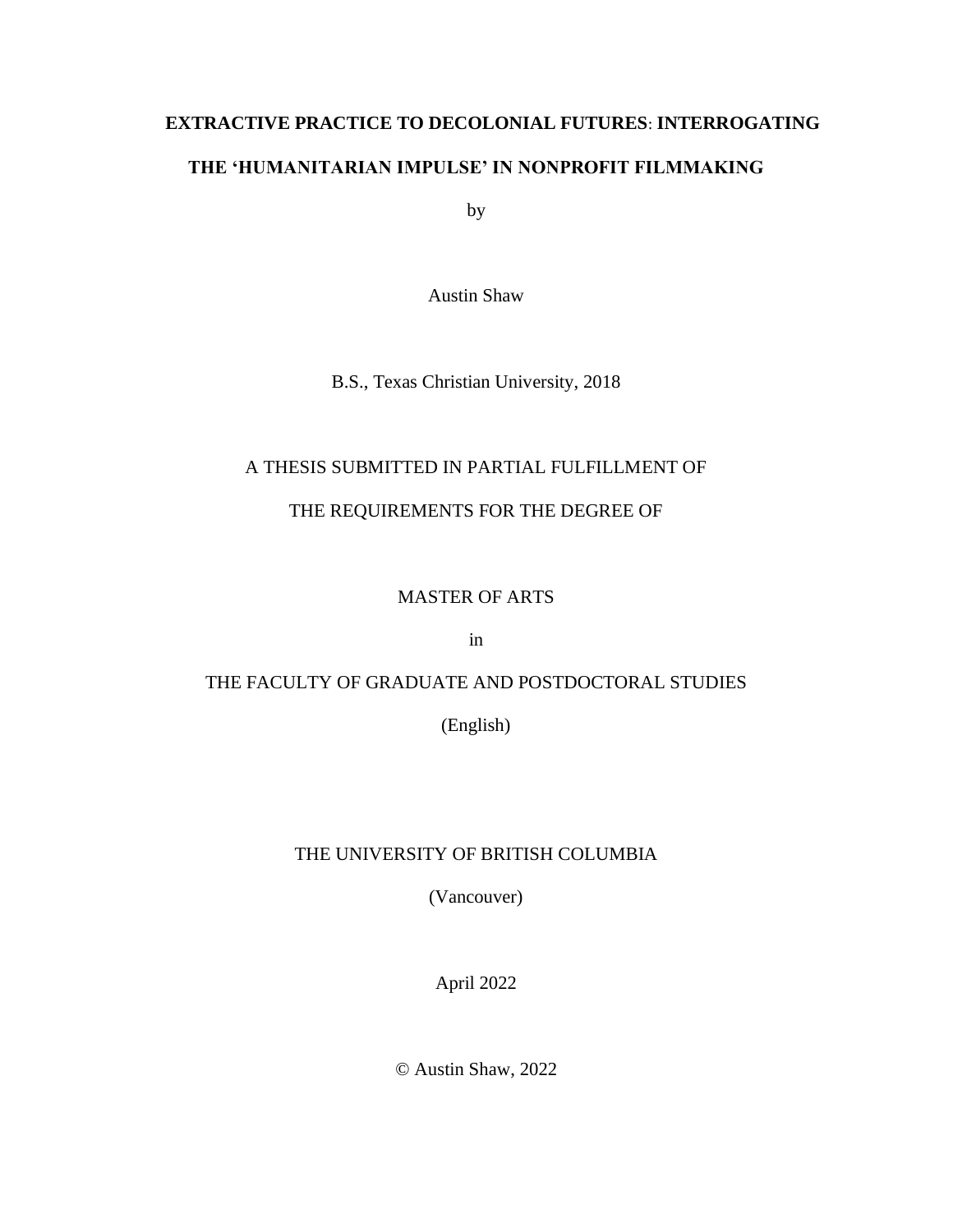# EXTRACTIVE PRACTICE TO DECOLONIAL FUTURES: INTERROGATING THE 'HUMANITARIAN IMPULSE' IN NONPROFIT FILMMAKING

by

Austin Shaw

B.S., Texas Christian University, 2018

A THESIS SUBMITTED IN PARTIAL FULFILLMENT OF

THE REQUIREMENTS FOR THE DEGREE OF

MASTER OF ARTS

in

THE FACULTY OF GRADUATE AND POSTDOCTORAL STUDIES

(English)

THE UNIVERSITY OF BRITISH COLUMBIA

(Vancouver)

April 2022

© Austin Shaw, 2022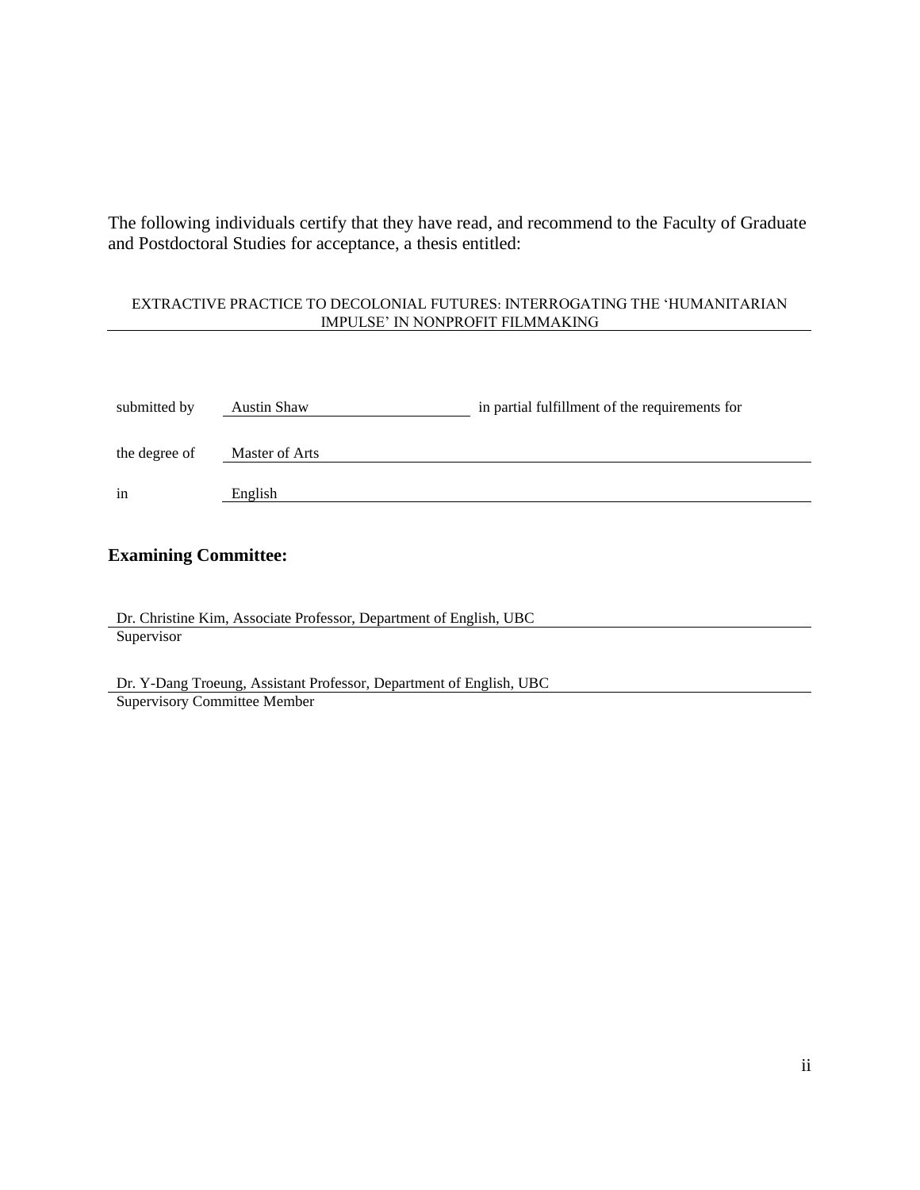The following individuals certify that they have read, and recommend to the Faculty of Graduate and Postdoctoral Studies for acceptance, a thesis entitled:

EXTRACTIVE PRACTICE TO DECOLONIAL FUTURES: INTERROGATING THE 'HUMANITARIAN IMPULSE' IN NONPROFIT FILMMAKING

submitted by Austin Shaw in partial fulfillment of the requirements for

the degree of Master of Arts

in English

**Examining Committee:**

Dr. Christine Kim, Associate Professor, Department of English, UBC
Supervisor

Dr. Y-Dang Troeung, Assistant Professor, Department of English, UBC
Supervisory Committee Member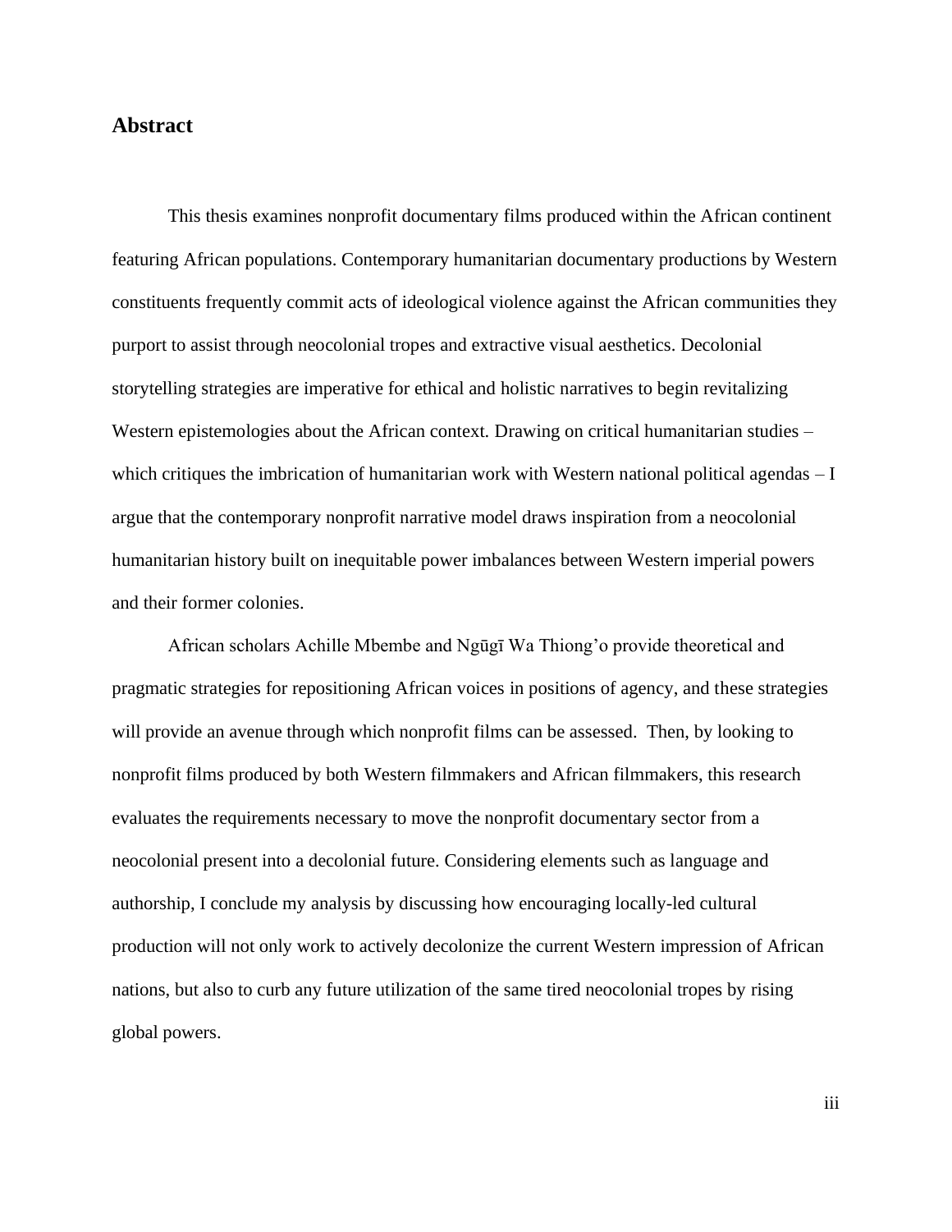## Abstract

This thesis examines nonprofit documentary films produced within the African continent featuring African populations. Contemporary humanitarian documentary productions by Western constituents frequently commit acts of ideological violence against the African communities they purport to assist through neocolonial tropes and extractive visual aesthetics. Decolonial storytelling strategies are imperative for ethical and holistic narratives to begin revitalizing Western epistemologies about the African context. Drawing on critical humanitarian studies – which critiques the imbrication of humanitarian work with Western national political agendas – I argue that the contemporary nonprofit narrative model draws inspiration from a neocolonial humanitarian history built on inequitable power imbalances between Western imperial powers and their former colonies.

African scholars Achille Mbembe and Ngũgĩ Wa Thiong'o provide theoretical and pragmatic strategies for repositioning African voices in positions of agency, and these strategies will provide an avenue through which nonprofit films can be assessed. Then, by looking to nonprofit films produced by both Western filmmakers and African filmmakers, this research evaluates the requirements necessary to move the nonprofit documentary sector from a neocolonial present into a decolonial future. Considering elements such as language and authorship, I conclude my analysis by discussing how encouraging locally-led cultural production will not only work to actively decolonize the current Western impression of African nations, but also to curb any future utilization of the same tired neocolonial tropes by rising global powers.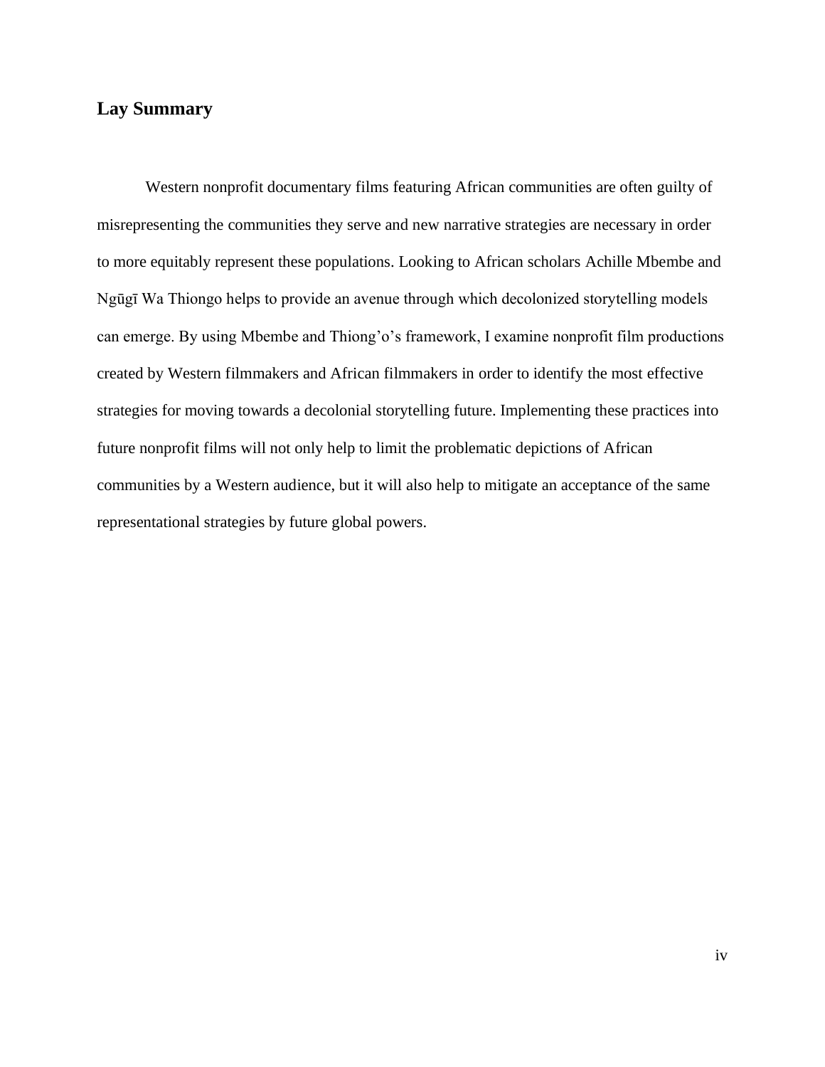## Lay Summary

Western nonprofit documentary films featuring African communities are often guilty of misrepresenting the communities they serve and new narrative strategies are necessary in order to more equitably represent these populations. Looking to African scholars Achille Mbembe and Ngũgĩ Wa Thiongo helps to provide an avenue through which decolonized storytelling models can emerge. By using Mbembe and Thiong'o's framework, I examine nonprofit film productions created by Western filmmakers and African filmmakers in order to identify the most effective strategies for moving towards a decolonial storytelling future. Implementing these practices into future nonprofit films will not only help to limit the problematic depictions of African communities by a Western audience, but it will also help to mitigate an acceptance of the same representational strategies by future global powers.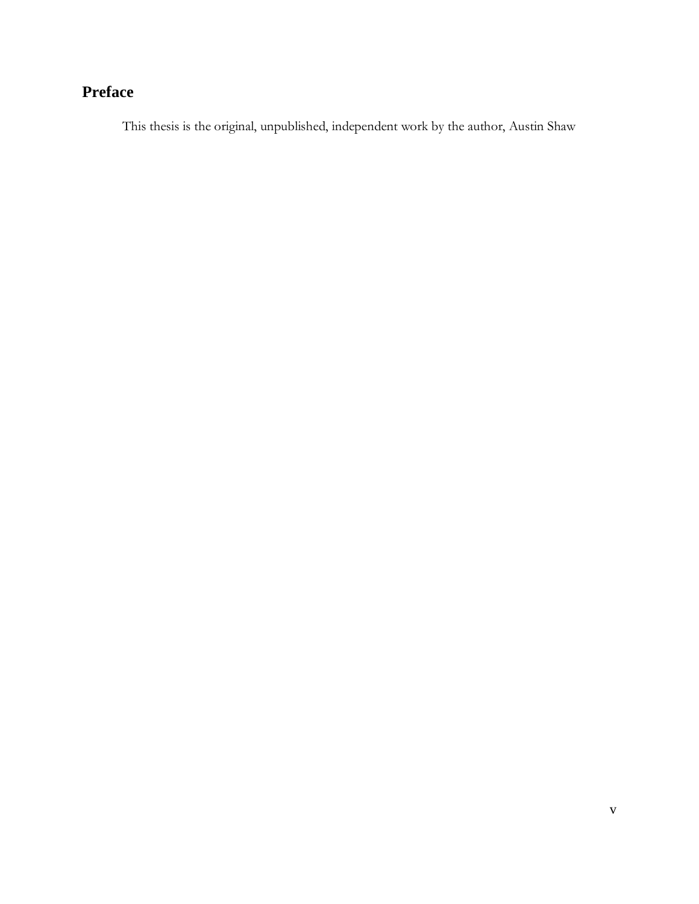# Preface

This thesis is the original, unpublished, independent work by the author, Austin Shaw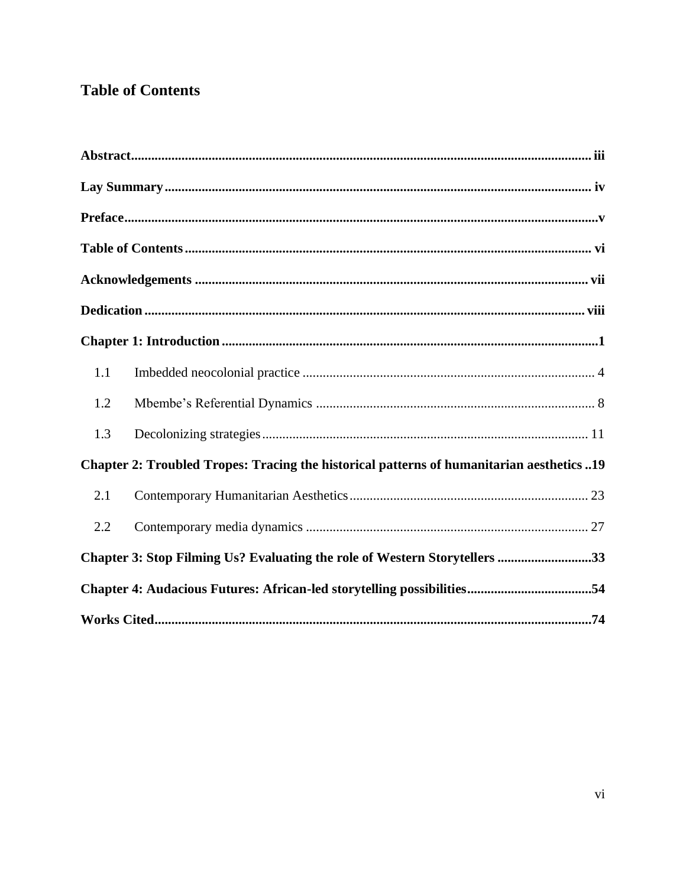# Table of Contents

**Abstract** ........................................................................................................................ iii

**Lay Summary** .............................................................................................................. iv

**Preface** ............................................................................................................................v

**Table of Contents** ........................................................................................................ vi

**Acknowledgements** .................................................................................................... vii

**Dedication** ................................................................................................................. viii

**Chapter 1: Introduction** ...............................................................................................1

1.1 Imbedded neocolonial practice ...................................................................................... 4

1.2 Mbembe's Referential Dynamics .................................................................................. 8

1.3 Decolonizing strategies ................................................................................................ 11

**Chapter 2: Troubled Tropes: Tracing the historical patterns of humanitarian aesthetics ..19**

2.1 Contemporary Humanitarian Aesthetics ...................................................................... 23

2.2 Contemporary media dynamics ................................................................................... 27

**Chapter 3: Stop Filming Us? Evaluating the role of Western Storytellers ............................33**

**Chapter 4: Audacious Futures: African-led storytelling possibilities.....................................54**

**Works Cited**.................................................................................................................74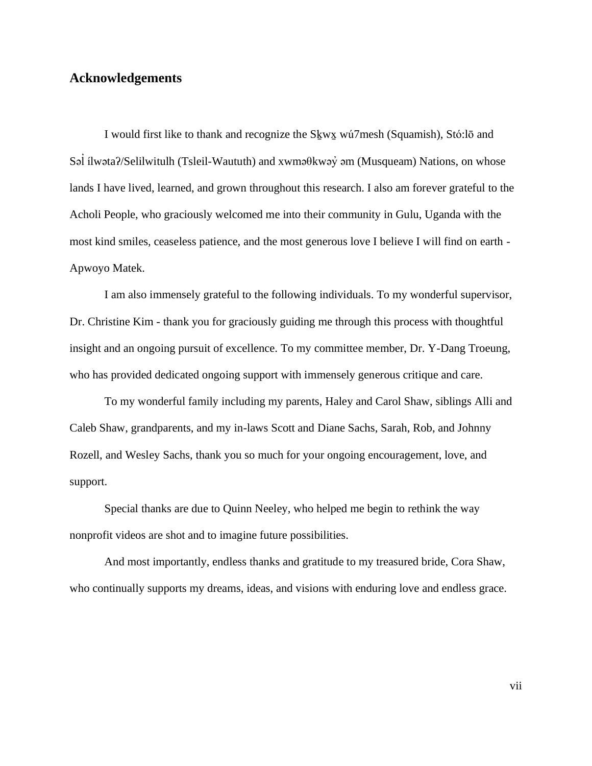## Acknowledgements

I would first like to thank and recognize the Sḵwx̱ wú7mesh (Squamish), Stó:lō and Səl̓ ílwətaʔ/Selilwitulh (Tsleil-Waututh) and xwməθkwəy̓ əm (Musqueam) Nations, on whose lands I have lived, learned, and grown throughout this research. I also am forever grateful to the Acholi People, who graciously welcomed me into their community in Gulu, Uganda with the most kind smiles, ceaseless patience, and the most generous love I believe I will find on earth - Apwoyo Matek.

I am also immensely grateful to the following individuals. To my wonderful supervisor, Dr. Christine Kim - thank you for graciously guiding me through this process with thoughtful insight and an ongoing pursuit of excellence. To my committee member, Dr. Y-Dang Troeung, who has provided dedicated ongoing support with immensely generous critique and care.

To my wonderful family including my parents, Haley and Carol Shaw, siblings Alli and Caleb Shaw, grandparents, and my in-laws Scott and Diane Sachs, Sarah, Rob, and Johnny Rozell, and Wesley Sachs, thank you so much for your ongoing encouragement, love, and support.

Special thanks are due to Quinn Neeley, who helped me begin to rethink the way nonprofit videos are shot and to imagine future possibilities.

And most importantly, endless thanks and gratitude to my treasured bride, Cora Shaw, who continually supports my dreams, ideas, and visions with enduring love and endless grace.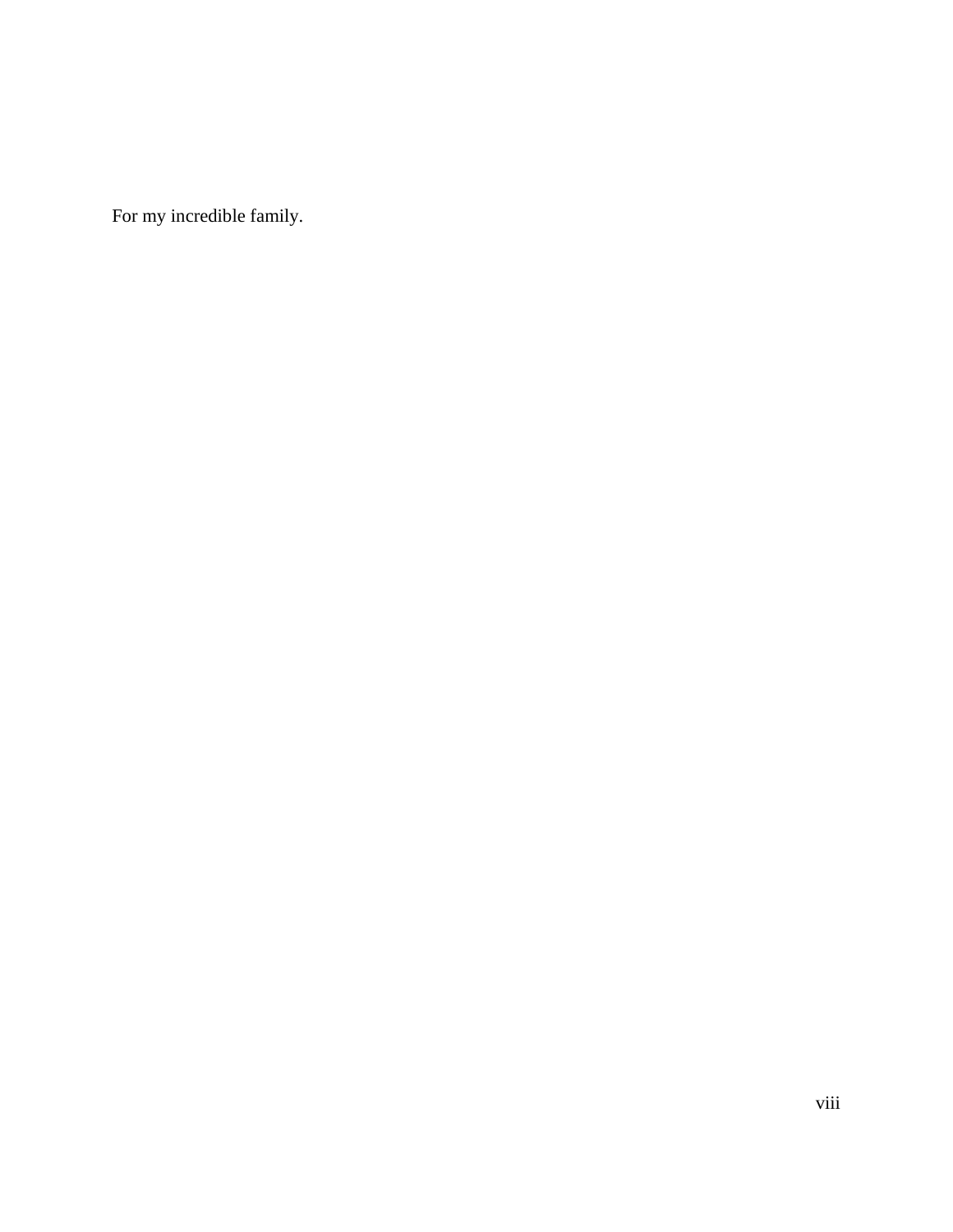For my incredible family.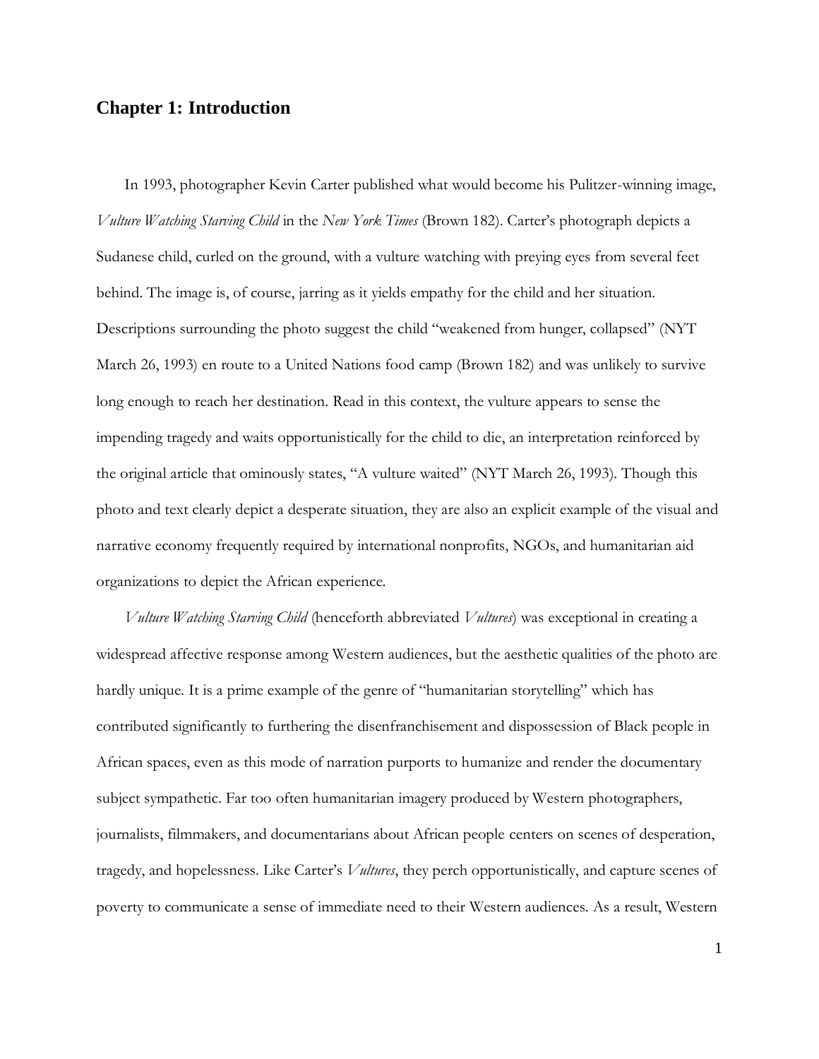## Chapter 1: Introduction

In 1993, photographer Kevin Carter published what would become his Pulitzer-winning image, *Vulture Watching Starving Child* in the *New York Times* (Brown 182). Carter's photograph depicts a Sudanese child, curled on the ground, with a vulture watching with preying eyes from several feet behind. The image is, of course, jarring as it yields empathy for the child and her situation. Descriptions surrounding the photo suggest the child "weakened from hunger, collapsed" (NYT March 26, 1993) en route to a United Nations food camp (Brown 182) and was unlikely to survive long enough to reach her destination. Read in this context, the vulture appears to sense the impending tragedy and waits opportunistically for the child to die, an interpretation reinforced by the original article that ominously states, "A vulture waited" (NYT March 26, 1993). Though this photo and text clearly depict a desperate situation, they are also an explicit example of the visual and narrative economy frequently required by international nonprofits, NGOs, and humanitarian aid organizations to depict the African experience.

*Vulture Watching Starving Child* (henceforth abbreviated *Vultures*) was exceptional in creating a widespread affective response among Western audiences, but the aesthetic qualities of the photo are hardly unique. It is a prime example of the genre of "humanitarian storytelling" which has contributed significantly to furthering the disenfranchisement and dispossession of Black people in African spaces, even as this mode of narration purports to humanize and render the documentary subject sympathetic. Far too often humanitarian imagery produced by Western photographers, journalists, filmmakers, and documentarians about African people centers on scenes of desperation, tragedy, and hopelessness. Like Carter's *Vultures*, they perch opportunistically, and capture scenes of poverty to communicate a sense of immediate need to their Western audiences. As a result, Western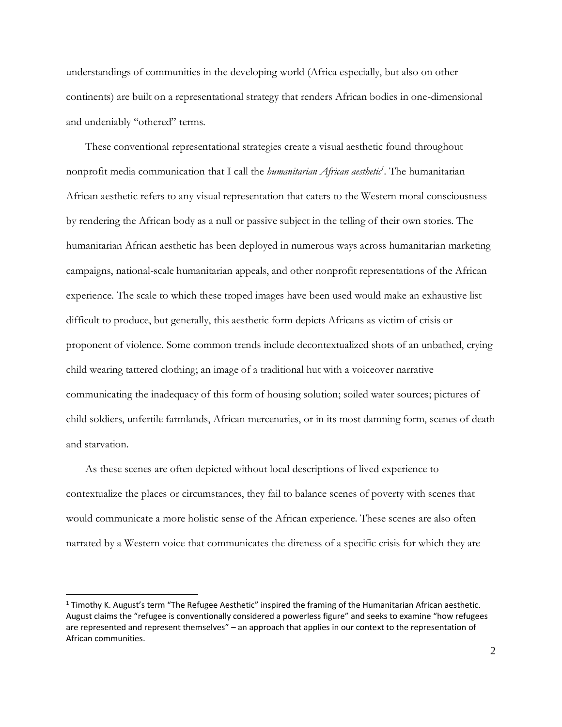understandings of communities in the developing world (Africa especially, but also on other continents) are built on a representational strategy that renders African bodies in one-dimensional and undeniably "othered" terms.

These conventional representational strategies create a visual aesthetic found throughout nonprofit media communication that I call the *humanitarian African aesthetic*[1]. The humanitarian African aesthetic refers to any visual representation that caters to the Western moral consciousness by rendering the African body as a null or passive subject in the telling of their own stories. The humanitarian African aesthetic has been deployed in numerous ways across humanitarian marketing campaigns, national-scale humanitarian appeals, and other nonprofit representations of the African experience. The scale to which these troped images have been used would make an exhaustive list difficult to produce, but generally, this aesthetic form depicts Africans as victim of crisis or proponent of violence. Some common trends include decontextualized shots of an unbathed, crying child wearing tattered clothing; an image of a traditional hut with a voiceover narrative communicating the inadequacy of this form of housing solution; soiled water sources; pictures of child soldiers, unfertile farmlands, African mercenaries, or in its most damning form, scenes of death and starvation.

As these scenes are often depicted without local descriptions of lived experience to contextualize the places or circumstances, they fail to balance scenes of poverty with scenes that would communicate a more holistic sense of the African experience. These scenes are also often narrated by a Western voice that communicates the direness of a specific crisis for which they are

---

[1] Timothy K. August's term "The Refugee Aesthetic" inspired the framing of the Humanitarian African aesthetic. August claims the "refugee is conventionally considered a powerless figure" and seeks to examine "how refugees are represented and represent themselves" – an approach that applies in our context to the representation of African communities.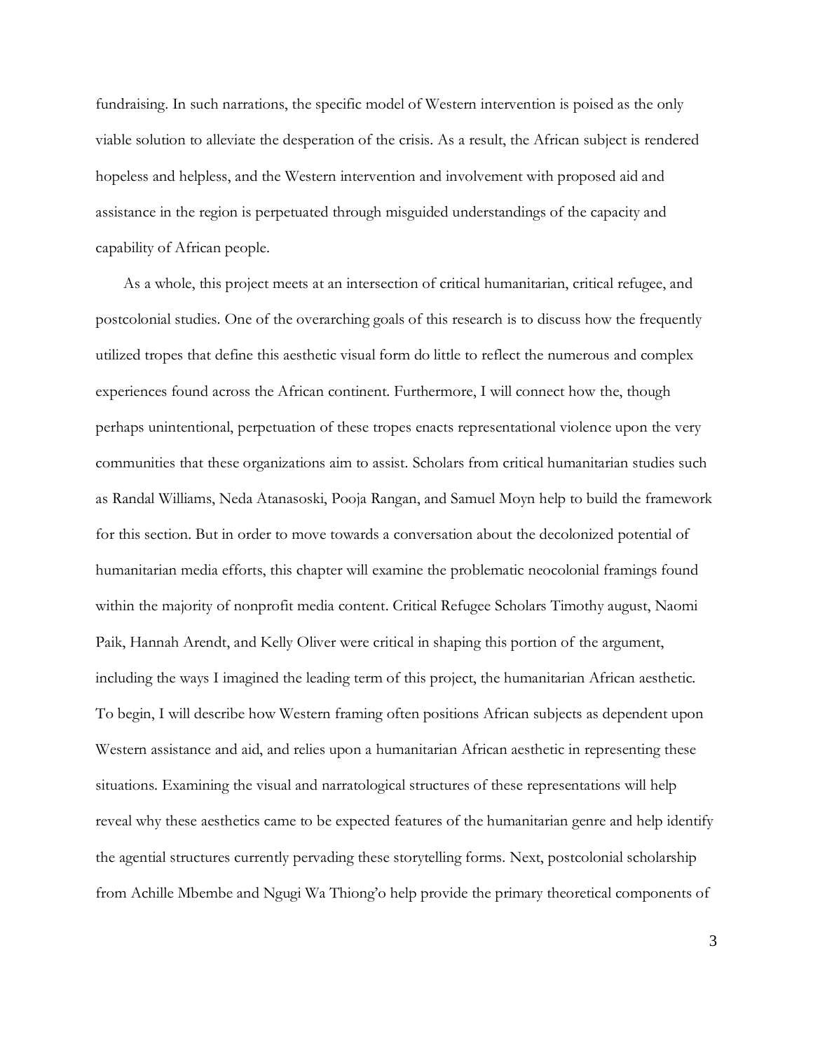fundraising. In such narrations, the specific model of Western intervention is poised as the only viable solution to alleviate the desperation of the crisis. As a result, the African subject is rendered hopeless and helpless, and the Western intervention and involvement with proposed aid and assistance in the region is perpetuated through misguided understandings of the capacity and capability of African people.

As a whole, this project meets at an intersection of critical humanitarian, critical refugee, and postcolonial studies. One of the overarching goals of this research is to discuss how the frequently utilized tropes that define this aesthetic visual form do little to reflect the numerous and complex experiences found across the African continent. Furthermore, I will connect how the, though perhaps unintentional, perpetuation of these tropes enacts representational violence upon the very communities that these organizations aim to assist. Scholars from critical humanitarian studies such as Randal Williams, Neda Atanasoski, Pooja Rangan, and Samuel Moyn help to build the framework for this section. But in order to move towards a conversation about the decolonized potential of humanitarian media efforts, this chapter will examine the problematic neocolonial framings found within the majority of nonprofit media content. Critical Refugee Scholars Timothy august, Naomi Paik, Hannah Arendt, and Kelly Oliver were critical in shaping this portion of the argument, including the ways I imagined the leading term of this project, the humanitarian African aesthetic. To begin, I will describe how Western framing often positions African subjects as dependent upon Western assistance and aid, and relies upon a humanitarian African aesthetic in representing these situations. Examining the visual and narratological structures of these representations will help reveal why these aesthetics came to be expected features of the humanitarian genre and help identify the agential structures currently pervading these storytelling forms. Next, postcolonial scholarship from Achille Mbembe and Ngugi Wa Thiong'o help provide the primary theoretical components of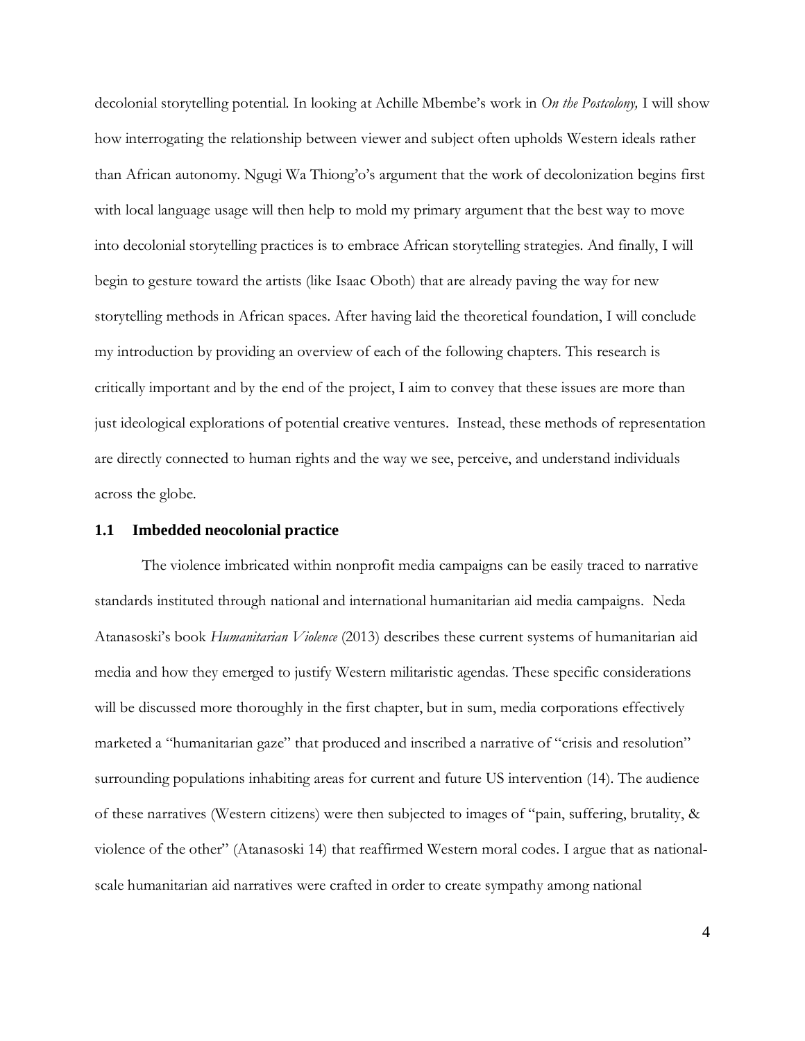decolonial storytelling potential. In looking at Achille Mbembe's work in *On the Postcolony,* I will show how interrogating the relationship between viewer and subject often upholds Western ideals rather than African autonomy. Ngugi Wa Thiong'o's argument that the work of decolonization begins first with local language usage will then help to mold my primary argument that the best way to move into decolonial storytelling practices is to embrace African storytelling strategies. And finally, I will begin to gesture toward the artists (like Isaac Oboth) that are already paving the way for new storytelling methods in African spaces. After having laid the theoretical foundation, I will conclude my introduction by providing an overview of each of the following chapters. This research is critically important and by the end of the project, I aim to convey that these issues are more than just ideological explorations of potential creative ventures. Instead, these methods of representation are directly connected to human rights and the way we see, perceive, and understand individuals across the globe.

## 1.1 Imbedded neocolonial practice

The violence imbricated within nonprofit media campaigns can be easily traced to narrative standards instituted through national and international humanitarian aid media campaigns. Neda Atanasoski's book *Humanitarian Violence* (2013) describes these current systems of humanitarian aid media and how they emerged to justify Western militaristic agendas. These specific considerations will be discussed more thoroughly in the first chapter, but in sum, media corporations effectively marketed a "humanitarian gaze" that produced and inscribed a narrative of "crisis and resolution" surrounding populations inhabiting areas for current and future US intervention (14). The audience of these narratives (Western citizens) were then subjected to images of "pain, suffering, brutality, & violence of the other" (Atanasoski 14) that reaffirmed Western moral codes. I argue that as national-scale humanitarian aid narratives were crafted in order to create sympathy among national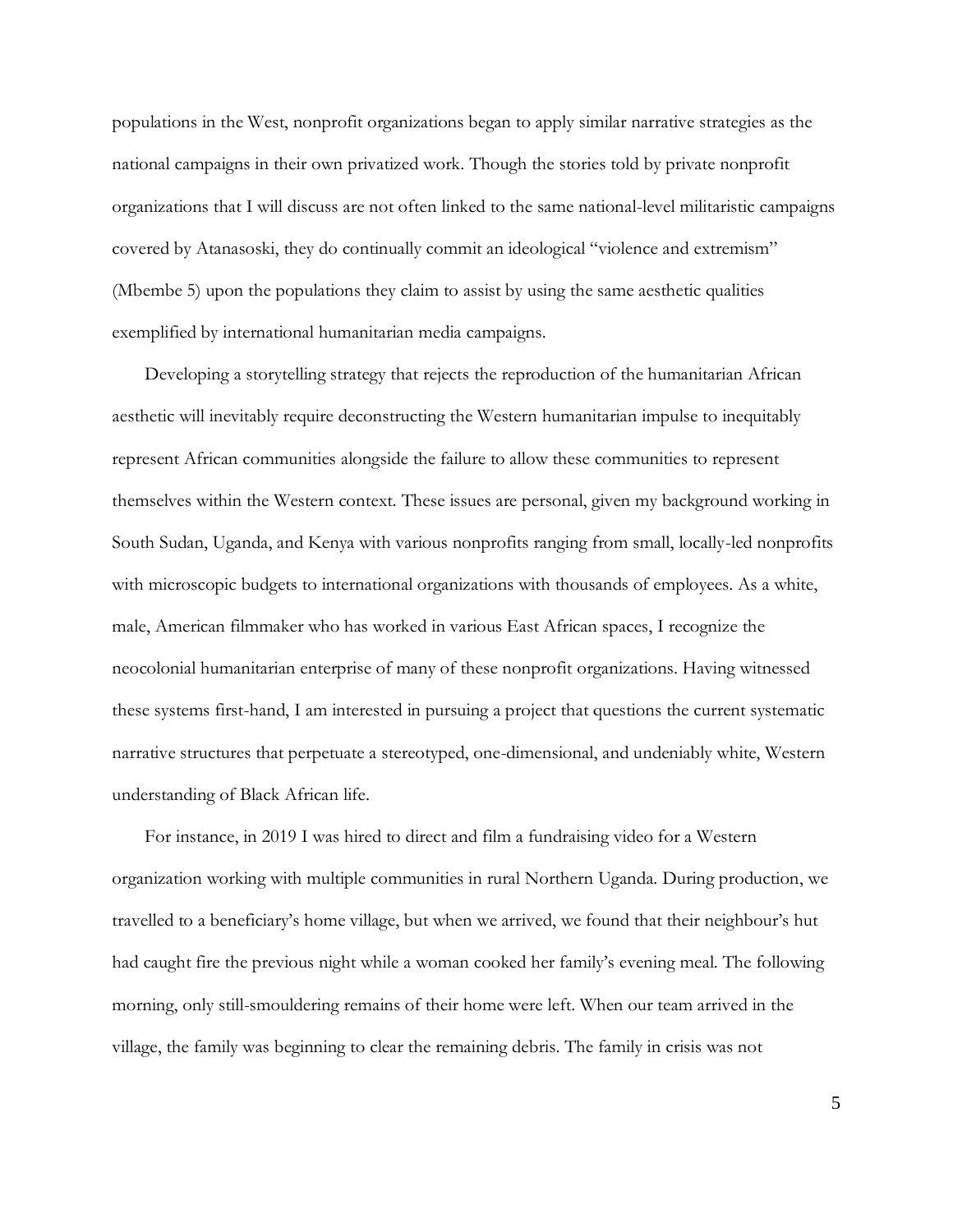populations in the West, nonprofit organizations began to apply similar narrative strategies as the national campaigns in their own privatized work. Though the stories told by private nonprofit organizations that I will discuss are not often linked to the same national-level militaristic campaigns covered by Atanasoski, they do continually commit an ideological "violence and extremism" (Mbembe 5) upon the populations they claim to assist by using the same aesthetic qualities exemplified by international humanitarian media campaigns.

Developing a storytelling strategy that rejects the reproduction of the humanitarian African aesthetic will inevitably require deconstructing the Western humanitarian impulse to inequitably represent African communities alongside the failure to allow these communities to represent themselves within the Western context. These issues are personal, given my background working in South Sudan, Uganda, and Kenya with various nonprofits ranging from small, locally-led nonprofits with microscopic budgets to international organizations with thousands of employees. As a white, male, American filmmaker who has worked in various East African spaces, I recognize the neocolonial humanitarian enterprise of many of these nonprofit organizations. Having witnessed these systems first-hand, I am interested in pursuing a project that questions the current systematic narrative structures that perpetuate a stereotyped, one-dimensional, and undeniably white, Western understanding of Black African life.

For instance, in 2019 I was hired to direct and film a fundraising video for a Western organization working with multiple communities in rural Northern Uganda. During production, we travelled to a beneficiary's home village, but when we arrived, we found that their neighbour's hut had caught fire the previous night while a woman cooked her family's evening meal. The following morning, only still-smouldering remains of their home were left. When our team arrived in the village, the family was beginning to clear the remaining debris. The family in crisis was not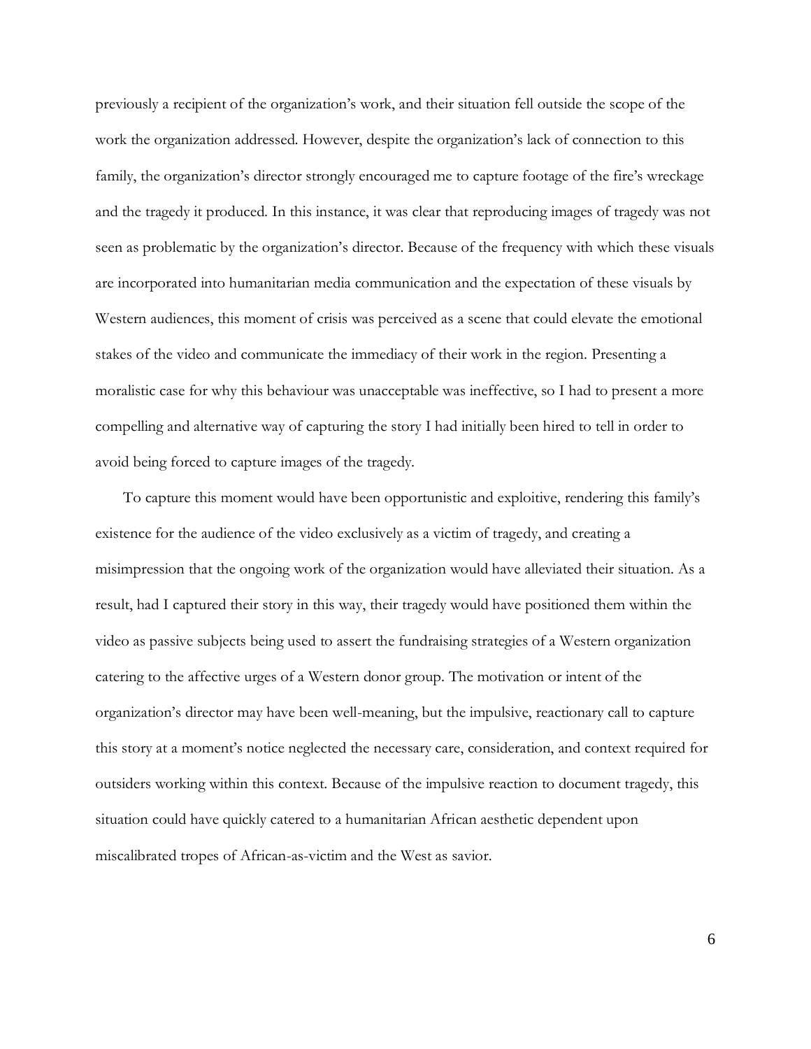previously a recipient of the organization's work, and their situation fell outside the scope of the work the organization addressed. However, despite the organization's lack of connection to this family, the organization's director strongly encouraged me to capture footage of the fire's wreckage and the tragedy it produced. In this instance, it was clear that reproducing images of tragedy was not seen as problematic by the organization's director. Because of the frequency with which these visuals are incorporated into humanitarian media communication and the expectation of these visuals by Western audiences, this moment of crisis was perceived as a scene that could elevate the emotional stakes of the video and communicate the immediacy of their work in the region. Presenting a moralistic case for why this behaviour was unacceptable was ineffective, so I had to present a more compelling and alternative way of capturing the story I had initially been hired to tell in order to avoid being forced to capture images of the tragedy.

To capture this moment would have been opportunistic and exploitive, rendering this family's existence for the audience of the video exclusively as a victim of tragedy, and creating a misimpression that the ongoing work of the organization would have alleviated their situation. As a result, had I captured their story in this way, their tragedy would have positioned them within the video as passive subjects being used to assert the fundraising strategies of a Western organization catering to the affective urges of a Western donor group. The motivation or intent of the organization's director may have been well-meaning, but the impulsive, reactionary call to capture this story at a moment's notice neglected the necessary care, consideration, and context required for outsiders working within this context. Because of the impulsive reaction to document tragedy, this situation could have quickly catered to a humanitarian African aesthetic dependent upon miscalibrated tropes of African-as-victim and the West as savior.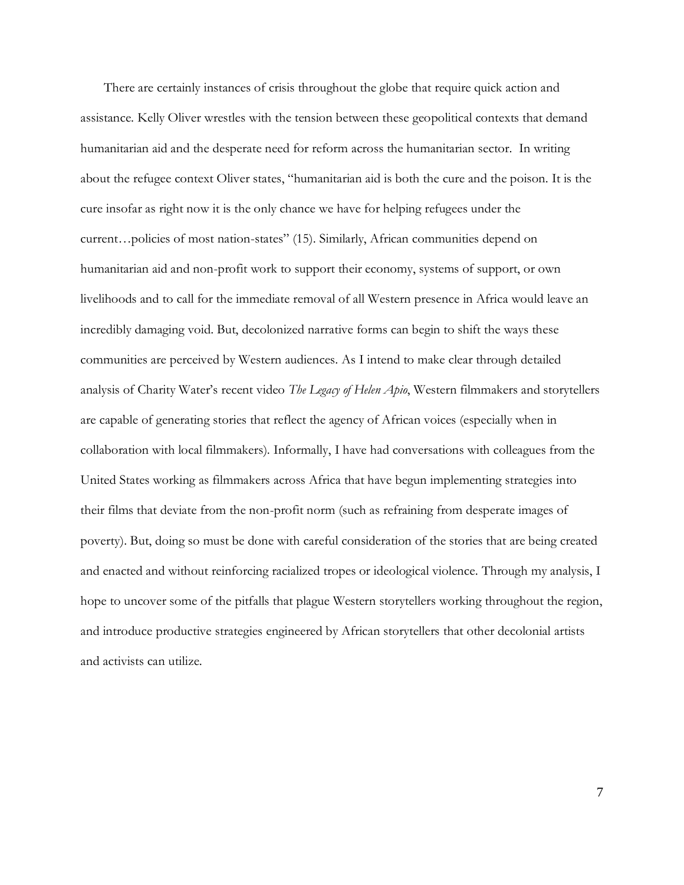There are certainly instances of crisis throughout the globe that require quick action and assistance. Kelly Oliver wrestles with the tension between these geopolitical contexts that demand humanitarian aid and the desperate need for reform across the humanitarian sector. In writing about the refugee context Oliver states, "humanitarian aid is both the cure and the poison. It is the cure insofar as right now it is the only chance we have for helping refugees under the current…policies of most nation-states" (15). Similarly, African communities depend on humanitarian aid and non-profit work to support their economy, systems of support, or own livelihoods and to call for the immediate removal of all Western presence in Africa would leave an incredibly damaging void. But, decolonized narrative forms can begin to shift the ways these communities are perceived by Western audiences. As I intend to make clear through detailed analysis of Charity Water's recent video *The Legacy of Helen Apio*, Western filmmakers and storytellers are capable of generating stories that reflect the agency of African voices (especially when in collaboration with local filmmakers). Informally, I have had conversations with colleagues from the United States working as filmmakers across Africa that have begun implementing strategies into their films that deviate from the non-profit norm (such as refraining from desperate images of poverty). But, doing so must be done with careful consideration of the stories that are being created and enacted and without reinforcing racialized tropes or ideological violence. Through my analysis, I hope to uncover some of the pitfalls that plague Western storytellers working throughout the region, and introduce productive strategies engineered by African storytellers that other decolonial artists and activists can utilize.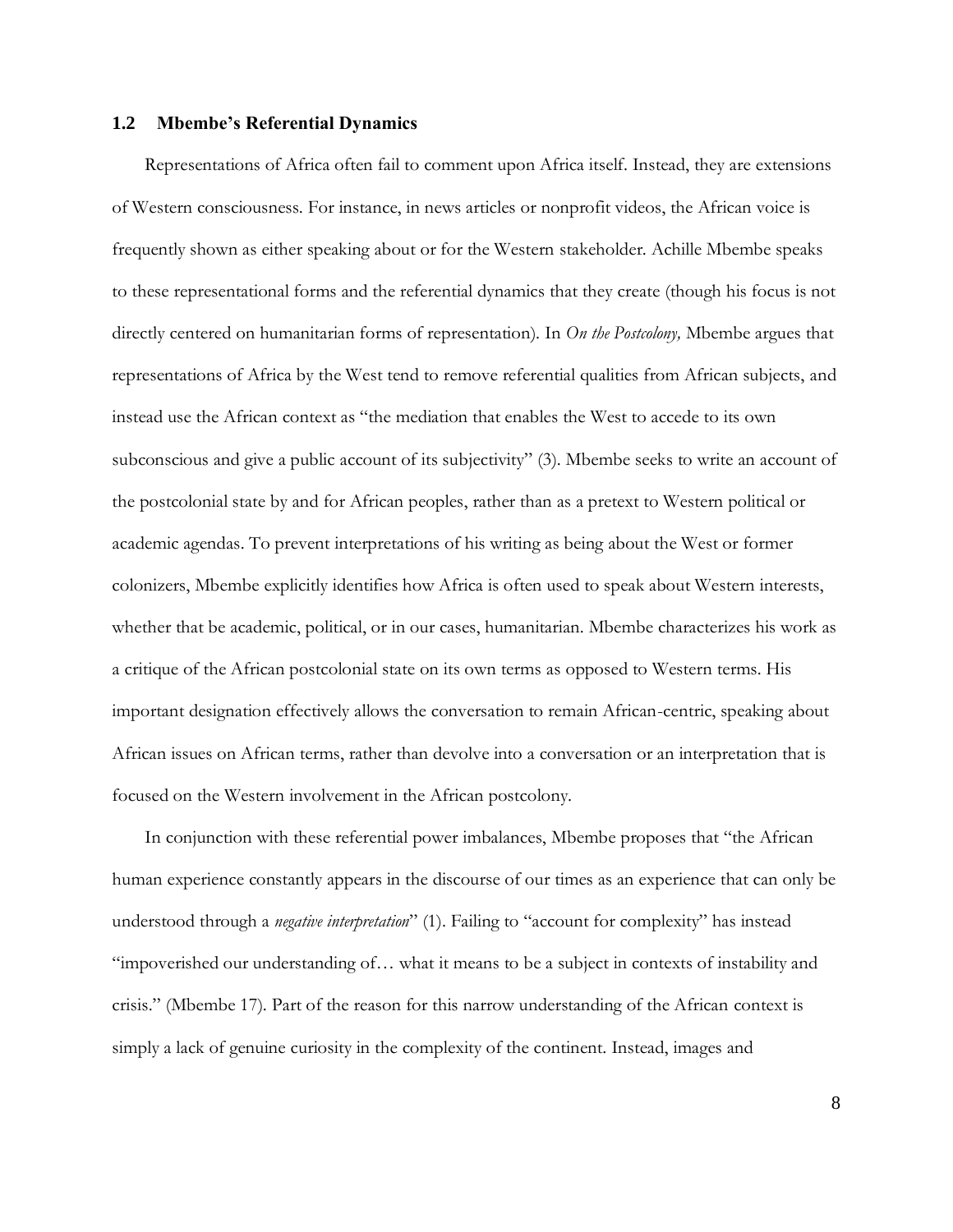### 1.2 Mbembe's Referential Dynamics

Representations of Africa often fail to comment upon Africa itself. Instead, they are extensions of Western consciousness. For instance, in news articles or nonprofit videos, the African voice is frequently shown as either speaking about or for the Western stakeholder. Achille Mbembe speaks to these representational forms and the referential dynamics that they create (though his focus is not directly centered on humanitarian forms of representation). In *On the Postcolony,* Mbembe argues that representations of Africa by the West tend to remove referential qualities from African subjects, and instead use the African context as "the mediation that enables the West to accede to its own subconscious and give a public account of its subjectivity" (3). Mbembe seeks to write an account of the postcolonial state by and for African peoples, rather than as a pretext to Western political or academic agendas. To prevent interpretations of his writing as being about the West or former colonizers, Mbembe explicitly identifies how Africa is often used to speak about Western interests, whether that be academic, political, or in our cases, humanitarian. Mbembe characterizes his work as a critique of the African postcolonial state on its own terms as opposed to Western terms. His important designation effectively allows the conversation to remain African-centric, speaking about African issues on African terms, rather than devolve into a conversation or an interpretation that is focused on the Western involvement in the African postcolony.

In conjunction with these referential power imbalances, Mbembe proposes that "the African human experience constantly appears in the discourse of our times as an experience that can only be understood through a *negative interpretation*" (1). Failing to "account for complexity" has instead "impoverished our understanding of… what it means to be a subject in contexts of instability and crisis." (Mbembe 17). Part of the reason for this narrow understanding of the African context is simply a lack of genuine curiosity in the complexity of the continent. Instead, images and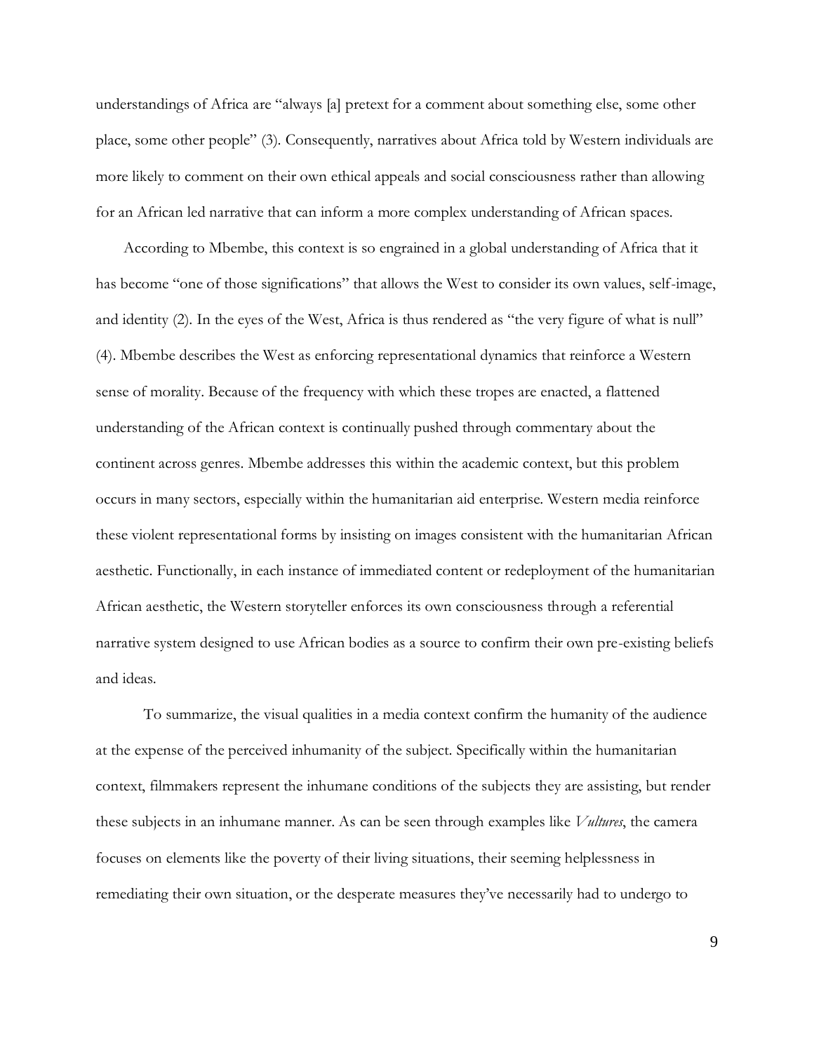understandings of Africa are "always [a] pretext for a comment about something else, some other place, some other people" (3). Consequently, narratives about Africa told by Western individuals are more likely to comment on their own ethical appeals and social consciousness rather than allowing for an African led narrative that can inform a more complex understanding of African spaces.

According to Mbembe, this context is so engrained in a global understanding of Africa that it has become "one of those significations" that allows the West to consider its own values, self-image, and identity (2). In the eyes of the West, Africa is thus rendered as "the very figure of what is null" (4). Mbembe describes the West as enforcing representational dynamics that reinforce a Western sense of morality. Because of the frequency with which these tropes are enacted, a flattened understanding of the African context is continually pushed through commentary about the continent across genres. Mbembe addresses this within the academic context, but this problem occurs in many sectors, especially within the humanitarian aid enterprise. Western media reinforce these violent representational forms by insisting on images consistent with the humanitarian African aesthetic. Functionally, in each instance of immediated content or redeployment of the humanitarian African aesthetic, the Western storyteller enforces its own consciousness through a referential narrative system designed to use African bodies as a source to confirm their own pre-existing beliefs and ideas.

To summarize, the visual qualities in a media context confirm the humanity of the audience at the expense of the perceived inhumanity of the subject. Specifically within the humanitarian context, filmmakers represent the inhumane conditions of the subjects they are assisting, but render these subjects in an inhumane manner. As can be seen through examples like *Vultures*, the camera focuses on elements like the poverty of their living situations, their seeming helplessness in remediating their own situation, or the desperate measures they've necessarily had to undergo to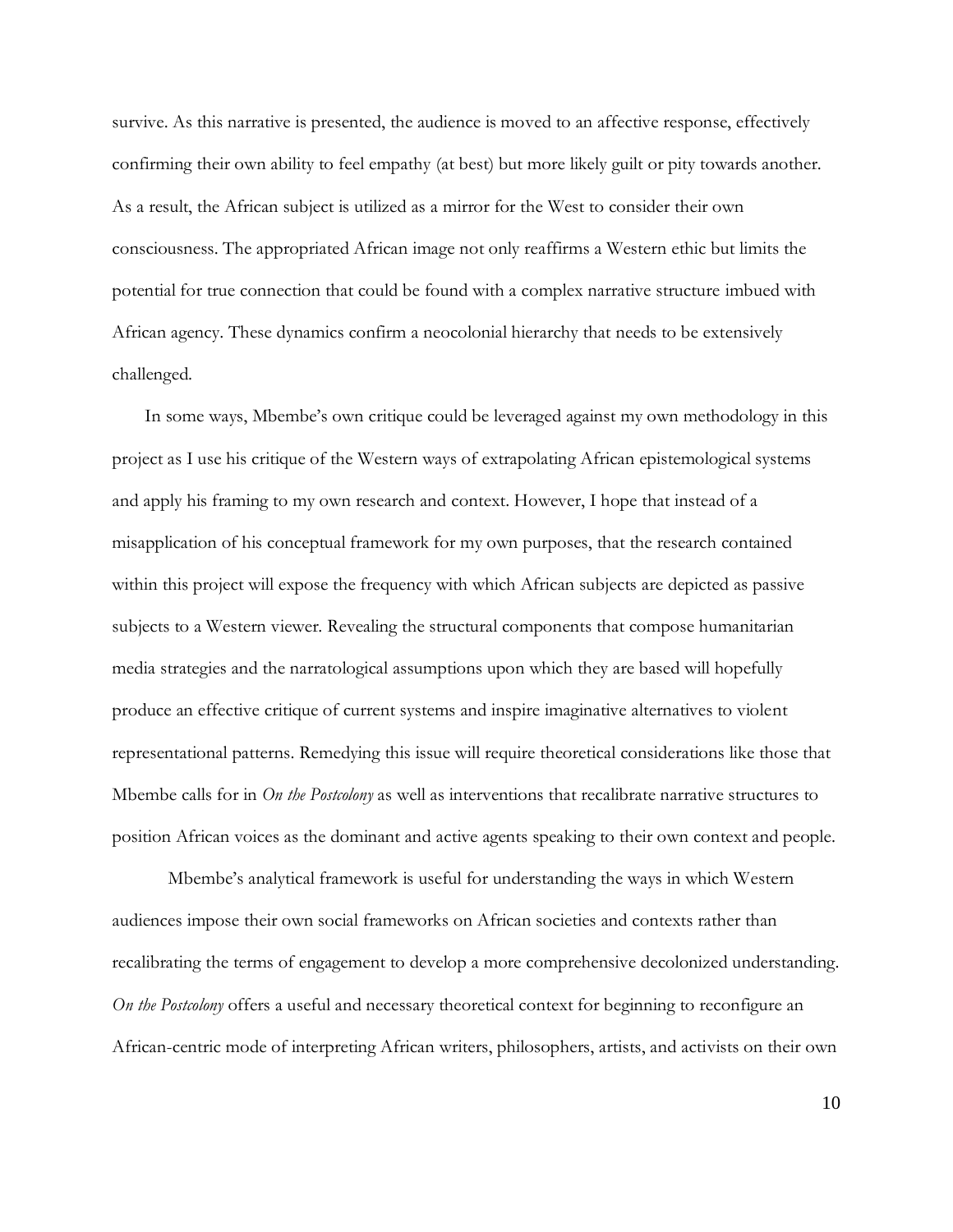survive. As this narrative is presented, the audience is moved to an affective response, effectively confirming their own ability to feel empathy (at best) but more likely guilt or pity towards another. As a result, the African subject is utilized as a mirror for the West to consider their own consciousness. The appropriated African image not only reaffirms a Western ethic but limits the potential for true connection that could be found with a complex narrative structure imbued with African agency. These dynamics confirm a neocolonial hierarchy that needs to be extensively challenged.

In some ways, Mbembe's own critique could be leveraged against my own methodology in this project as I use his critique of the Western ways of extrapolating African epistemological systems and apply his framing to my own research and context. However, I hope that instead of a misapplication of his conceptual framework for my own purposes, that the research contained within this project will expose the frequency with which African subjects are depicted as passive subjects to a Western viewer. Revealing the structural components that compose humanitarian media strategies and the narratological assumptions upon which they are based will hopefully produce an effective critique of current systems and inspire imaginative alternatives to violent representational patterns. Remedying this issue will require theoretical considerations like those that Mbembe calls for in *On the Postcolony* as well as interventions that recalibrate narrative structures to position African voices as the dominant and active agents speaking to their own context and people.

Mbembe's analytical framework is useful for understanding the ways in which Western audiences impose their own social frameworks on African societies and contexts rather than recalibrating the terms of engagement to develop a more comprehensive decolonized understanding. *On the Postcolony* offers a useful and necessary theoretical context for beginning to reconfigure an African-centric mode of interpreting African writers, philosophers, artists, and activists on their own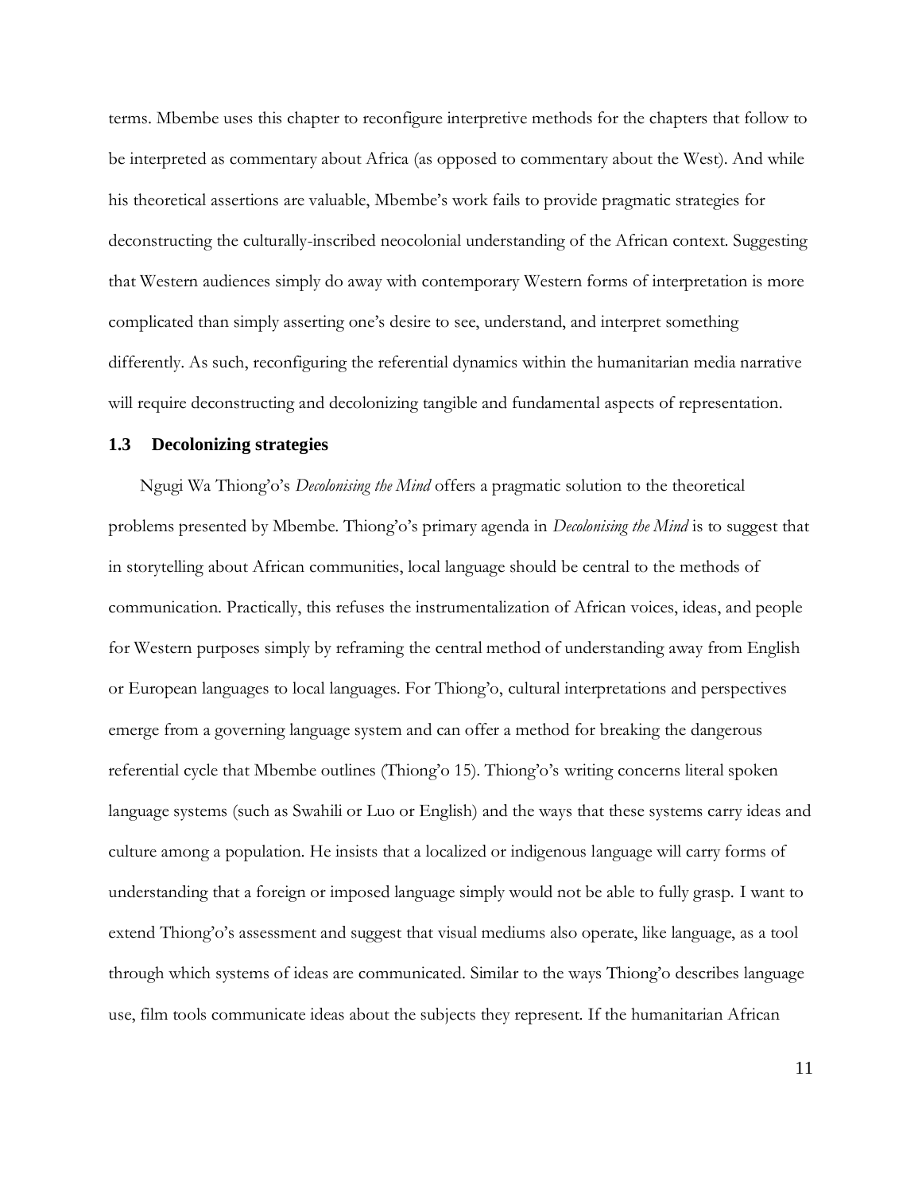terms. Mbembe uses this chapter to reconfigure interpretive methods for the chapters that follow to be interpreted as commentary about Africa (as opposed to commentary about the West). And while his theoretical assertions are valuable, Mbembe's work fails to provide pragmatic strategies for deconstructing the culturally-inscribed neocolonial understanding of the African context. Suggesting that Western audiences simply do away with contemporary Western forms of interpretation is more complicated than simply asserting one's desire to see, understand, and interpret something differently. As such, reconfiguring the referential dynamics within the humanitarian media narrative will require deconstructing and decolonizing tangible and fundamental aspects of representation.

### 1.3 Decolonizing strategies

Ngugi Wa Thiong'o's *Decolonising the Mind* offers a pragmatic solution to the theoretical problems presented by Mbembe. Thiong'o's primary agenda in *Decolonising the Mind* is to suggest that in storytelling about African communities, local language should be central to the methods of communication. Practically, this refuses the instrumentalization of African voices, ideas, and people for Western purposes simply by reframing the central method of understanding away from English or European languages to local languages. For Thiong'o, cultural interpretations and perspectives emerge from a governing language system and can offer a method for breaking the dangerous referential cycle that Mbembe outlines (Thiong'o 15). Thiong'o's writing concerns literal spoken language systems (such as Swahili or Luo or English) and the ways that these systems carry ideas and culture among a population. He insists that a localized or indigenous language will carry forms of understanding that a foreign or imposed language simply would not be able to fully grasp. I want to extend Thiong'o's assessment and suggest that visual mediums also operate, like language, as a tool through which systems of ideas are communicated. Similar to the ways Thiong'o describes language use, film tools communicate ideas about the subjects they represent. If the humanitarian African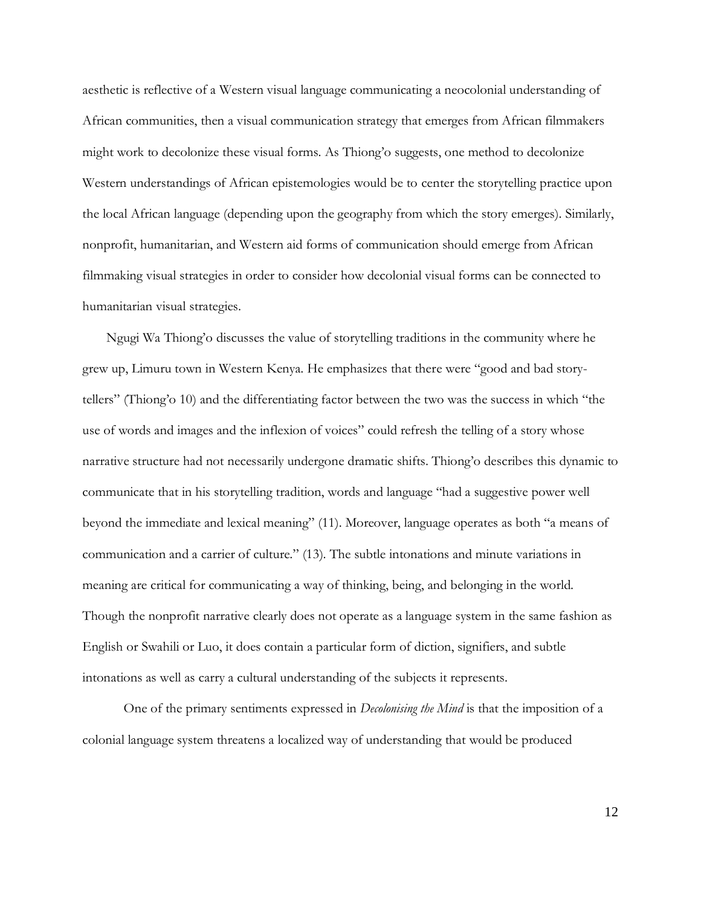aesthetic is reflective of a Western visual language communicating a neocolonial understanding of African communities, then a visual communication strategy that emerges from African filmmakers might work to decolonize these visual forms. As Thiong'o suggests, one method to decolonize Western understandings of African epistemologies would be to center the storytelling practice upon the local African language (depending upon the geography from which the story emerges). Similarly, nonprofit, humanitarian, and Western aid forms of communication should emerge from African filmmaking visual strategies in order to consider how decolonial visual forms can be connected to humanitarian visual strategies.

Ngugi Wa Thiong'o discusses the value of storytelling traditions in the community where he grew up, Limuru town in Western Kenya. He emphasizes that there were "good and bad story-tellers" (Thiong'o 10) and the differentiating factor between the two was the success in which "the use of words and images and the inflexion of voices" could refresh the telling of a story whose narrative structure had not necessarily undergone dramatic shifts. Thiong'o describes this dynamic to communicate that in his storytelling tradition, words and language "had a suggestive power well beyond the immediate and lexical meaning" (11). Moreover, language operates as both "a means of communication and a carrier of culture." (13). The subtle intonations and minute variations in meaning are critical for communicating a way of thinking, being, and belonging in the world. Though the nonprofit narrative clearly does not operate as a language system in the same fashion as English or Swahili or Luo, it does contain a particular form of diction, signifiers, and subtle intonations as well as carry a cultural understanding of the subjects it represents.

One of the primary sentiments expressed in *Decolonising the Mind* is that the imposition of a colonial language system threatens a localized way of understanding that would be produced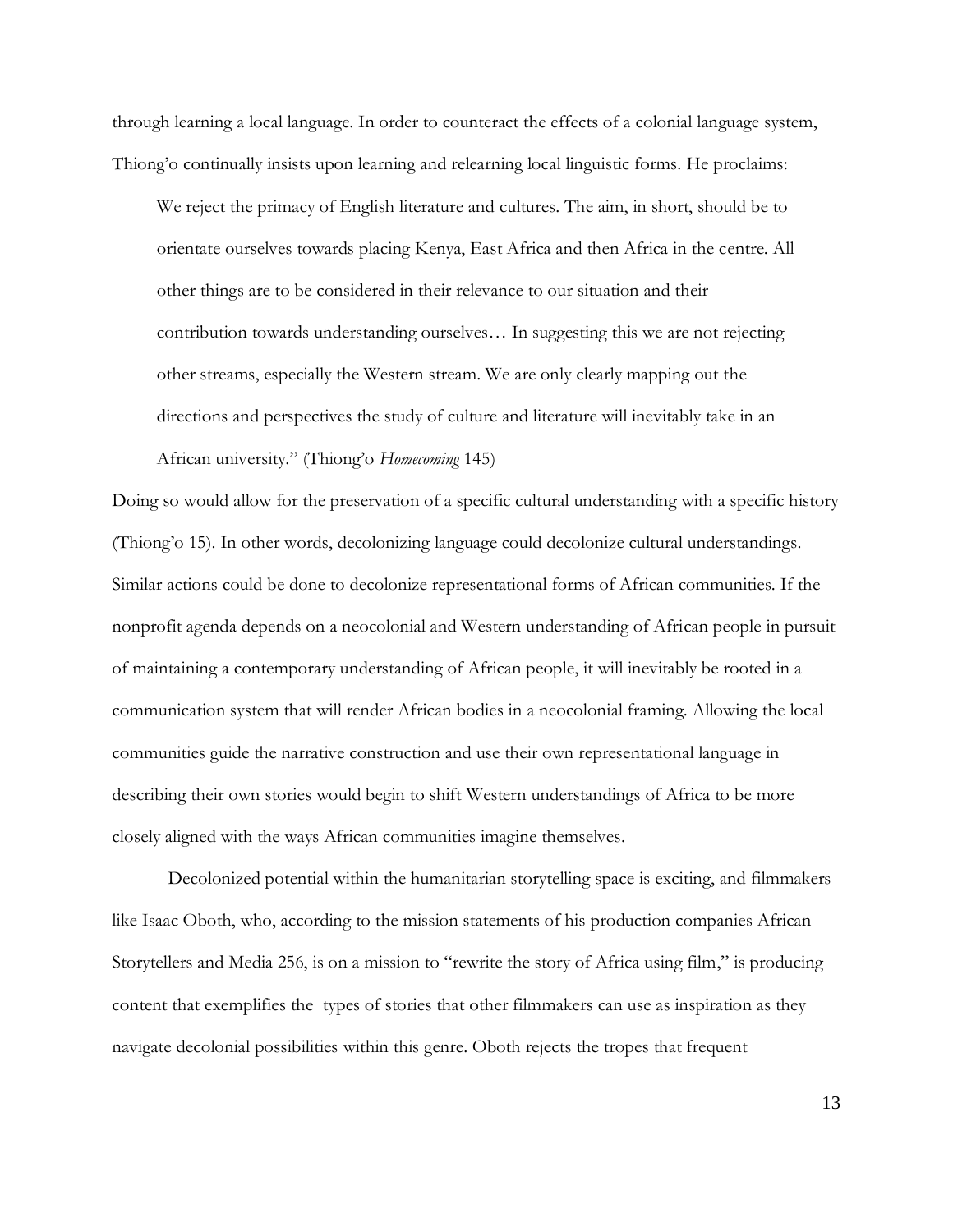through learning a local language. In order to counteract the effects of a colonial language system, Thiong'o continually insists upon learning and relearning local linguistic forms. He proclaims:

> We reject the primacy of English literature and cultures. The aim, in short, should be to orientate ourselves towards placing Kenya, East Africa and then Africa in the centre. All other things are to be considered in their relevance to our situation and their contribution towards understanding ourselves… In suggesting this we are not rejecting other streams, especially the Western stream. We are only clearly mapping out the directions and perspectives the study of culture and literature will inevitably take in an African university." (Thiong'o *Homecoming* 145)

Doing so would allow for the preservation of a specific cultural understanding with a specific history (Thiong'o 15). In other words, decolonizing language could decolonize cultural understandings. Similar actions could be done to decolonize representational forms of African communities. If the nonprofit agenda depends on a neocolonial and Western understanding of African people in pursuit of maintaining a contemporary understanding of African people, it will inevitably be rooted in a communication system that will render African bodies in a neocolonial framing. Allowing the local communities guide the narrative construction and use their own representational language in describing their own stories would begin to shift Western understandings of Africa to be more closely aligned with the ways African communities imagine themselves.

Decolonized potential within the humanitarian storytelling space is exciting, and filmmakers like Isaac Oboth, who, according to the mission statements of his production companies African Storytellers and Media 256, is on a mission to "rewrite the story of Africa using film," is producing content that exemplifies the types of stories that other filmmakers can use as inspiration as they navigate decolonial possibilities within this genre. Oboth rejects the tropes that frequent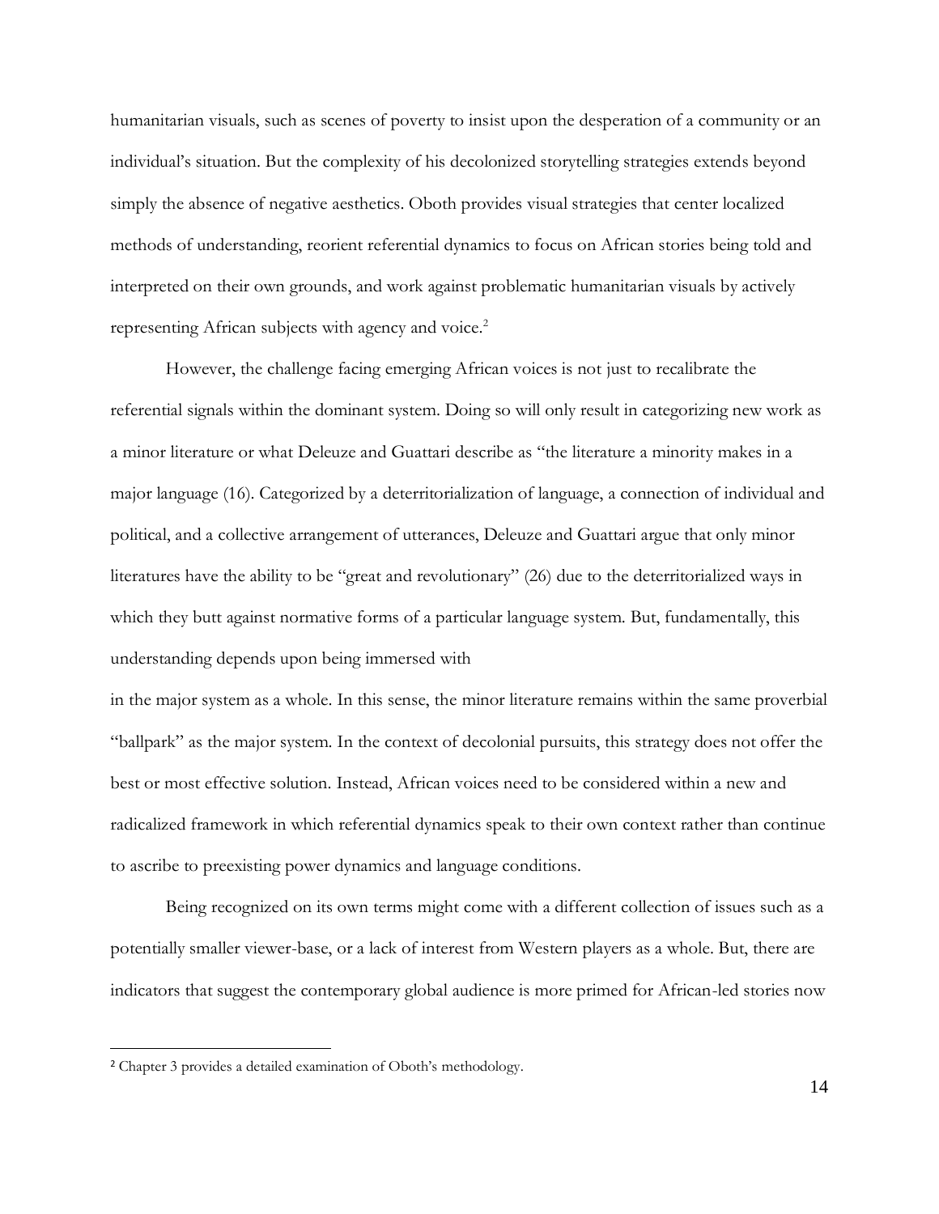humanitarian visuals, such as scenes of poverty to insist upon the desperation of a community or an individual's situation. But the complexity of his decolonized storytelling strategies extends beyond simply the absence of negative aesthetics. Oboth provides visual strategies that center localized methods of understanding, reorient referential dynamics to focus on African stories being told and interpreted on their own grounds, and work against problematic humanitarian visuals by actively representing African subjects with agency and voice.[2]

However, the challenge facing emerging African voices is not just to recalibrate the referential signals within the dominant system. Doing so will only result in categorizing new work as a minor literature or what Deleuze and Guattari describe as "the literature a minority makes in a major language (16). Categorized by a deterritorialization of language, a connection of individual and political, and a collective arrangement of utterances, Deleuze and Guattari argue that only minor literatures have the ability to be "great and revolutionary" (26) due to the deterritorialized ways in which they butt against normative forms of a particular language system. But, fundamentally, this understanding depends upon being immersed within the major system as a whole. In this sense, the minor literature remains within the same proverbial "ballpark" as the major system. In the context of decolonial pursuits, this strategy does not offer the best or most effective solution. Instead, African voices need to be considered within a new and radicalized framework in which referential dynamics speak to their own context rather than continue to ascribe to preexisting power dynamics and language conditions.

Being recognized on its own terms might come with a different collection of issues such as a potentially smaller viewer-base, or a lack of interest from Western players as a whole. But, there are indicators that suggest the contemporary global audience is more primed for African-led stories now

---

[2] Chapter 3 provides a detailed examination of Oboth's methodology.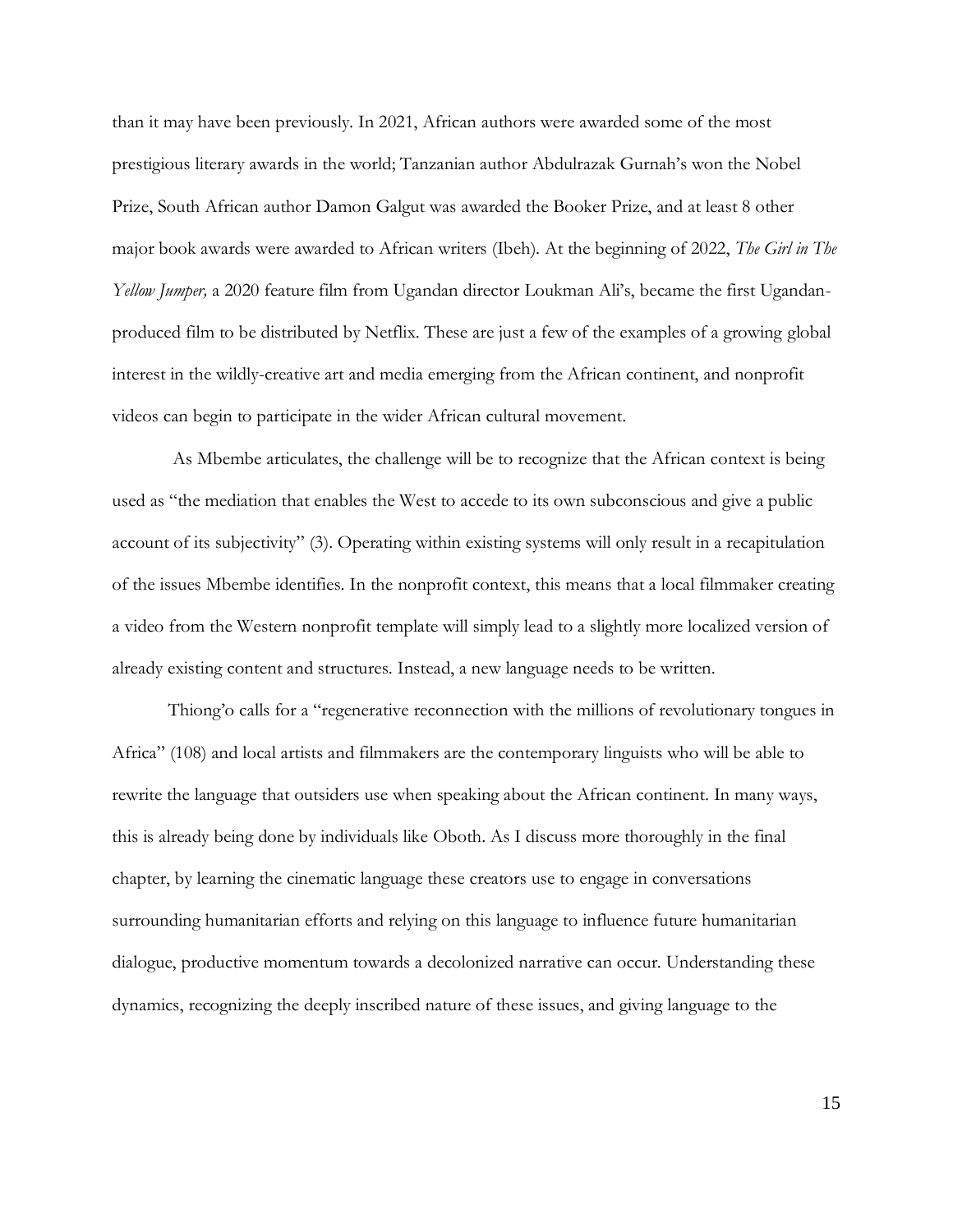than it may have been previously. In 2021, African authors were awarded some of the most prestigious literary awards in the world; Tanzanian author Abdulrazak Gurnah's won the Nobel Prize, South African author Damon Galgut was awarded the Booker Prize, and at least 8 other major book awards were awarded to African writers (Ibeh). At the beginning of 2022, *The Girl in The Yellow Jumper,* a 2020 feature film from Ugandan director Loukman Ali's, became the first Ugandan-produced film to be distributed by Netflix. These are just a few of the examples of a growing global interest in the wildly-creative art and media emerging from the African continent, and nonprofit videos can begin to participate in the wider African cultural movement.

As Mbembe articulates, the challenge will be to recognize that the African context is being used as "the mediation that enables the West to accede to its own subconscious and give a public account of its subjectivity" (3). Operating within existing systems will only result in a recapitulation of the issues Mbembe identifies. In the nonprofit context, this means that a local filmmaker creating a video from the Western nonprofit template will simply lead to a slightly more localized version of already existing content and structures. Instead, a new language needs to be written.

Thiong'o calls for a "regenerative reconnection with the millions of revolutionary tongues in Africa" (108) and local artists and filmmakers are the contemporary linguists who will be able to rewrite the language that outsiders use when speaking about the African continent. In many ways, this is already being done by individuals like Oboth. As I discuss more thoroughly in the final chapter, by learning the cinematic language these creators use to engage in conversations surrounding humanitarian efforts and relying on this language to influence future humanitarian dialogue, productive momentum towards a decolonized narrative can occur. Understanding these dynamics, recognizing the deeply inscribed nature of these issues, and giving language to the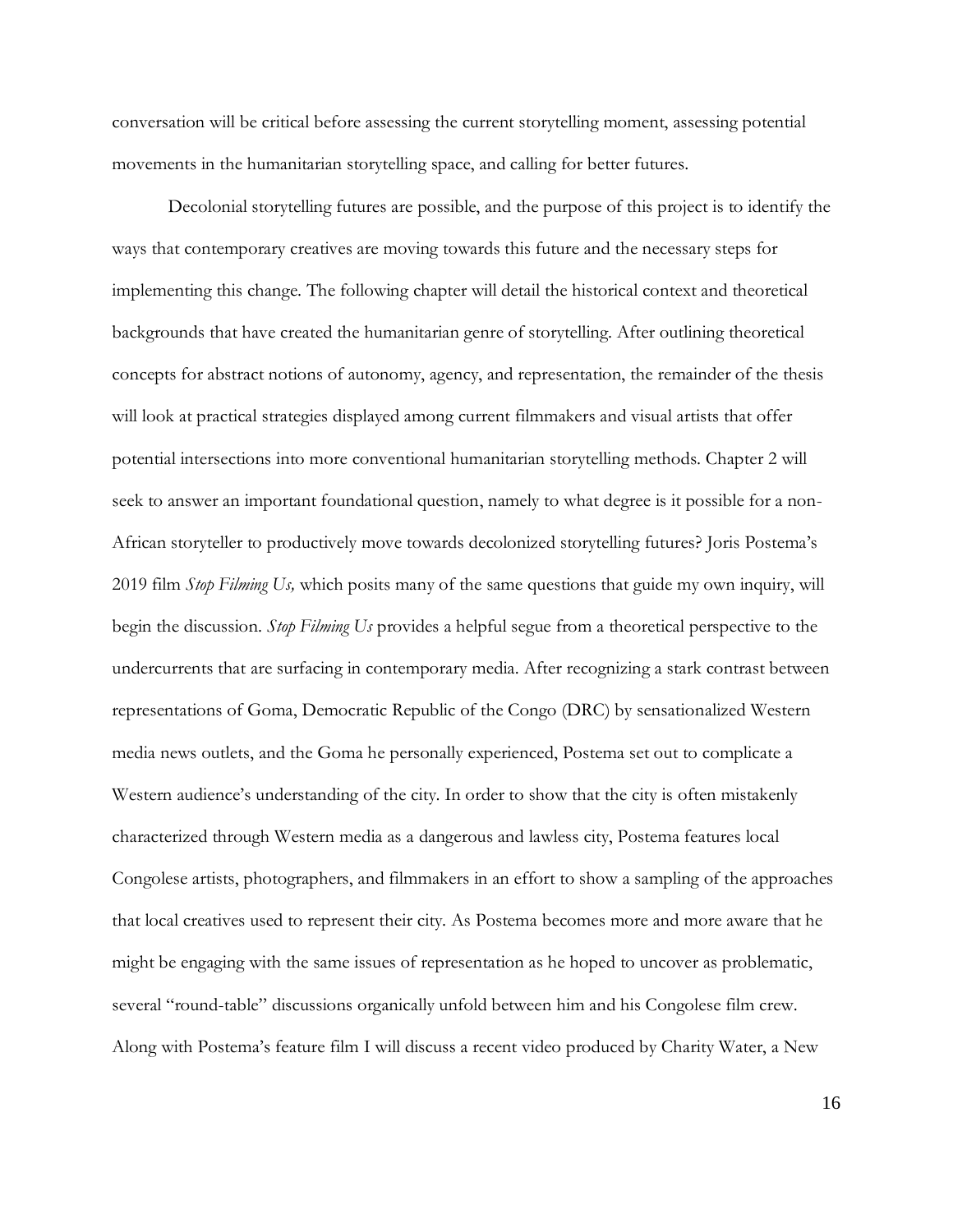conversation will be critical before assessing the current storytelling moment, assessing potential movements in the humanitarian storytelling space, and calling for better futures.

Decolonial storytelling futures are possible, and the purpose of this project is to identify the ways that contemporary creatives are moving towards this future and the necessary steps for implementing this change. The following chapter will detail the historical context and theoretical backgrounds that have created the humanitarian genre of storytelling. After outlining theoretical concepts for abstract notions of autonomy, agency, and representation, the remainder of the thesis will look at practical strategies displayed among current filmmakers and visual artists that offer potential intersections into more conventional humanitarian storytelling methods. Chapter 2 will seek to answer an important foundational question, namely to what degree is it possible for a non-African storyteller to productively move towards decolonized storytelling futures? Joris Postema's 2019 film *Stop Filming Us,* which posits many of the same questions that guide my own inquiry, will begin the discussion. *Stop Filming Us* provides a helpful segue from a theoretical perspective to the undercurrents that are surfacing in contemporary media. After recognizing a stark contrast between representations of Goma, Democratic Republic of the Congo (DRC) by sensationalized Western media news outlets, and the Goma he personally experienced, Postema set out to complicate a Western audience's understanding of the city. In order to show that the city is often mistakenly characterized through Western media as a dangerous and lawless city, Postema features local Congolese artists, photographers, and filmmakers in an effort to show a sampling of the approaches that local creatives used to represent their city. As Postema becomes more and more aware that he might be engaging with the same issues of representation as he hoped to uncover as problematic, several "round-table" discussions organically unfold between him and his Congolese film crew. Along with Postema's feature film I will discuss a recent video produced by Charity Water, a New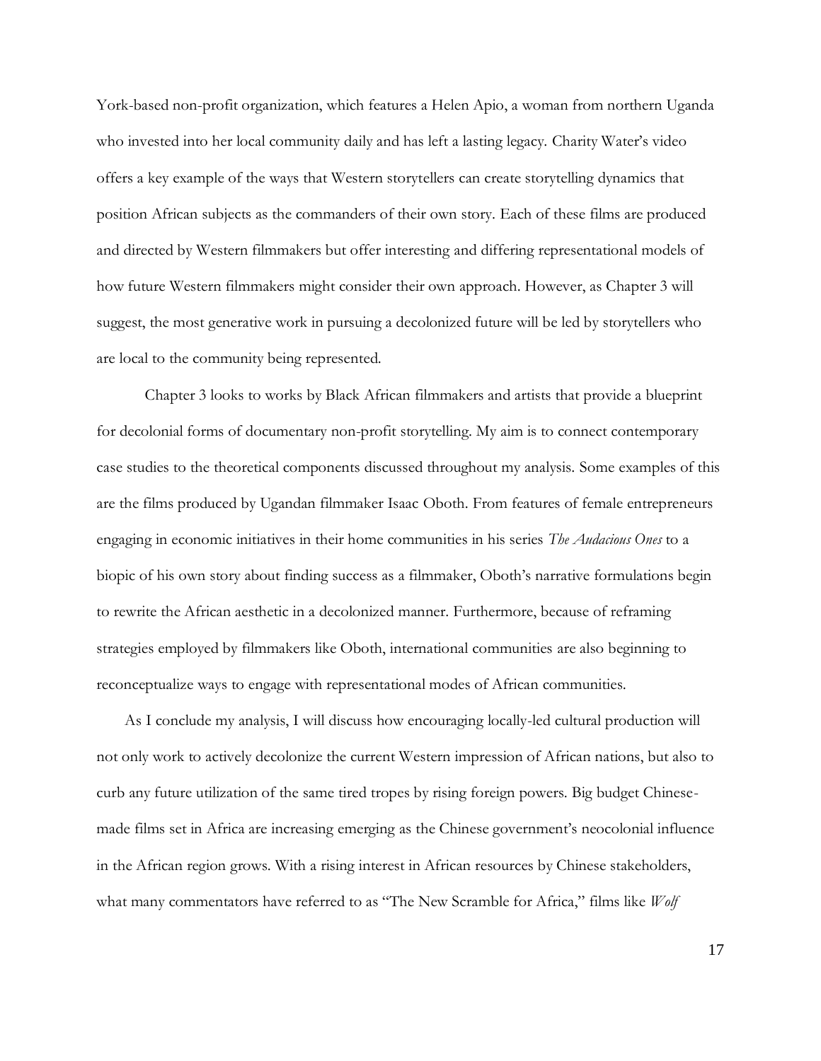York-based non-profit organization, which features a Helen Apio, a woman from northern Uganda who invested into her local community daily and has left a lasting legacy. Charity Water's video offers a key example of the ways that Western storytellers can create storytelling dynamics that position African subjects as the commanders of their own story. Each of these films are produced and directed by Western filmmakers but offer interesting and differing representational models of how future Western filmmakers might consider their own approach. However, as Chapter 3 will suggest, the most generative work in pursuing a decolonized future will be led by storytellers who are local to the community being represented.

Chapter 3 looks to works by Black African filmmakers and artists that provide a blueprint for decolonial forms of documentary non-profit storytelling. My aim is to connect contemporary case studies to the theoretical components discussed throughout my analysis. Some examples of this are the films produced by Ugandan filmmaker Isaac Oboth. From features of female entrepreneurs engaging in economic initiatives in their home communities in his series *The Audacious Ones* to a biopic of his own story about finding success as a filmmaker, Oboth's narrative formulations begin to rewrite the African aesthetic in a decolonized manner. Furthermore, because of reframing strategies employed by filmmakers like Oboth, international communities are also beginning to reconceptualize ways to engage with representational modes of African communities.

As I conclude my analysis, I will discuss how encouraging locally-led cultural production will not only work to actively decolonize the current Western impression of African nations, but also to curb any future utilization of the same tired tropes by rising foreign powers. Big budget Chinese-made films set in Africa are increasing emerging as the Chinese government's neocolonial influence in the African region grows. With a rising interest in African resources by Chinese stakeholders, what many commentators have referred to as "The New Scramble for Africa," films like *Wolf*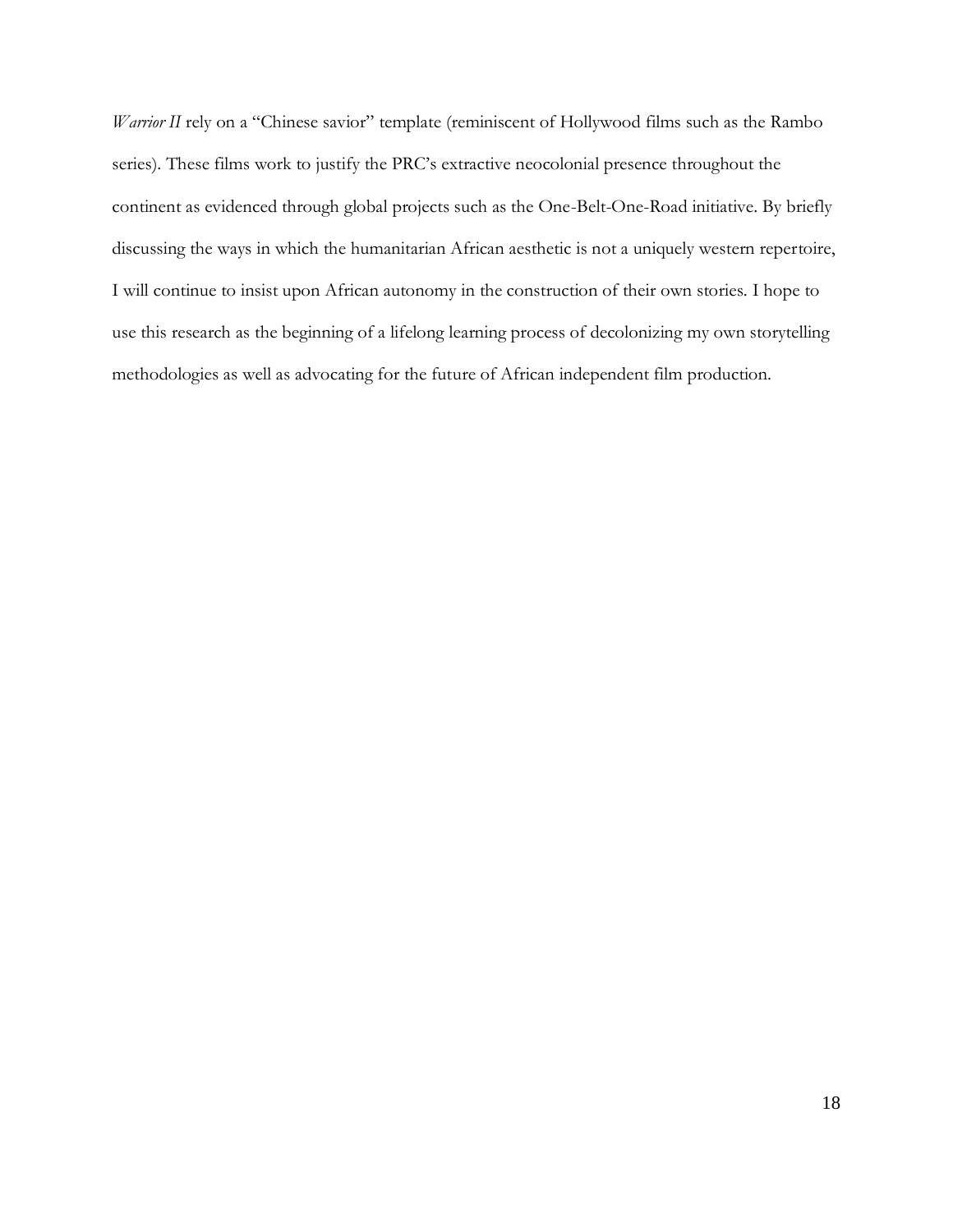*Warrior II* rely on a "Chinese savior" template (reminiscent of Hollywood films such as the Rambo series). These films work to justify the PRC's extractive neocolonial presence throughout the continent as evidenced through global projects such as the One-Belt-One-Road initiative. By briefly discussing the ways in which the humanitarian African aesthetic is not a uniquely western repertoire, I will continue to insist upon African autonomy in the construction of their own stories. I hope to use this research as the beginning of a lifelong learning process of decolonizing my own storytelling methodologies as well as advocating for the future of African independent film production.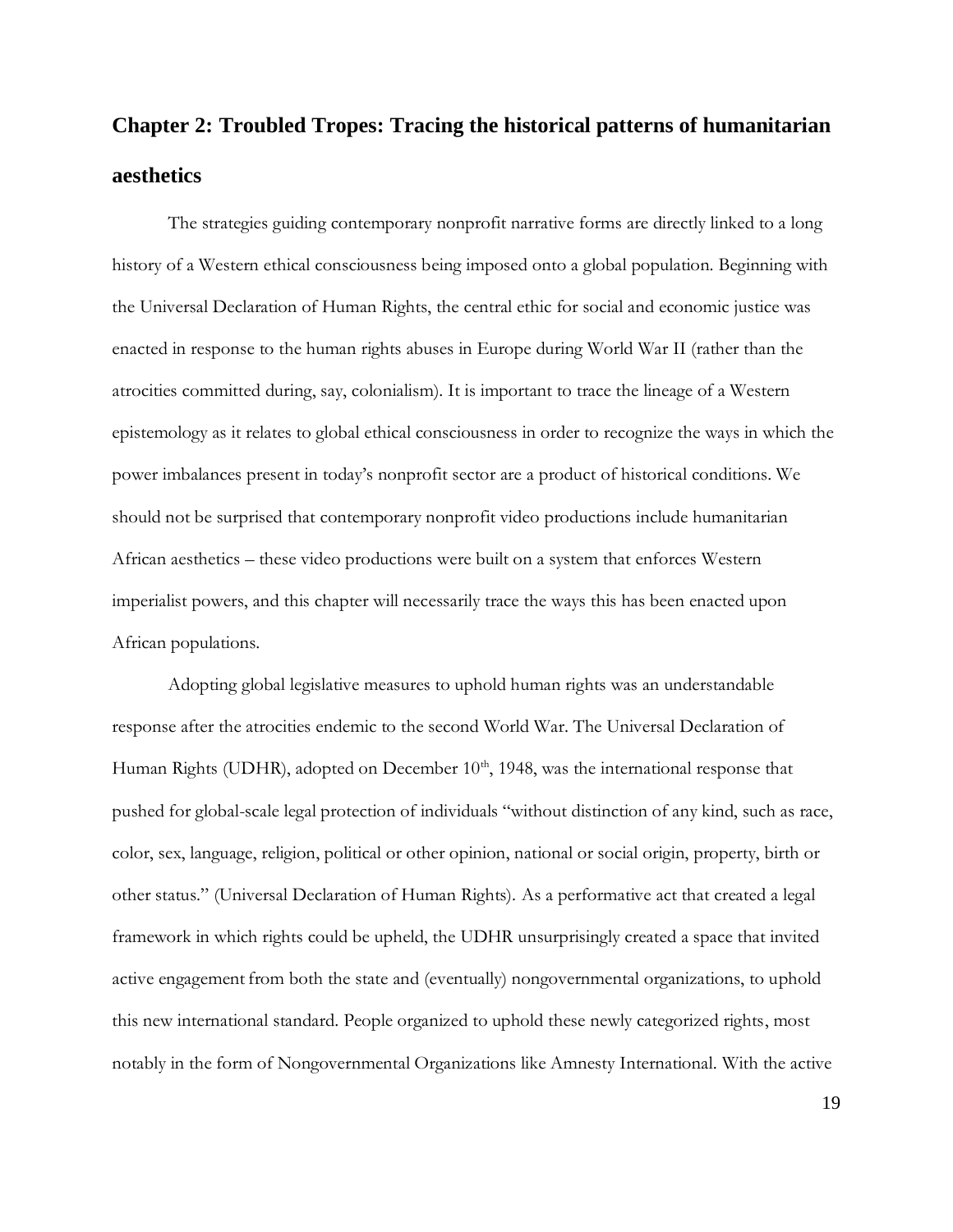## Chapter 2: Troubled Tropes: Tracing the historical patterns of humanitarian aesthetics

The strategies guiding contemporary nonprofit narrative forms are directly linked to a long history of a Western ethical consciousness being imposed onto a global population. Beginning with the Universal Declaration of Human Rights, the central ethic for social and economic justice was enacted in response to the human rights abuses in Europe during World War II (rather than the atrocities committed during, say, colonialism). It is important to trace the lineage of a Western epistemology as it relates to global ethical consciousness in order to recognize the ways in which the power imbalances present in today's nonprofit sector are a product of historical conditions. We should not be surprised that contemporary nonprofit video productions include humanitarian African aesthetics – these video productions were built on a system that enforces Western imperialist powers, and this chapter will necessarily trace the ways this has been enacted upon African populations.

Adopting global legislative measures to uphold human rights was an understandable response after the atrocities endemic to the second World War. The Universal Declaration of Human Rights (UDHR), adopted on December 10th, 1948, was the international response that pushed for global-scale legal protection of individuals "without distinction of any kind, such as race, color, sex, language, religion, political or other opinion, national or social origin, property, birth or other status." (Universal Declaration of Human Rights). As a performative act that created a legal framework in which rights could be upheld, the UDHR unsurprisingly created a space that invited active engagement from both the state and (eventually) nongovernmental organizations, to uphold this new international standard. People organized to uphold these newly categorized rights, most notably in the form of Nongovernmental Organizations like Amnesty International. With the active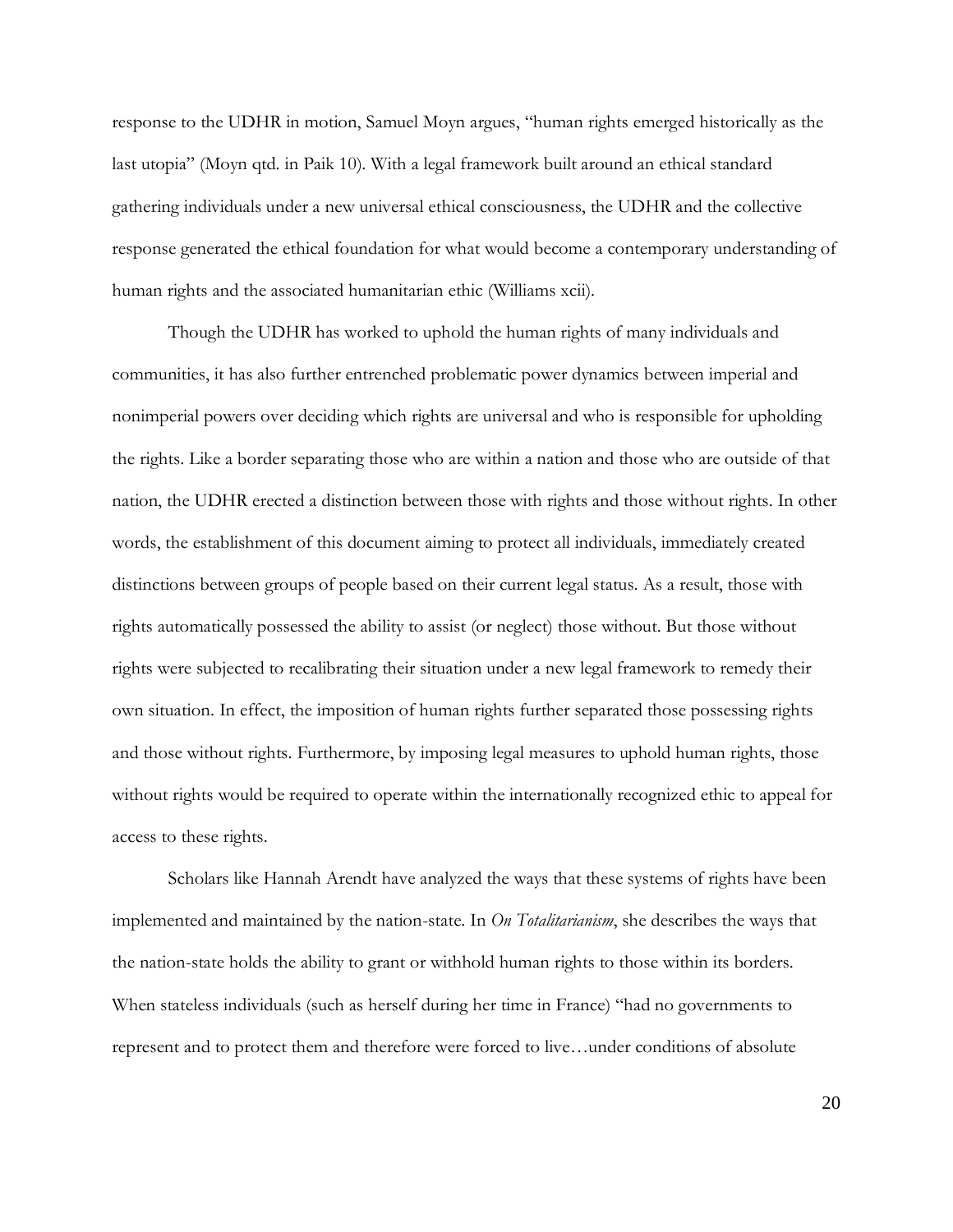response to the UDHR in motion, Samuel Moyn argues, "human rights emerged historically as the last utopia" (Moyn qtd. in Paik 10). With a legal framework built around an ethical standard gathering individuals under a new universal ethical consciousness, the UDHR and the collective response generated the ethical foundation for what would become a contemporary understanding of human rights and the associated humanitarian ethic (Williams xcii).

Though the UDHR has worked to uphold the human rights of many individuals and communities, it has also further entrenched problematic power dynamics between imperial and nonimperial powers over deciding which rights are universal and who is responsible for upholding the rights. Like a border separating those who are within a nation and those who are outside of that nation, the UDHR erected a distinction between those with rights and those without rights. In other words, the establishment of this document aiming to protect all individuals, immediately created distinctions between groups of people based on their current legal status. As a result, those with rights automatically possessed the ability to assist (or neglect) those without. But those without rights were subjected to recalibrating their situation under a new legal framework to remedy their own situation. In effect, the imposition of human rights further separated those possessing rights and those without rights. Furthermore, by imposing legal measures to uphold human rights, those without rights would be required to operate within the internationally recognized ethic to appeal for access to these rights.

Scholars like Hannah Arendt have analyzed the ways that these systems of rights have been implemented and maintained by the nation-state. In *On Totalitarianism*, she describes the ways that the nation-state holds the ability to grant or withhold human rights to those within its borders. When stateless individuals (such as herself during her time in France) "had no governments to represent and to protect them and therefore were forced to live…under conditions of absolute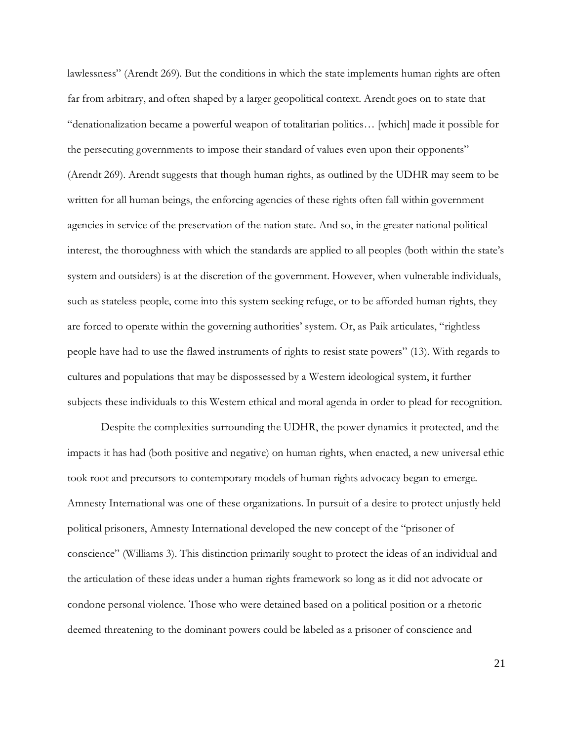lawlessness" (Arendt 269). But the conditions in which the state implements human rights are often far from arbitrary, and often shaped by a larger geopolitical context. Arendt goes on to state that "denationalization became a powerful weapon of totalitarian politics… [which] made it possible for the persecuting governments to impose their standard of values even upon their opponents" (Arendt 269). Arendt suggests that though human rights, as outlined by the UDHR may seem to be written for all human beings, the enforcing agencies of these rights often fall within government agencies in service of the preservation of the nation state. And so, in the greater national political interest, the thoroughness with which the standards are applied to all peoples (both within the state's system and outsiders) is at the discretion of the government. However, when vulnerable individuals, such as stateless people, come into this system seeking refuge, or to be afforded human rights, they are forced to operate within the governing authorities' system. Or, as Paik articulates, "rightless people have had to use the flawed instruments of rights to resist state powers" (13). With regards to cultures and populations that may be dispossessed by a Western ideological system, it further subjects these individuals to this Western ethical and moral agenda in order to plead for recognition.

Despite the complexities surrounding the UDHR, the power dynamics it protected, and the impacts it has had (both positive and negative) on human rights, when enacted, a new universal ethic took root and precursors to contemporary models of human rights advocacy began to emerge. Amnesty International was one of these organizations. In pursuit of a desire to protect unjustly held political prisoners, Amnesty International developed the new concept of the "prisoner of conscience" (Williams 3). This distinction primarily sought to protect the ideas of an individual and the articulation of these ideas under a human rights framework so long as it did not advocate or condone personal violence. Those who were detained based on a political position or a rhetoric deemed threatening to the dominant powers could be labeled as a prisoner of conscience and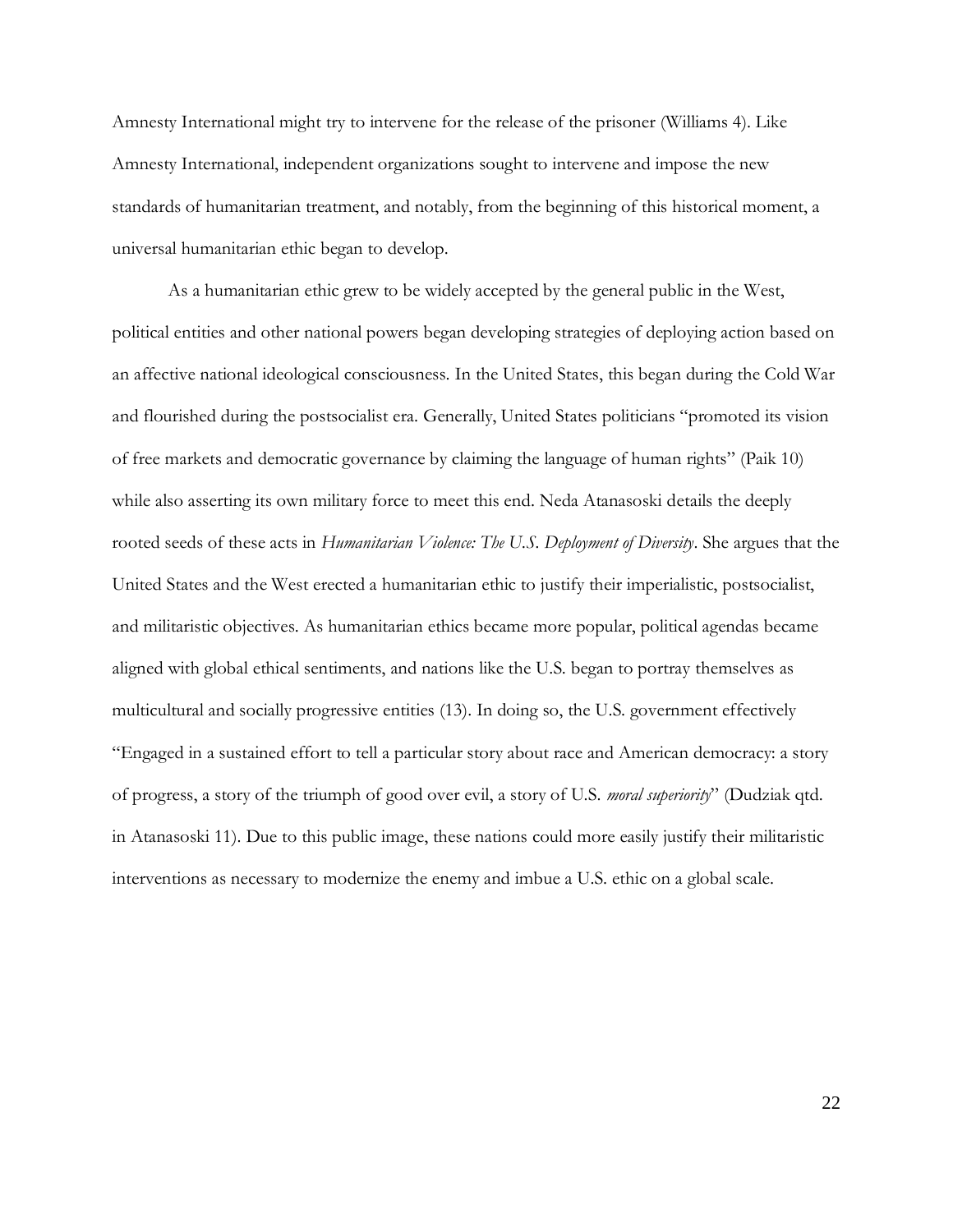Amnesty International might try to intervene for the release of the prisoner (Williams 4). Like Amnesty International, independent organizations sought to intervene and impose the new standards of humanitarian treatment, and notably, from the beginning of this historical moment, a universal humanitarian ethic began to develop.

As a humanitarian ethic grew to be widely accepted by the general public in the West, political entities and other national powers began developing strategies of deploying action based on an affective national ideological consciousness. In the United States, this began during the Cold War and flourished during the postsocialist era. Generally, United States politicians "promoted its vision of free markets and democratic governance by claiming the language of human rights" (Paik 10) while also asserting its own military force to meet this end. Neda Atanasoski details the deeply rooted seeds of these acts in *Humanitarian Violence: The U.S. Deployment of Diversity*. She argues that the United States and the West erected a humanitarian ethic to justify their imperialistic, postsocialist, and militaristic objectives. As humanitarian ethics became more popular, political agendas became aligned with global ethical sentiments, and nations like the U.S. began to portray themselves as multicultural and socially progressive entities (13). In doing so, the U.S. government effectively "Engaged in a sustained effort to tell a particular story about race and American democracy: a story of progress, a story of the triumph of good over evil, a story of U.S. *moral superiority*" (Dudziak qtd. in Atanasoski 11). Due to this public image, these nations could more easily justify their militaristic interventions as necessary to modernize the enemy and imbue a U.S. ethic on a global scale.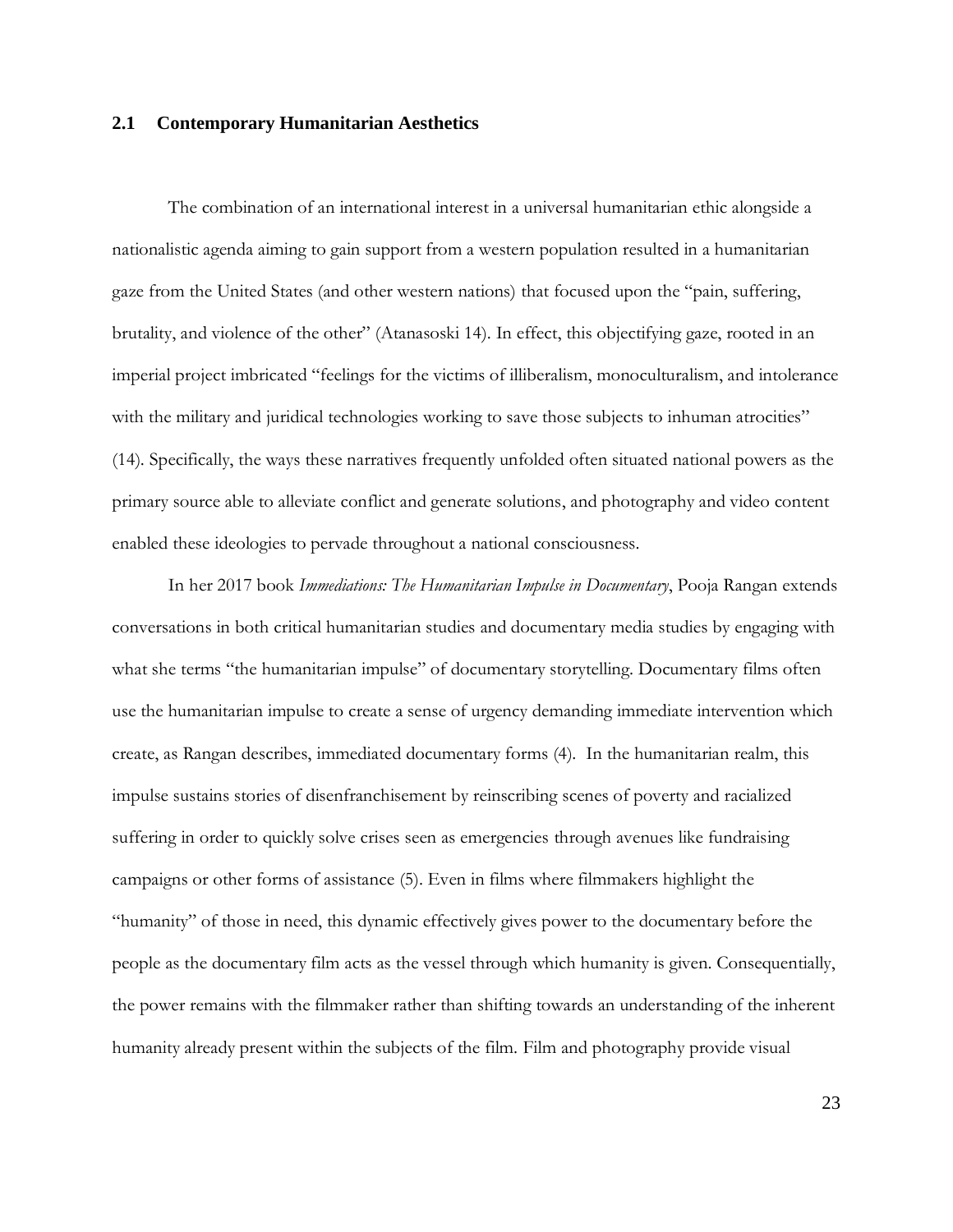## 2.1 Contemporary Humanitarian Aesthetics

The combination of an international interest in a universal humanitarian ethic alongside a nationalistic agenda aiming to gain support from a western population resulted in a humanitarian gaze from the United States (and other western nations) that focused upon the "pain, suffering, brutality, and violence of the other" (Atanasoski 14). In effect, this objectifying gaze, rooted in an imperial project imbricated "feelings for the victims of illiberalism, monoculturalism, and intolerance with the military and juridical technologies working to save those subjects to inhuman atrocities" (14). Specifically, the ways these narratives frequently unfolded often situated national powers as the primary source able to alleviate conflict and generate solutions, and photography and video content enabled these ideologies to pervade throughout a national consciousness.

In her 2017 book *Immediations: The Humanitarian Impulse in Documentary*, Pooja Rangan extends conversations in both critical humanitarian studies and documentary media studies by engaging with what she terms "the humanitarian impulse" of documentary storytelling. Documentary films often use the humanitarian impulse to create a sense of urgency demanding immediate intervention which create, as Rangan describes, immediated documentary forms (4). In the humanitarian realm, this impulse sustains stories of disenfranchisement by reinscribing scenes of poverty and racialized suffering in order to quickly solve crises seen as emergencies through avenues like fundraising campaigns or other forms of assistance (5). Even in films where filmmakers highlight the "humanity" of those in need, this dynamic effectively gives power to the documentary before the people as the documentary film acts as the vessel through which humanity is given. Consequentially, the power remains with the filmmaker rather than shifting towards an understanding of the inherent humanity already present within the subjects of the film. Film and photography provide visual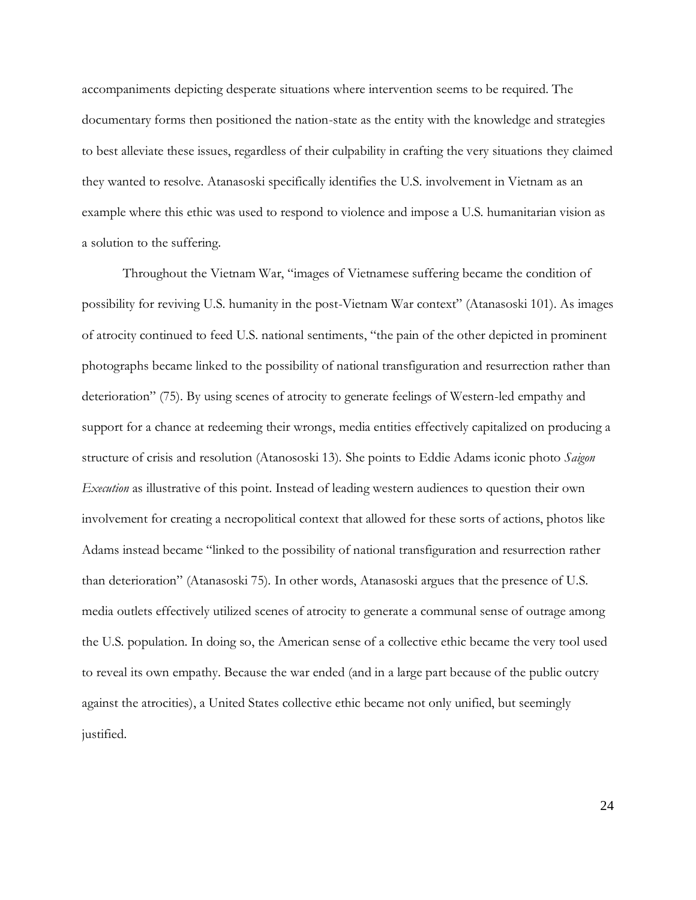accompaniments depicting desperate situations where intervention seems to be required. The documentary forms then positioned the nation-state as the entity with the knowledge and strategies to best alleviate these issues, regardless of their culpability in crafting the very situations they claimed they wanted to resolve. Atanasoski specifically identifies the U.S. involvement in Vietnam as an example where this ethic was used to respond to violence and impose a U.S. humanitarian vision as a solution to the suffering.

Throughout the Vietnam War, "images of Vietnamese suffering became the condition of possibility for reviving U.S. humanity in the post-Vietnam War context" (Atanasoski 101). As images of atrocity continued to feed U.S. national sentiments, "the pain of the other depicted in prominent photographs became linked to the possibility of national transfiguration and resurrection rather than deterioration" (75). By using scenes of atrocity to generate feelings of Western-led empathy and support for a chance at redeeming their wrongs, media entities effectively capitalized on producing a structure of crisis and resolution (Atanososki 13). She points to Eddie Adams iconic photo *Saigon Execution* as illustrative of this point. Instead of leading western audiences to question their own involvement for creating a necropolitical context that allowed for these sorts of actions, photos like Adams instead became "linked to the possibility of national transfiguration and resurrection rather than deterioration" (Atanasoski 75). In other words, Atanasoski argues that the presence of U.S. media outlets effectively utilized scenes of atrocity to generate a communal sense of outrage among the U.S. population. In doing so, the American sense of a collective ethic became the very tool used to reveal its own empathy. Because the war ended (and in a large part because of the public outcry against the atrocities), a United States collective ethic became not only unified, but seemingly justified.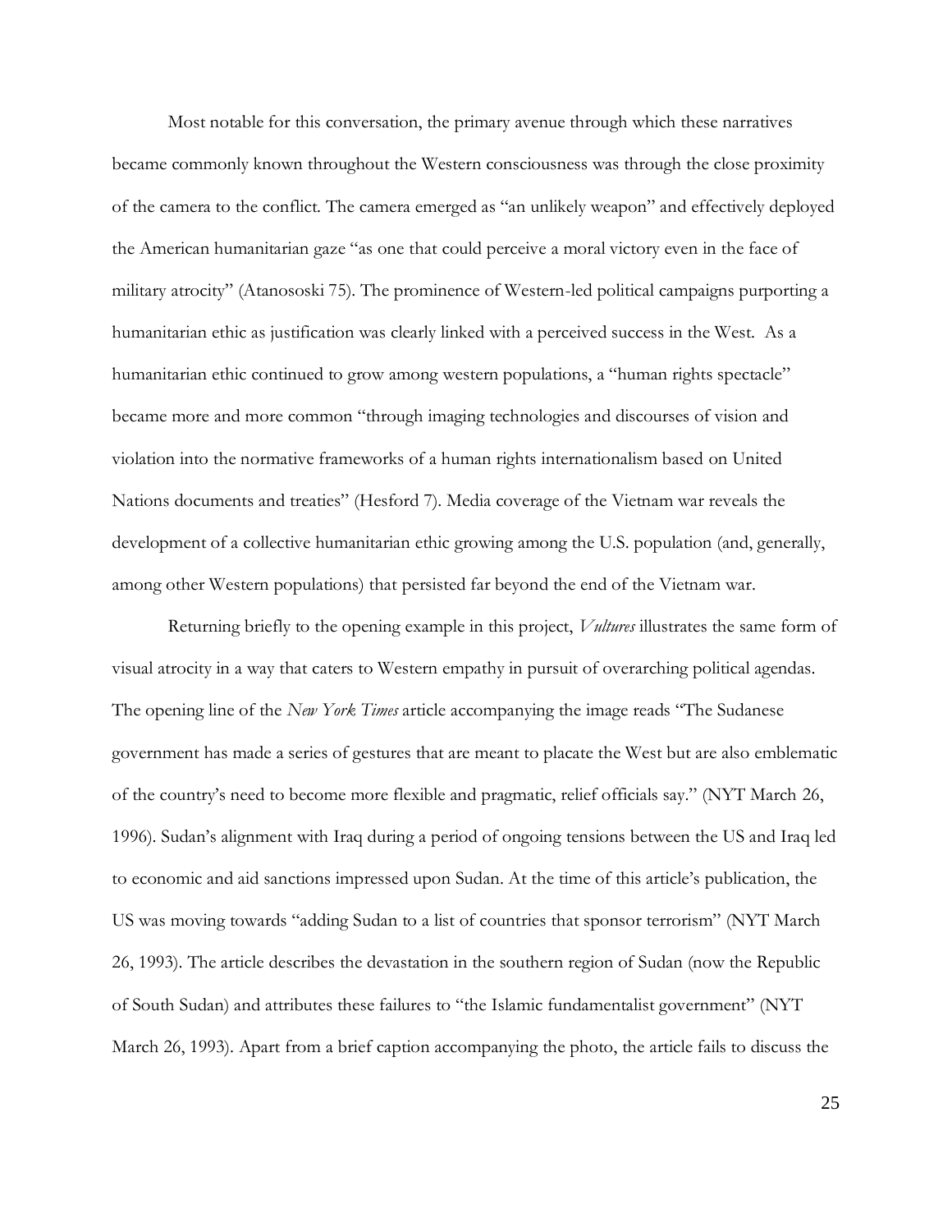Most notable for this conversation, the primary avenue through which these narratives became commonly known throughout the Western consciousness was through the close proximity of the camera to the conflict. The camera emerged as "an unlikely weapon" and effectively deployed the American humanitarian gaze "as one that could perceive a moral victory even in the face of military atrocity" (Atanososki 75). The prominence of Western-led political campaigns purporting a humanitarian ethic as justification was clearly linked with a perceived success in the West. As a humanitarian ethic continued to grow among western populations, a "human rights spectacle" became more and more common "through imaging technologies and discourses of vision and violation into the normative frameworks of a human rights internationalism based on United Nations documents and treaties" (Hesford 7). Media coverage of the Vietnam war reveals the development of a collective humanitarian ethic growing among the U.S. population (and, generally, among other Western populations) that persisted far beyond the end of the Vietnam war.

Returning briefly to the opening example in this project, *Vultures* illustrates the same form of visual atrocity in a way that caters to Western empathy in pursuit of overarching political agendas. The opening line of the *New York Times* article accompanying the image reads "The Sudanese government has made a series of gestures that are meant to placate the West but are also emblematic of the country's need to become more flexible and pragmatic, relief officials say." (NYT March 26, 1996). Sudan's alignment with Iraq during a period of ongoing tensions between the US and Iraq led to economic and aid sanctions impressed upon Sudan. At the time of this article's publication, the US was moving towards "adding Sudan to a list of countries that sponsor terrorism" (NYT March 26, 1993). The article describes the devastation in the southern region of Sudan (now the Republic of South Sudan) and attributes these failures to "the Islamic fundamentalist government" (NYT March 26, 1993). Apart from a brief caption accompanying the photo, the article fails to discuss the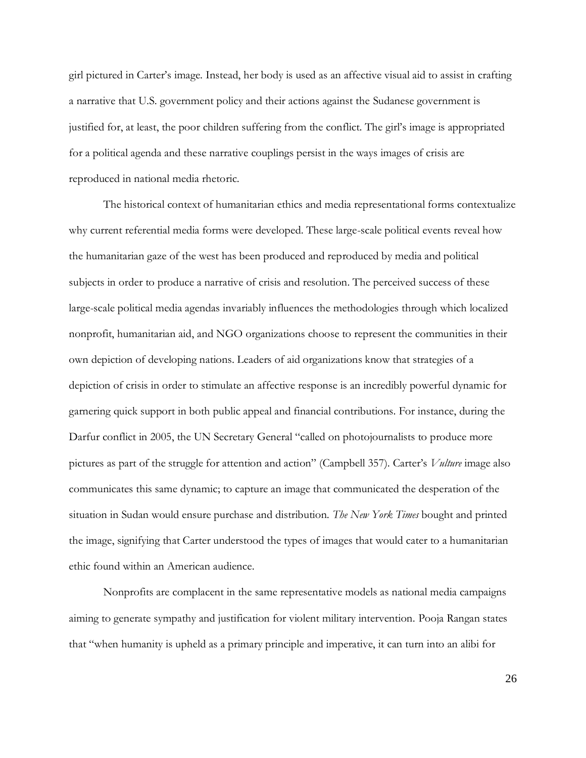girl pictured in Carter's image. Instead, her body is used as an affective visual aid to assist in crafting a narrative that U.S. government policy and their actions against the Sudanese government is justified for, at least, the poor children suffering from the conflict. The girl's image is appropriated for a political agenda and these narrative couplings persist in the ways images of crisis are reproduced in national media rhetoric.

The historical context of humanitarian ethics and media representational forms contextualize why current referential media forms were developed. These large-scale political events reveal how the humanitarian gaze of the west has been produced and reproduced by media and political subjects in order to produce a narrative of crisis and resolution. The perceived success of these large-scale political media agendas invariably influences the methodologies through which localized nonprofit, humanitarian aid, and NGO organizations choose to represent the communities in their own depiction of developing nations. Leaders of aid organizations know that strategies of a depiction of crisis in order to stimulate an affective response is an incredibly powerful dynamic for garnering quick support in both public appeal and financial contributions. For instance, during the Darfur conflict in 2005, the UN Secretary General "called on photojournalists to produce more pictures as part of the struggle for attention and action" (Campbell 357). Carter's *Vulture* image also communicates this same dynamic; to capture an image that communicated the desperation of the situation in Sudan would ensure purchase and distribution. *The New York Times* bought and printed the image, signifying that Carter understood the types of images that would cater to a humanitarian ethic found within an American audience.

Nonprofits are complacent in the same representative models as national media campaigns aiming to generate sympathy and justification for violent military intervention. Pooja Rangan states that "when humanity is upheld as a primary principle and imperative, it can turn into an alibi for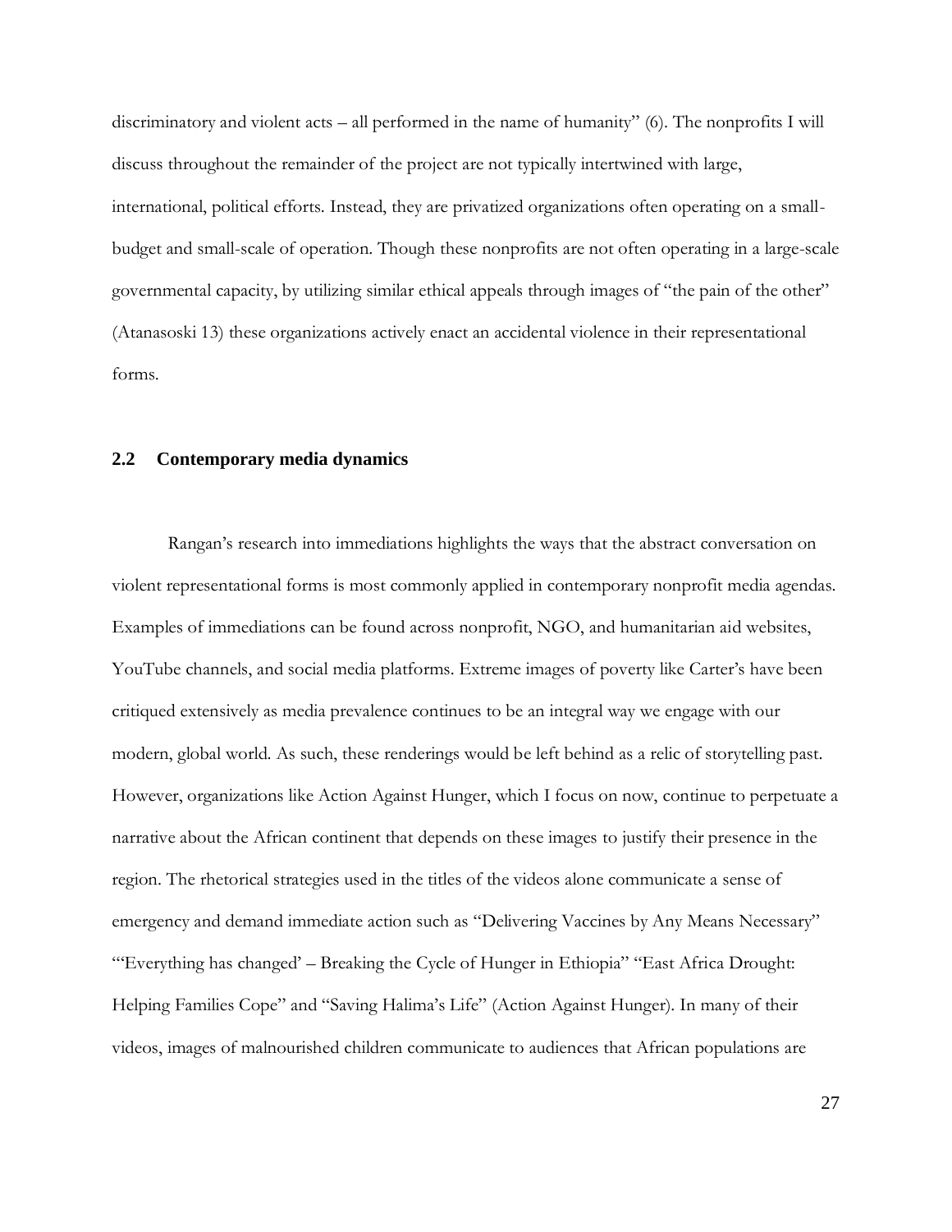discriminatory and violent acts – all performed in the name of humanity" (6). The nonprofits I will discuss throughout the remainder of the project are not typically intertwined with large, international, political efforts. Instead, they are privatized organizations often operating on a small-budget and small-scale of operation. Though these nonprofits are not often operating in a large-scale governmental capacity, by utilizing similar ethical appeals through images of "the pain of the other" (Atanasoski 13) these organizations actively enact an accidental violence in their representational forms.

## 2.2 Contemporary media dynamics

Rangan's research into immediations highlights the ways that the abstract conversation on violent representational forms is most commonly applied in contemporary nonprofit media agendas. Examples of immediations can be found across nonprofit, NGO, and humanitarian aid websites, YouTube channels, and social media platforms. Extreme images of poverty like Carter's have been critiqued extensively as media prevalence continues to be an integral way we engage with our modern, global world. As such, these renderings would be left behind as a relic of storytelling past. However, organizations like Action Against Hunger, which I focus on now, continue to perpetuate a narrative about the African continent that depends on these images to justify their presence in the region. The rhetorical strategies used in the titles of the videos alone communicate a sense of emergency and demand immediate action such as "Delivering Vaccines by Any Means Necessary" "'Everything has changed' – Breaking the Cycle of Hunger in Ethiopia" "East Africa Drought: Helping Families Cope" and "Saving Halima's Life" (Action Against Hunger). In many of their videos, images of malnourished children communicate to audiences that African populations are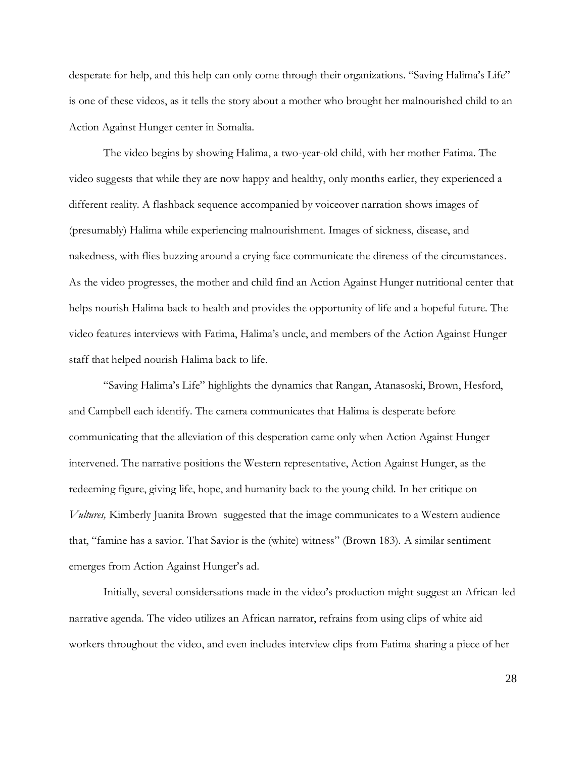desperate for help, and this help can only come through their organizations. "Saving Halima's Life" is one of these videos, as it tells the story about a mother who brought her malnourished child to an Action Against Hunger center in Somalia.

The video begins by showing Halima, a two-year-old child, with her mother Fatima. The video suggests that while they are now happy and healthy, only months earlier, they experienced a different reality. A flashback sequence accompanied by voiceover narration shows images of (presumably) Halima while experiencing malnourishment. Images of sickness, disease, and nakedness, with flies buzzing around a crying face communicate the direness of the circumstances. As the video progresses, the mother and child find an Action Against Hunger nutritional center that helps nourish Halima back to health and provides the opportunity of life and a hopeful future. The video features interviews with Fatima, Halima's uncle, and members of the Action Against Hunger staff that helped nourish Halima back to life.

"Saving Halima's Life" highlights the dynamics that Rangan, Atanasoski, Brown, Hesford, and Campbell each identify. The camera communicates that Halima is desperate before communicating that the alleviation of this desperation came only when Action Against Hunger intervened. The narrative positions the Western representative, Action Against Hunger, as the redeeming figure, giving life, hope, and humanity back to the young child. In her critique on *Vultures,* Kimberly Juanita Brown suggested that the image communicates to a Western audience that, "famine has a savior. That Savior is the (white) witness" (Brown 183). A similar sentiment emerges from Action Against Hunger's ad.

Initially, several considersations made in the video's production might suggest an African-led narrative agenda. The video utilizes an African narrator, refrains from using clips of white aid workers throughout the video, and even includes interview clips from Fatima sharing a piece of her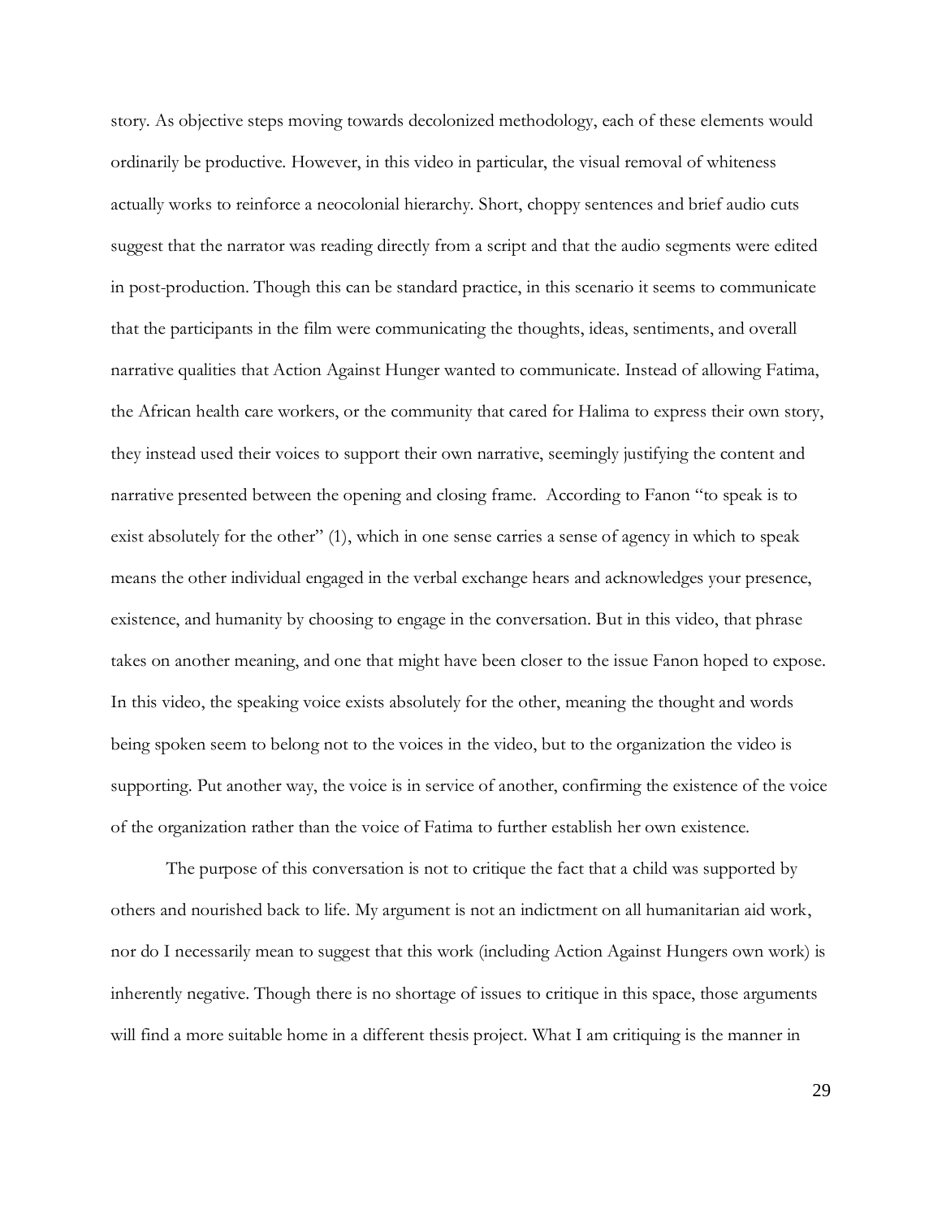story. As objective steps moving towards decolonized methodology, each of these elements would ordinarily be productive. However, in this video in particular, the visual removal of whiteness actually works to reinforce a neocolonial hierarchy. Short, choppy sentences and brief audio cuts suggest that the narrator was reading directly from a script and that the audio segments were edited in post-production. Though this can be standard practice, in this scenario it seems to communicate that the participants in the film were communicating the thoughts, ideas, sentiments, and overall narrative qualities that Action Against Hunger wanted to communicate. Instead of allowing Fatima, the African health care workers, or the community that cared for Halima to express their own story, they instead used their voices to support their own narrative, seemingly justifying the content and narrative presented between the opening and closing frame. According to Fanon "to speak is to exist absolutely for the other" (1), which in one sense carries a sense of agency in which to speak means the other individual engaged in the verbal exchange hears and acknowledges your presence, existence, and humanity by choosing to engage in the conversation. But in this video, that phrase takes on another meaning, and one that might have been closer to the issue Fanon hoped to expose. In this video, the speaking voice exists absolutely for the other, meaning the thought and words being spoken seem to belong not to the voices in the video, but to the organization the video is supporting. Put another way, the voice is in service of another, confirming the existence of the voice of the organization rather than the voice of Fatima to further establish her own existence.

The purpose of this conversation is not to critique the fact that a child was supported by others and nourished back to life. My argument is not an indictment on all humanitarian aid work, nor do I necessarily mean to suggest that this work (including Action Against Hungers own work) is inherently negative. Though there is no shortage of issues to critique in this space, those arguments will find a more suitable home in a different thesis project. What I am critiquing is the manner in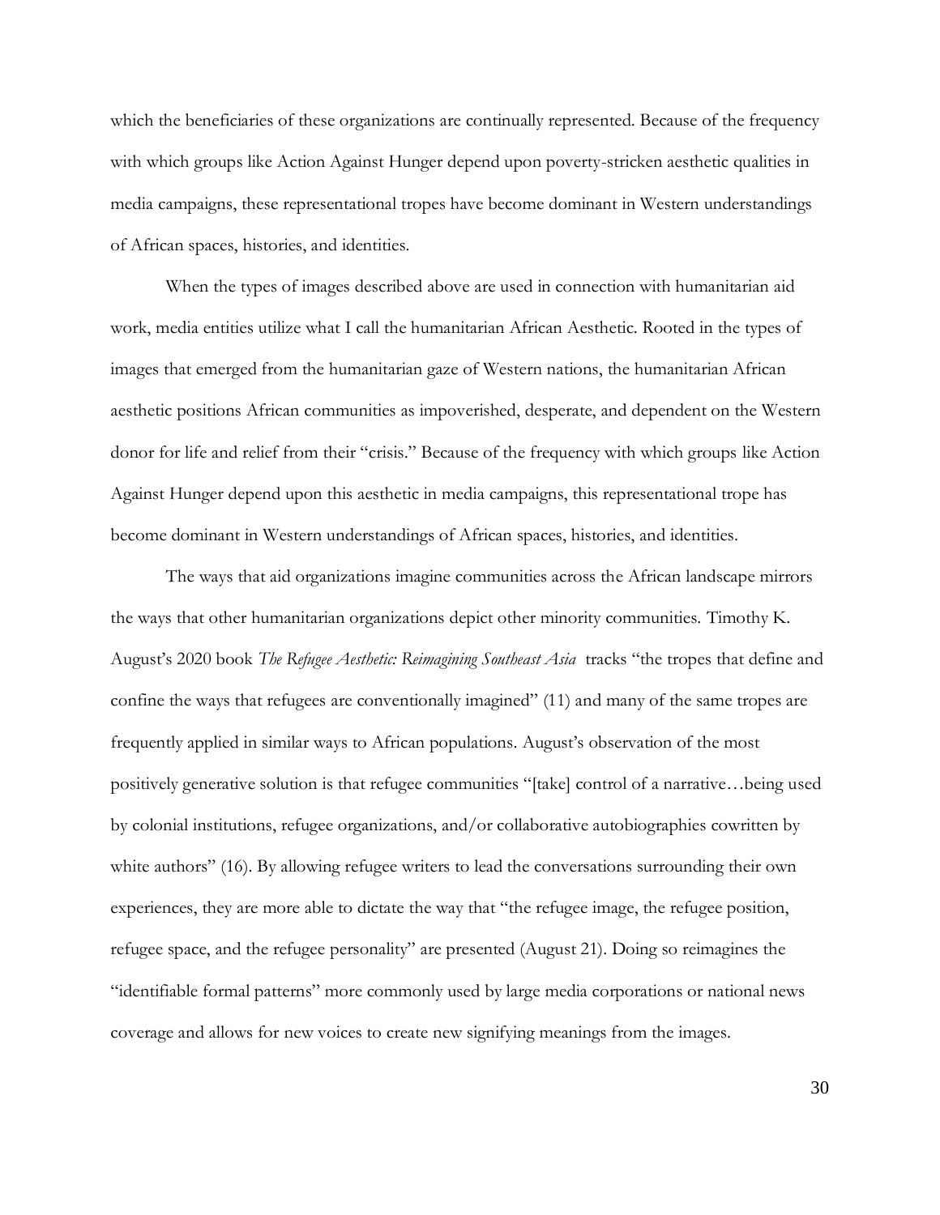which the beneficiaries of these organizations are continually represented. Because of the frequency with which groups like Action Against Hunger depend upon poverty-stricken aesthetic qualities in media campaigns, these representational tropes have become dominant in Western understandings of African spaces, histories, and identities.

When the types of images described above are used in connection with humanitarian aid work, media entities utilize what I call the humanitarian African Aesthetic. Rooted in the types of images that emerged from the humanitarian gaze of Western nations, the humanitarian African aesthetic positions African communities as impoverished, desperate, and dependent on the Western donor for life and relief from their "crisis." Because of the frequency with which groups like Action Against Hunger depend upon this aesthetic in media campaigns, this representational trope has become dominant in Western understandings of African spaces, histories, and identities.

The ways that aid organizations imagine communities across the African landscape mirrors the ways that other humanitarian organizations depict other minority communities. Timothy K. August's 2020 book *The Refugee Aesthetic: Reimagining Southeast Asia* tracks "the tropes that define and confine the ways that refugees are conventionally imagined" (11) and many of the same tropes are frequently applied in similar ways to African populations. August's observation of the most positively generative solution is that refugee communities "[take] control of a narrative…being used by colonial institutions, refugee organizations, and/or collaborative autobiographies cowritten by white authors" (16). By allowing refugee writers to lead the conversations surrounding their own experiences, they are more able to dictate the way that "the refugee image, the refugee position, refugee space, and the refugee personality" are presented (August 21). Doing so reimagines the "identifiable formal patterns" more commonly used by large media corporations or national news coverage and allows for new voices to create new signifying meanings from the images.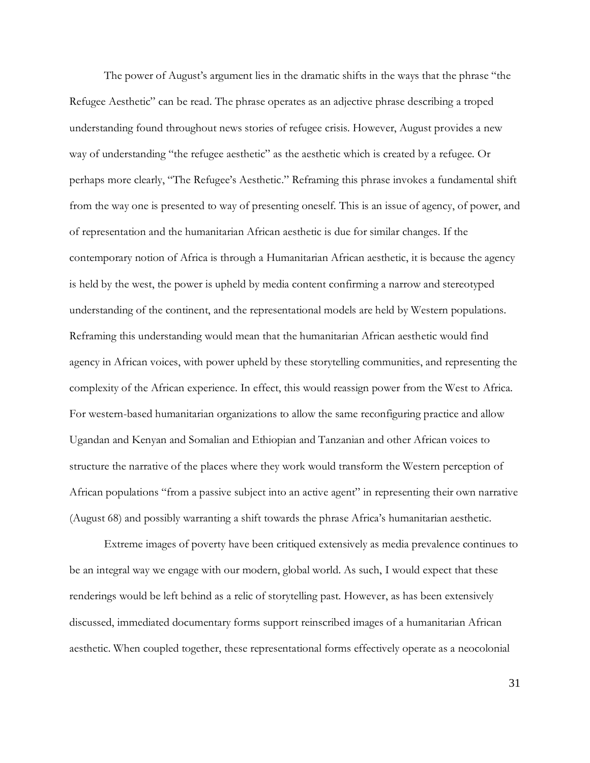The power of August's argument lies in the dramatic shifts in the ways that the phrase "the Refugee Aesthetic" can be read. The phrase operates as an adjective phrase describing a troped understanding found throughout news stories of refugee crisis. However, August provides a new way of understanding "the refugee aesthetic" as the aesthetic which is created by a refugee. Or perhaps more clearly, "The Refugee's Aesthetic." Reframing this phrase invokes a fundamental shift from the way one is presented to way of presenting oneself. This is an issue of agency, of power, and of representation and the humanitarian African aesthetic is due for similar changes. If the contemporary notion of Africa is through a Humanitarian African aesthetic, it is because the agency is held by the west, the power is upheld by media content confirming a narrow and stereotyped understanding of the continent, and the representational models are held by Western populations. Reframing this understanding would mean that the humanitarian African aesthetic would find agency in African voices, with power upheld by these storytelling communities, and representing the complexity of the African experience. In effect, this would reassign power from the West to Africa. For western-based humanitarian organizations to allow the same reconfiguring practice and allow Ugandan and Kenyan and Somalian and Ethiopian and Tanzanian and other African voices to structure the narrative of the places where they work would transform the Western perception of African populations "from a passive subject into an active agent" in representing their own narrative (August 68) and possibly warranting a shift towards the phrase Africa's humanitarian aesthetic.

Extreme images of poverty have been critiqued extensively as media prevalence continues to be an integral way we engage with our modern, global world. As such, I would expect that these renderings would be left behind as a relic of storytelling past. However, as has been extensively discussed, immediated documentary forms support reinscribed images of a humanitarian African aesthetic. When coupled together, these representational forms effectively operate as a neocolonial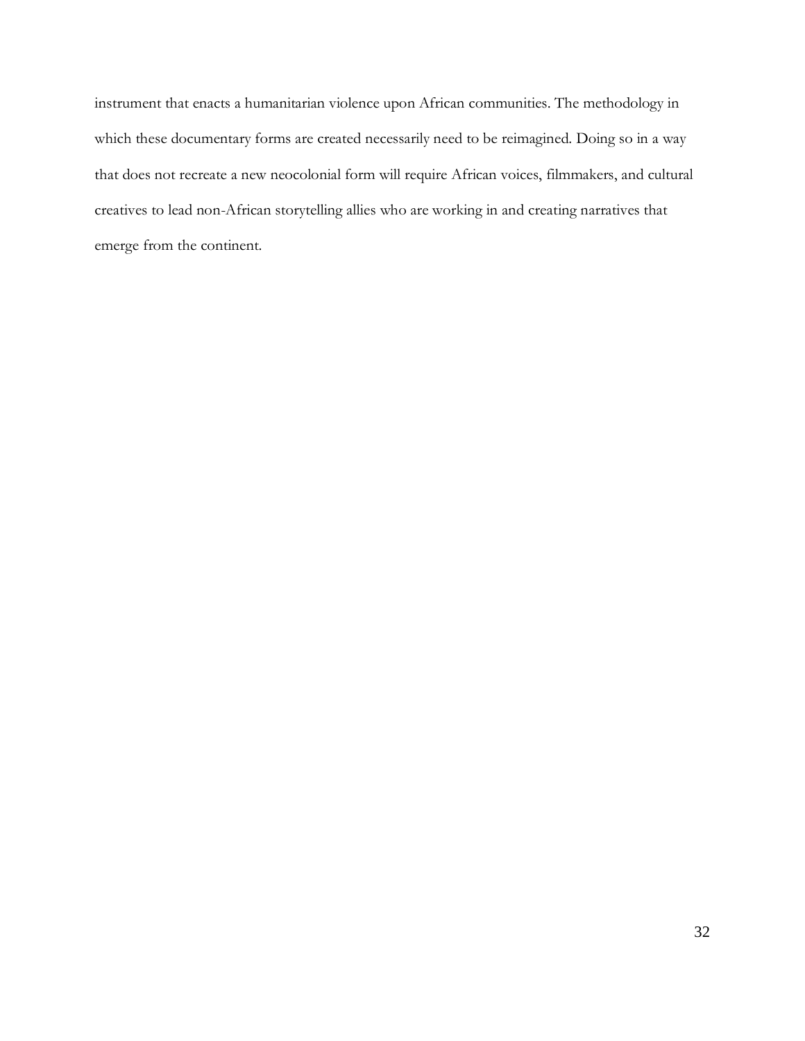instrument that enacts a humanitarian violence upon African communities. The methodology in which these documentary forms are created necessarily need to be reimagined. Doing so in a way that does not recreate a new neocolonial form will require African voices, filmmakers, and cultural creatives to lead non-African storytelling allies who are working in and creating narratives that emerge from the continent.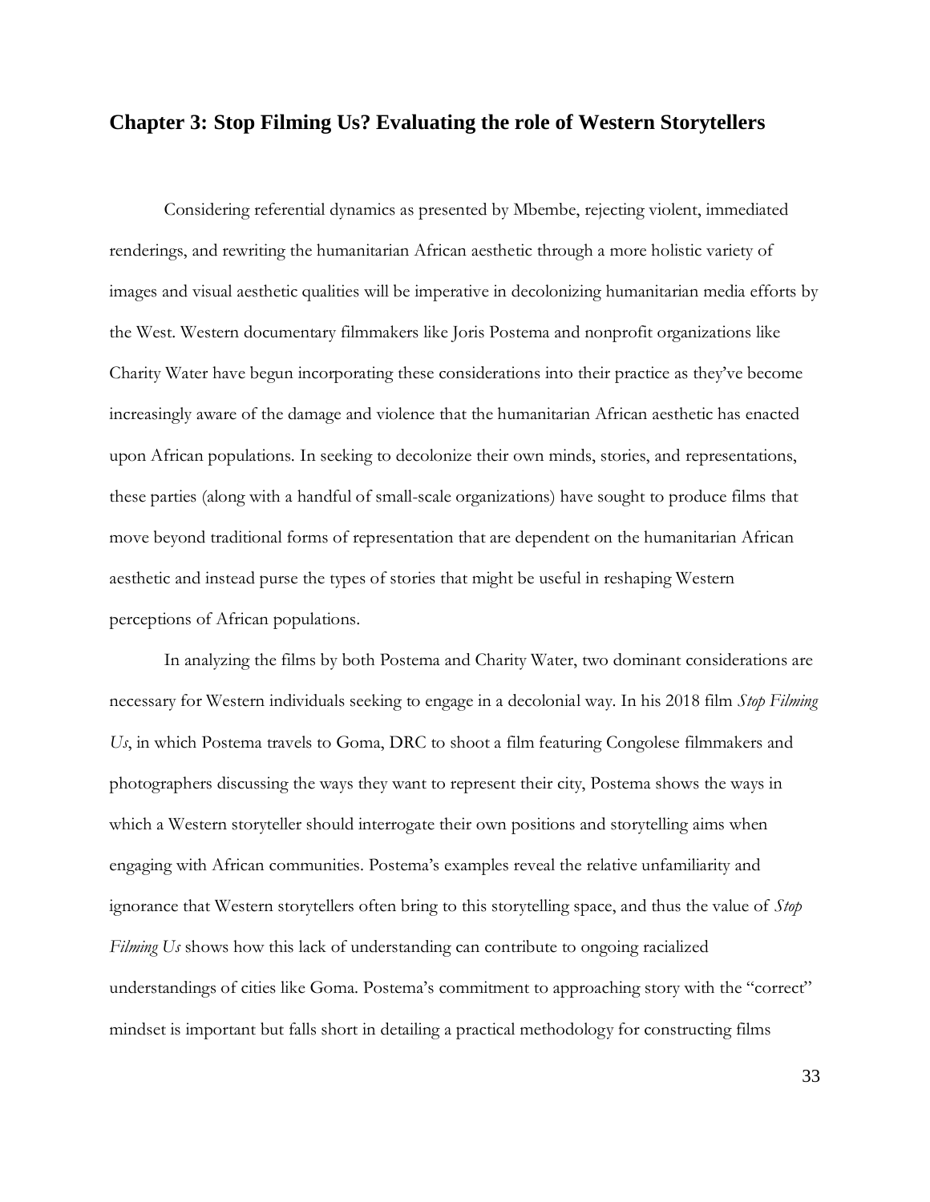## Chapter 3: Stop Filming Us? Evaluating the role of Western Storytellers

Considering referential dynamics as presented by Mbembe, rejecting violent, immediated renderings, and rewriting the humanitarian African aesthetic through a more holistic variety of images and visual aesthetic qualities will be imperative in decolonizing humanitarian media efforts by the West. Western documentary filmmakers like Joris Postema and nonprofit organizations like Charity Water have begun incorporating these considerations into their practice as they've become increasingly aware of the damage and violence that the humanitarian African aesthetic has enacted upon African populations. In seeking to decolonize their own minds, stories, and representations, these parties (along with a handful of small-scale organizations) have sought to produce films that move beyond traditional forms of representation that are dependent on the humanitarian African aesthetic and instead purse the types of stories that might be useful in reshaping Western perceptions of African populations.

In analyzing the films by both Postema and Charity Water, two dominant considerations are necessary for Western individuals seeking to engage in a decolonial way. In his 2018 film *Stop Filming Us*, in which Postema travels to Goma, DRC to shoot a film featuring Congolese filmmakers and photographers discussing the ways they want to represent their city, Postema shows the ways in which a Western storyteller should interrogate their own positions and storytelling aims when engaging with African communities. Postema's examples reveal the relative unfamiliarity and ignorance that Western storytellers often bring to this storytelling space, and thus the value of *Stop Filming Us* shows how this lack of understanding can contribute to ongoing racialized understandings of cities like Goma. Postema's commitment to approaching story with the "correct" mindset is important but falls short in detailing a practical methodology for constructing films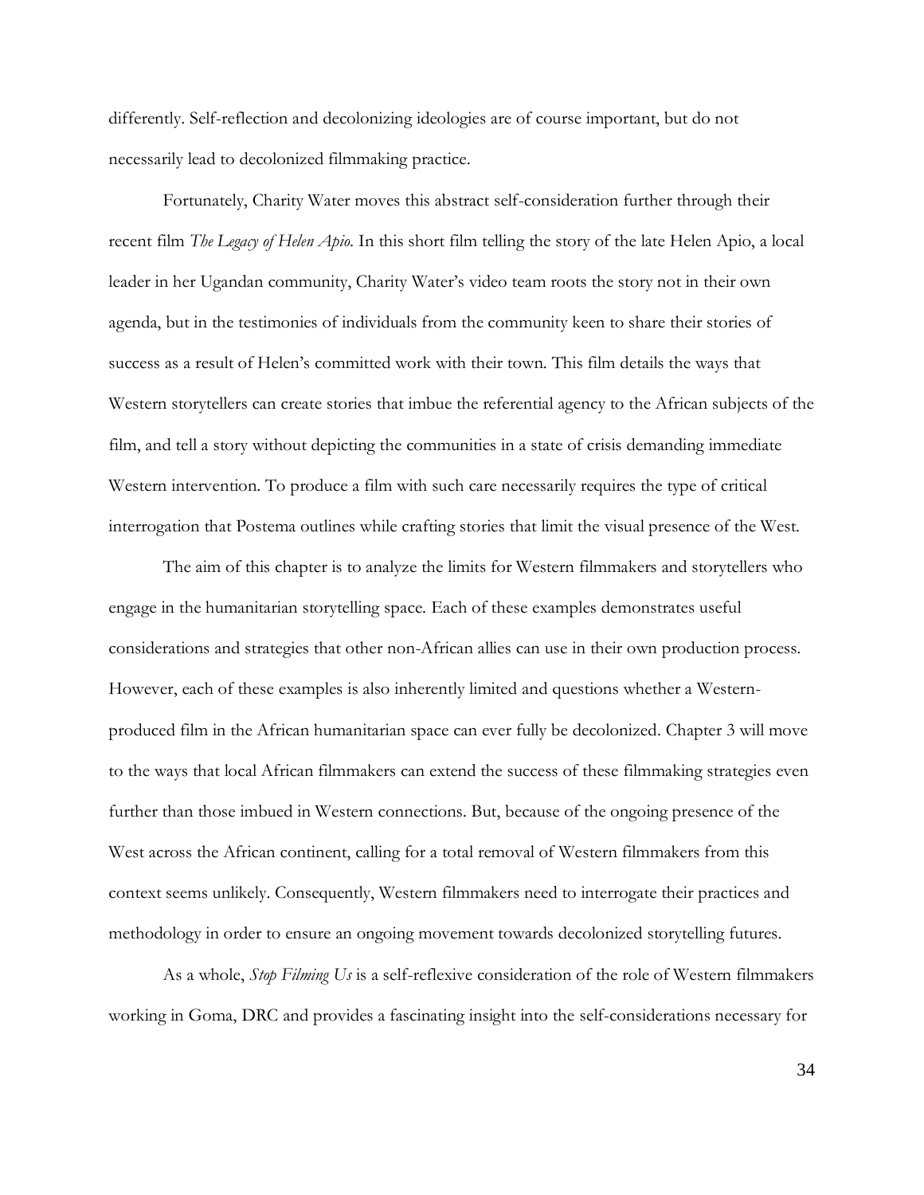differently. Self-reflection and decolonizing ideologies are of course important, but do not necessarily lead to decolonized filmmaking practice.

Fortunately, Charity Water moves this abstract self-consideration further through their recent film *The Legacy of Helen Apio*. In this short film telling the story of the late Helen Apio, a local leader in her Ugandan community, Charity Water's video team roots the story not in their own agenda, but in the testimonies of individuals from the community keen to share their stories of success as a result of Helen's committed work with their town. This film details the ways that Western storytellers can create stories that imbue the referential agency to the African subjects of the film, and tell a story without depicting the communities in a state of crisis demanding immediate Western intervention. To produce a film with such care necessarily requires the type of critical interrogation that Postema outlines while crafting stories that limit the visual presence of the West.

The aim of this chapter is to analyze the limits for Western filmmakers and storytellers who engage in the humanitarian storytelling space. Each of these examples demonstrates useful considerations and strategies that other non-African allies can use in their own production process. However, each of these examples is also inherently limited and questions whether a Western-produced film in the African humanitarian space can ever fully be decolonized. Chapter 3 will move to the ways that local African filmmakers can extend the success of these filmmaking strategies even further than those imbued in Western connections. But, because of the ongoing presence of the West across the African continent, calling for a total removal of Western filmmakers from this context seems unlikely. Consequently, Western filmmakers need to interrogate their practices and methodology in order to ensure an ongoing movement towards decolonized storytelling futures.

As a whole, *Stop Filming Us* is a self-reflexive consideration of the role of Western filmmakers working in Goma, DRC and provides a fascinating insight into the self-considerations necessary for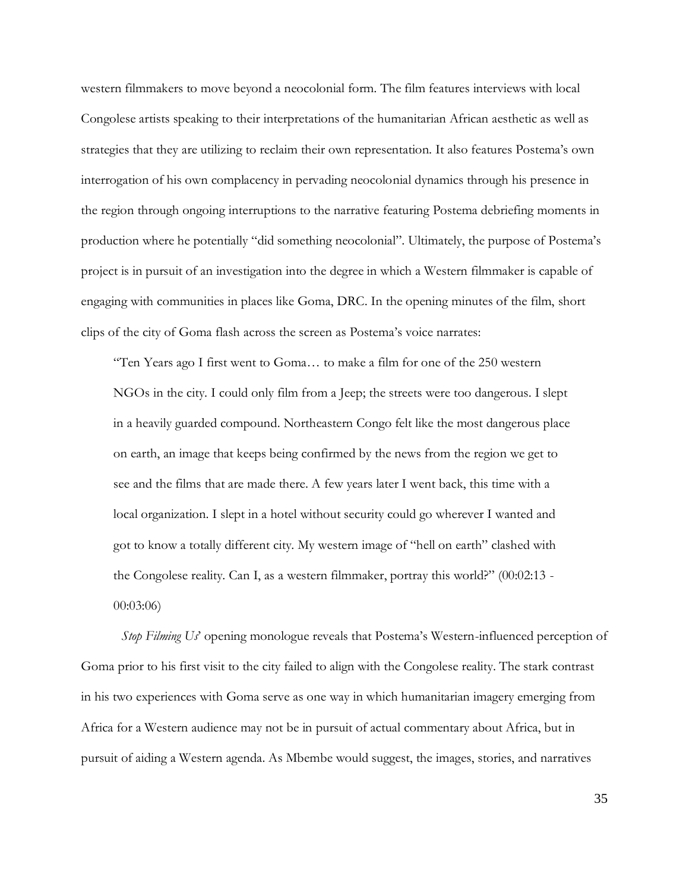western filmmakers to move beyond a neocolonial form. The film features interviews with local Congolese artists speaking to their interpretations of the humanitarian African aesthetic as well as strategies that they are utilizing to reclaim their own representation. It also features Postema's own interrogation of his own complacency in pervading neocolonial dynamics through his presence in the region through ongoing interruptions to the narrative featuring Postema debriefing moments in production where he potentially "did something neocolonial". Ultimately, the purpose of Postema's project is in pursuit of an investigation into the degree in which a Western filmmaker is capable of engaging with communities in places like Goma, DRC. In the opening minutes of the film, short clips of the city of Goma flash across the screen as Postema's voice narrates:

> "Ten Years ago I first went to Goma… to make a film for one of the 250 western NGOs in the city. I could only film from a Jeep; the streets were too dangerous. I slept in a heavily guarded compound. Northeastern Congo felt like the most dangerous place on earth, an image that keeps being confirmed by the news from the region we get to see and the films that are made there. A few years later I went back, this time with a local organization. I slept in a hotel without security could go wherever I wanted and got to know a totally different city. My western image of "hell on earth" clashed with the Congolese reality. Can I, as a western filmmaker, portray this world?" (00:02:13 - 00:03:06)

*Stop Filming Us*' opening monologue reveals that Postema's Western-influenced perception of Goma prior to his first visit to the city failed to align with the Congolese reality. The stark contrast in his two experiences with Goma serve as one way in which humanitarian imagery emerging from Africa for a Western audience may not be in pursuit of actual commentary about Africa, but in pursuit of aiding a Western agenda. As Mbembe would suggest, the images, stories, and narratives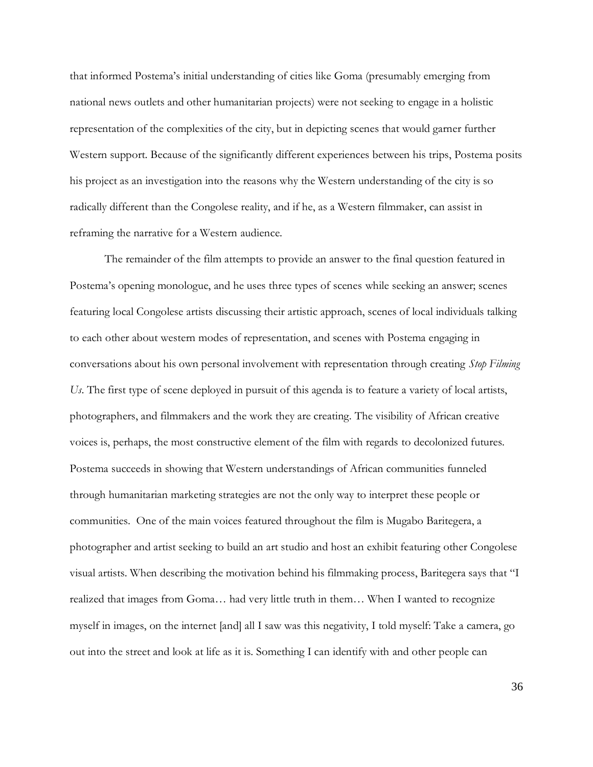that informed Postema's initial understanding of cities like Goma (presumably emerging from national news outlets and other humanitarian projects) were not seeking to engage in a holistic representation of the complexities of the city, but in depicting scenes that would garner further Western support. Because of the significantly different experiences between his trips, Postema posits his project as an investigation into the reasons why the Western understanding of the city is so radically different than the Congolese reality, and if he, as a Western filmmaker, can assist in reframing the narrative for a Western audience.

The remainder of the film attempts to provide an answer to the final question featured in Postema's opening monologue, and he uses three types of scenes while seeking an answer; scenes featuring local Congolese artists discussing their artistic approach, scenes of local individuals talking to each other about western modes of representation, and scenes with Postema engaging in conversations about his own personal involvement with representation through creating *Stop Filming Us*. The first type of scene deployed in pursuit of this agenda is to feature a variety of local artists, photographers, and filmmakers and the work they are creating. The visibility of African creative voices is, perhaps, the most constructive element of the film with regards to decolonized futures. Postema succeeds in showing that Western understandings of African communities funneled through humanitarian marketing strategies are not the only way to interpret these people or communities. One of the main voices featured throughout the film is Mugabo Baritegera, a photographer and artist seeking to build an art studio and host an exhibit featuring other Congolese visual artists. When describing the motivation behind his filmmaking process, Baritegera says that "I realized that images from Goma… had very little truth in them… When I wanted to recognize myself in images, on the internet [and] all I saw was this negativity, I told myself: Take a camera, go out into the street and look at life as it is. Something I can identify with and other people can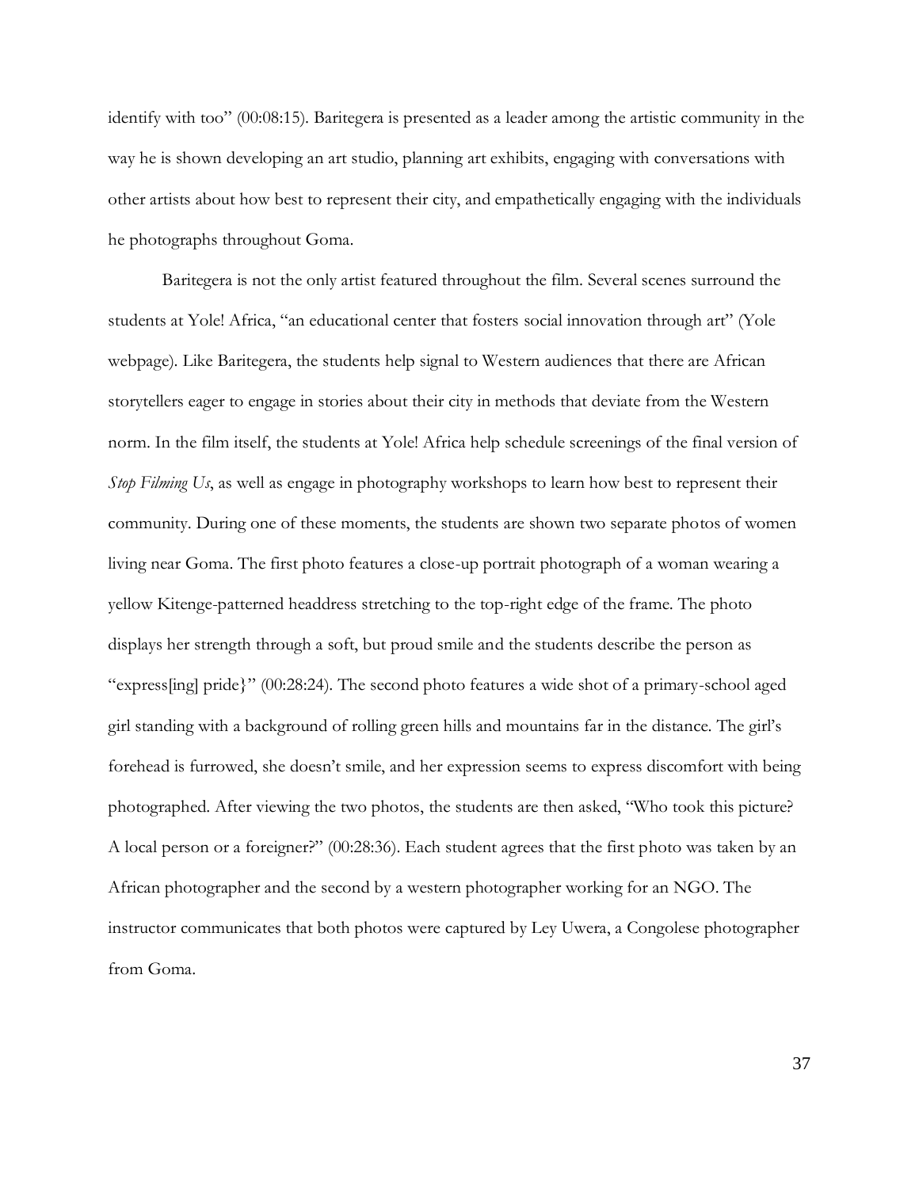identify with too" (00:08:15). Baritegera is presented as a leader among the artistic community in the way he is shown developing an art studio, planning art exhibits, engaging with conversations with other artists about how best to represent their city, and empathetically engaging with the individuals he photographs throughout Goma.

Baritegera is not the only artist featured throughout the film. Several scenes surround the students at Yole! Africa, "an educational center that fosters social innovation through art" (Yole webpage). Like Baritegera, the students help signal to Western audiences that there are African storytellers eager to engage in stories about their city in methods that deviate from the Western norm. In the film itself, the students at Yole! Africa help schedule screenings of the final version of *Stop Filming Us*, as well as engage in photography workshops to learn how best to represent their community. During one of these moments, the students are shown two separate photos of women living near Goma. The first photo features a close-up portrait photograph of a woman wearing a yellow Kitenge-patterned headdress stretching to the top-right edge of the frame. The photo displays her strength through a soft, but proud smile and the students describe the person as "express[ing] pride}" (00:28:24). The second photo features a wide shot of a primary-school aged girl standing with a background of rolling green hills and mountains far in the distance. The girl's forehead is furrowed, she doesn't smile, and her expression seems to express discomfort with being photographed. After viewing the two photos, the students are then asked, "Who took this picture? A local person or a foreigner?" (00:28:36). Each student agrees that the first photo was taken by an African photographer and the second by a western photographer working for an NGO. The instructor communicates that both photos were captured by Ley Uwera, a Congolese photographer from Goma.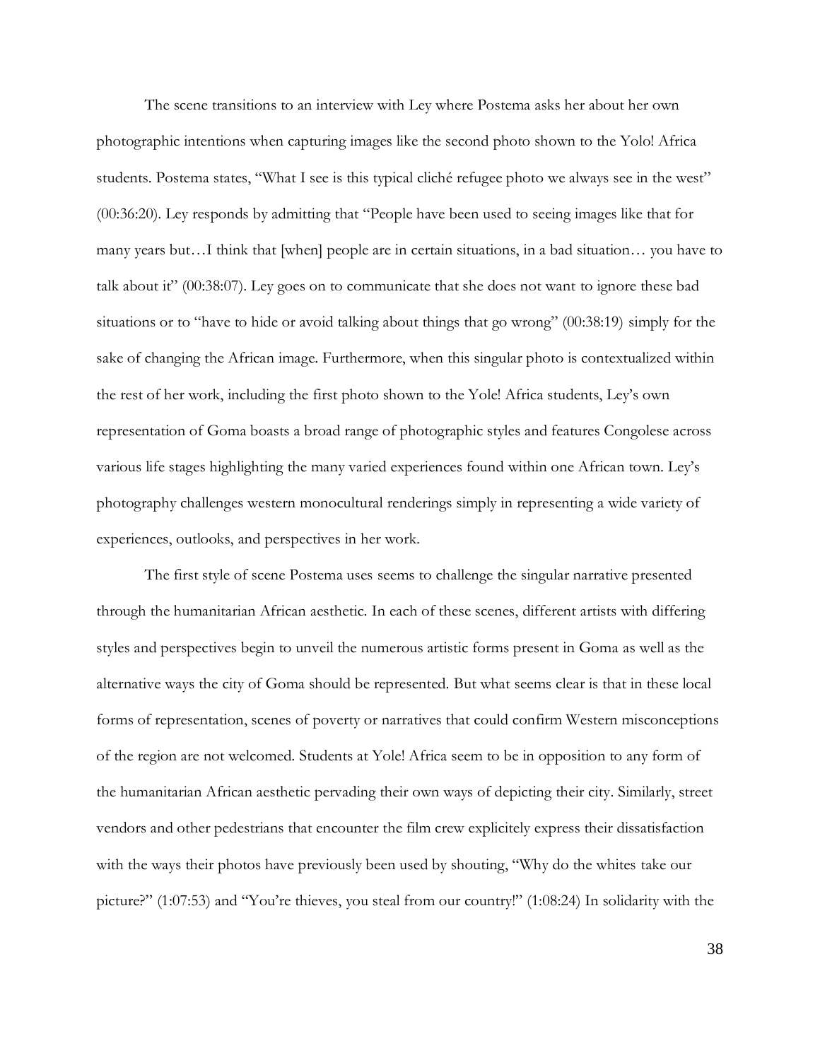The scene transitions to an interview with Ley where Postema asks her about her own photographic intentions when capturing images like the second photo shown to the Yolo! Africa students. Postema states, "What I see is this typical cliché refugee photo we always see in the west" (00:36:20). Ley responds by admitting that "People have been used to seeing images like that for many years but…I think that [when] people are in certain situations, in a bad situation… you have to talk about it" (00:38:07). Ley goes on to communicate that she does not want to ignore these bad situations or to "have to hide or avoid talking about things that go wrong" (00:38:19) simply for the sake of changing the African image. Furthermore, when this singular photo is contextualized within the rest of her work, including the first photo shown to the Yole! Africa students, Ley's own representation of Goma boasts a broad range of photographic styles and features Congolese across various life stages highlighting the many varied experiences found within one African town. Ley's photography challenges western monocultural renderings simply in representing a wide variety of experiences, outlooks, and perspectives in her work.

The first style of scene Postema uses seems to challenge the singular narrative presented through the humanitarian African aesthetic. In each of these scenes, different artists with differing styles and perspectives begin to unveil the numerous artistic forms present in Goma as well as the alternative ways the city of Goma should be represented. But what seems clear is that in these local forms of representation, scenes of poverty or narratives that could confirm Western misconceptions of the region are not welcomed. Students at Yole! Africa seem to be in opposition to any form of the humanitarian African aesthetic pervading their own ways of depicting their city. Similarly, street vendors and other pedestrians that encounter the film crew explicitely express their dissatisfaction with the ways their photos have previously been used by shouting, "Why do the whites take our picture?" (1:07:53) and "You're thieves, you steal from our country!" (1:08:24) In solidarity with the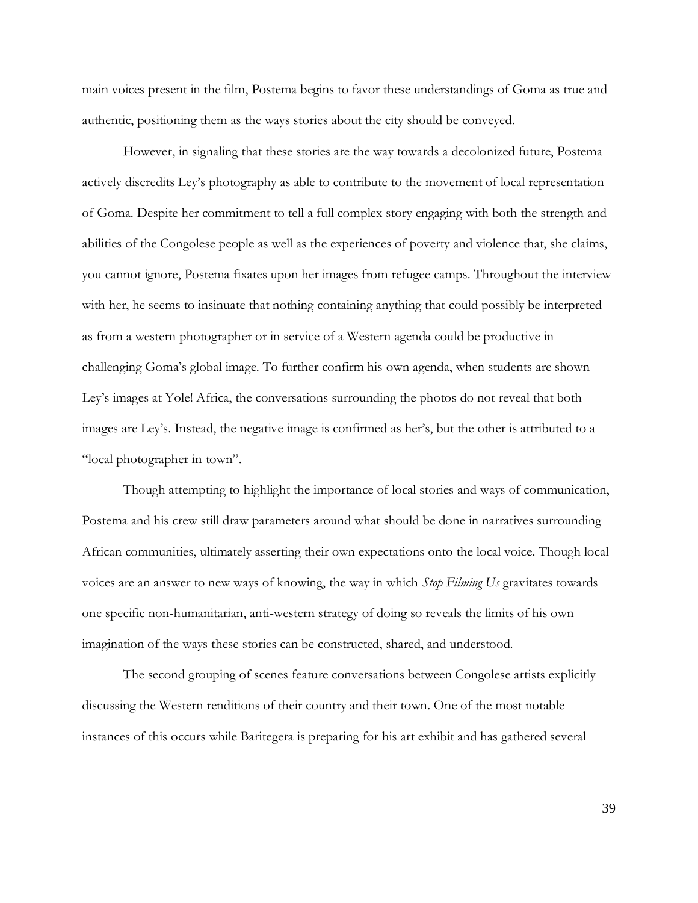main voices present in the film, Postema begins to favor these understandings of Goma as true and authentic, positioning them as the ways stories about the city should be conveyed.

However, in signaling that these stories are the way towards a decolonized future, Postema actively discredits Ley's photography as able to contribute to the movement of local representation of Goma. Despite her commitment to tell a full complex story engaging with both the strength and abilities of the Congolese people as well as the experiences of poverty and violence that, she claims, you cannot ignore, Postema fixates upon her images from refugee camps. Throughout the interview with her, he seems to insinuate that nothing containing anything that could possibly be interpreted as from a western photographer or in service of a Western agenda could be productive in challenging Goma's global image. To further confirm his own agenda, when students are shown Ley's images at Yole! Africa, the conversations surrounding the photos do not reveal that both images are Ley's. Instead, the negative image is confirmed as her's, but the other is attributed to a "local photographer in town".

Though attempting to highlight the importance of local stories and ways of communication, Postema and his crew still draw parameters around what should be done in narratives surrounding African communities, ultimately asserting their own expectations onto the local voice. Though local voices are an answer to new ways of knowing, the way in which *Stop Filming Us* gravitates towards one specific non-humanitarian, anti-western strategy of doing so reveals the limits of his own imagination of the ways these stories can be constructed, shared, and understood.

The second grouping of scenes feature conversations between Congolese artists explicitly discussing the Western renditions of their country and their town. One of the most notable instances of this occurs while Baritegera is preparing for his art exhibit and has gathered several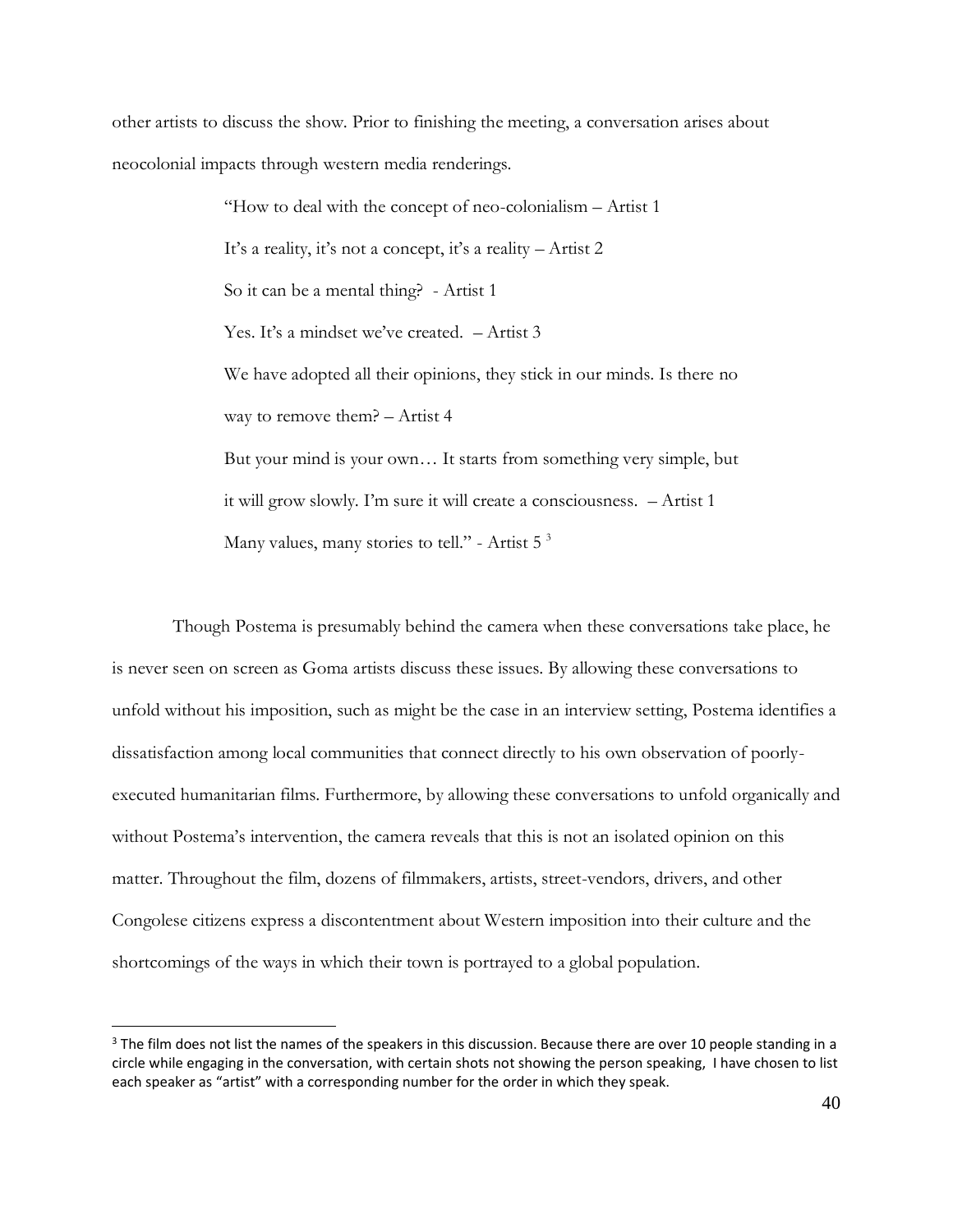other artists to discuss the show. Prior to finishing the meeting, a conversation arises about neocolonial impacts through western media renderings.

> "How to deal with the concept of neo-colonialism – Artist 1
>
> It's a reality, it's not a concept, it's a reality – Artist 2
>
> So it can be a mental thing? - Artist 1
>
> Yes. It's a mindset we've created. – Artist 3
>
> We have adopted all their opinions, they stick in our minds. Is there no way to remove them? – Artist 4
>
> But your mind is your own… It starts from something very simple, but it will grow slowly. I'm sure it will create a consciousness. – Artist 1
>
> Many values, many stories to tell." - Artist 5 [3]

Though Postema is presumably behind the camera when these conversations take place, he is never seen on screen as Goma artists discuss these issues. By allowing these conversations to unfold without his imposition, such as might be the case in an interview setting, Postema identifies a dissatisfaction among local communities that connect directly to his own observation of poorly-executed humanitarian films. Furthermore, by allowing these conversations to unfold organically and without Postema's intervention, the camera reveals that this is not an isolated opinion on this matter. Throughout the film, dozens of filmmakers, artists, street-vendors, drivers, and other Congolese citizens express a discontentment about Western imposition into their culture and the shortcomings of the ways in which their town is portrayed to a global population.

---

[3] The film does not list the names of the speakers in this discussion. Because there are over 10 people standing in a circle while engaging in the conversation, with certain shots not showing the person speaking, I have chosen to list each speaker as "artist" with a corresponding number for the order in which they speak.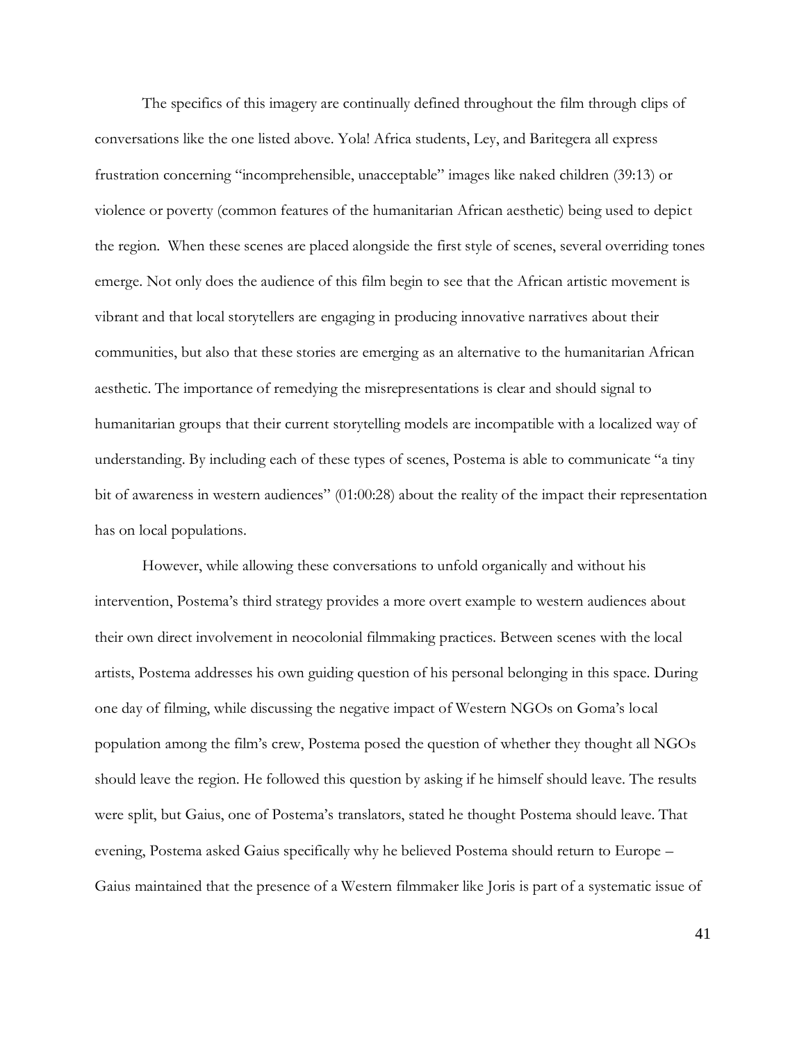The specifics of this imagery are continually defined throughout the film through clips of conversations like the one listed above. Yola! Africa students, Ley, and Baritegera all express frustration concerning "incomprehensible, unacceptable" images like naked children (39:13) or violence or poverty (common features of the humanitarian African aesthetic) being used to depict the region. When these scenes are placed alongside the first style of scenes, several overriding tones emerge. Not only does the audience of this film begin to see that the African artistic movement is vibrant and that local storytellers are engaging in producing innovative narratives about their communities, but also that these stories are emerging as an alternative to the humanitarian African aesthetic. The importance of remedying the misrepresentations is clear and should signal to humanitarian groups that their current storytelling models are incompatible with a localized way of understanding. By including each of these types of scenes, Postema is able to communicate "a tiny bit of awareness in western audiences" (01:00:28) about the reality of the impact their representation has on local populations.

However, while allowing these conversations to unfold organically and without his intervention, Postema's third strategy provides a more overt example to western audiences about their own direct involvement in neocolonial filmmaking practices. Between scenes with the local artists, Postema addresses his own guiding question of his personal belonging in this space. During one day of filming, while discussing the negative impact of Western NGOs on Goma's local population among the film's crew, Postema posed the question of whether they thought all NGOs should leave the region. He followed this question by asking if he himself should leave. The results were split, but Gaius, one of Postema's translators, stated he thought Postema should leave. That evening, Postema asked Gaius specifically why he believed Postema should return to Europe – Gaius maintained that the presence of a Western filmmaker like Joris is part of a systematic issue of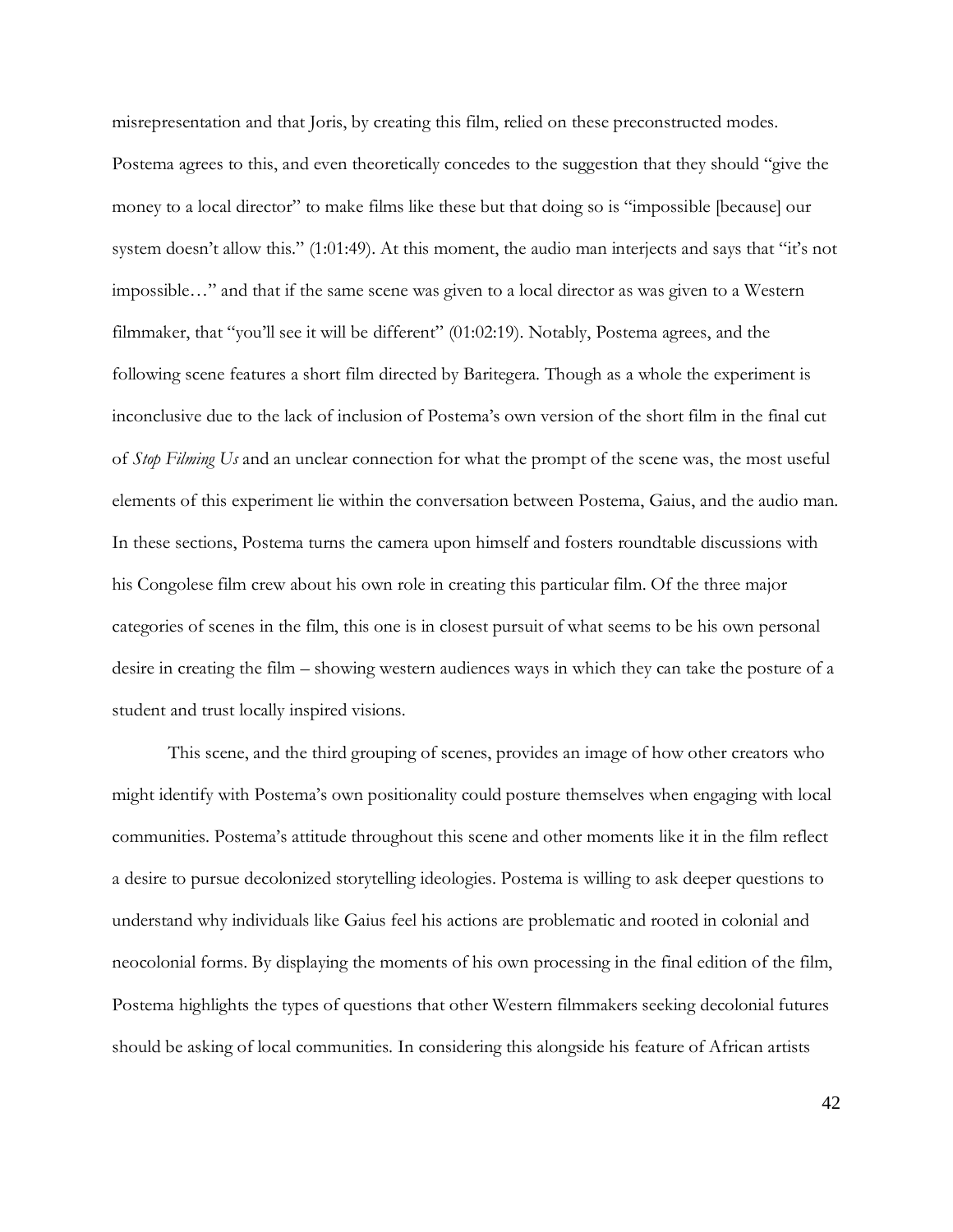misrepresentation and that Joris, by creating this film, relied on these preconstructed modes. Postema agrees to this, and even theoretically concedes to the suggestion that they should "give the money to a local director" to make films like these but that doing so is "impossible [because] our system doesn't allow this." (1:01:49). At this moment, the audio man interjects and says that "it's not impossible…" and that if the same scene was given to a local director as was given to a Western filmmaker, that "you'll see it will be different" (01:02:19). Notably, Postema agrees, and the following scene features a short film directed by Baritegera. Though as a whole the experiment is inconclusive due to the lack of inclusion of Postema's own version of the short film in the final cut of *Stop Filming Us* and an unclear connection for what the prompt of the scene was, the most useful elements of this experiment lie within the conversation between Postema, Gaius, and the audio man. In these sections, Postema turns the camera upon himself and fosters roundtable discussions with his Congolese film crew about his own role in creating this particular film. Of the three major categories of scenes in the film, this one is in closest pursuit of what seems to be his own personal desire in creating the film – showing western audiences ways in which they can take the posture of a student and trust locally inspired visions.

This scene, and the third grouping of scenes, provides an image of how other creators who might identify with Postema's own positionality could posture themselves when engaging with local communities. Postema's attitude throughout this scene and other moments like it in the film reflect a desire to pursue decolonized storytelling ideologies. Postema is willing to ask deeper questions to understand why individuals like Gaius feel his actions are problematic and rooted in colonial and neocolonial forms. By displaying the moments of his own processing in the final edition of the film, Postema highlights the types of questions that other Western filmmakers seeking decolonial futures should be asking of local communities. In considering this alongside his feature of African artists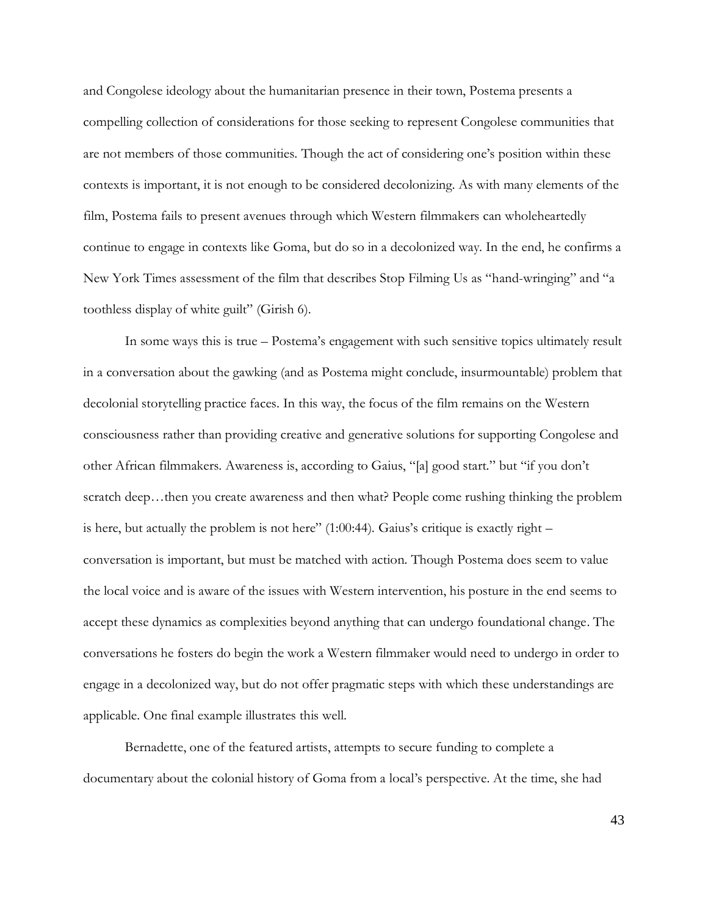and Congolese ideology about the humanitarian presence in their town, Postema presents a compelling collection of considerations for those seeking to represent Congolese communities that are not members of those communities. Though the act of considering one's position within these contexts is important, it is not enough to be considered decolonizing. As with many elements of the film, Postema fails to present avenues through which Western filmmakers can wholeheartedly continue to engage in contexts like Goma, but do so in a decolonized way. In the end, he confirms a New York Times assessment of the film that describes Stop Filming Us as "hand-wringing" and "a toothless display of white guilt" (Girish 6).

In some ways this is true – Postema's engagement with such sensitive topics ultimately result in a conversation about the gawking (and as Postema might conclude, insurmountable) problem that decolonial storytelling practice faces. In this way, the focus of the film remains on the Western consciousness rather than providing creative and generative solutions for supporting Congolese and other African filmmakers. Awareness is, according to Gaius, "[a] good start." but "if you don't scratch deep…then you create awareness and then what? People come rushing thinking the problem is here, but actually the problem is not here" (1:00:44). Gaius's critique is exactly right – conversation is important, but must be matched with action. Though Postema does seem to value the local voice and is aware of the issues with Western intervention, his posture in the end seems to accept these dynamics as complexities beyond anything that can undergo foundational change. The conversations he fosters do begin the work a Western filmmaker would need to undergo in order to engage in a decolonized way, but do not offer pragmatic steps with which these understandings are applicable. One final example illustrates this well.

Bernadette, one of the featured artists, attempts to secure funding to complete a documentary about the colonial history of Goma from a local's perspective. At the time, she had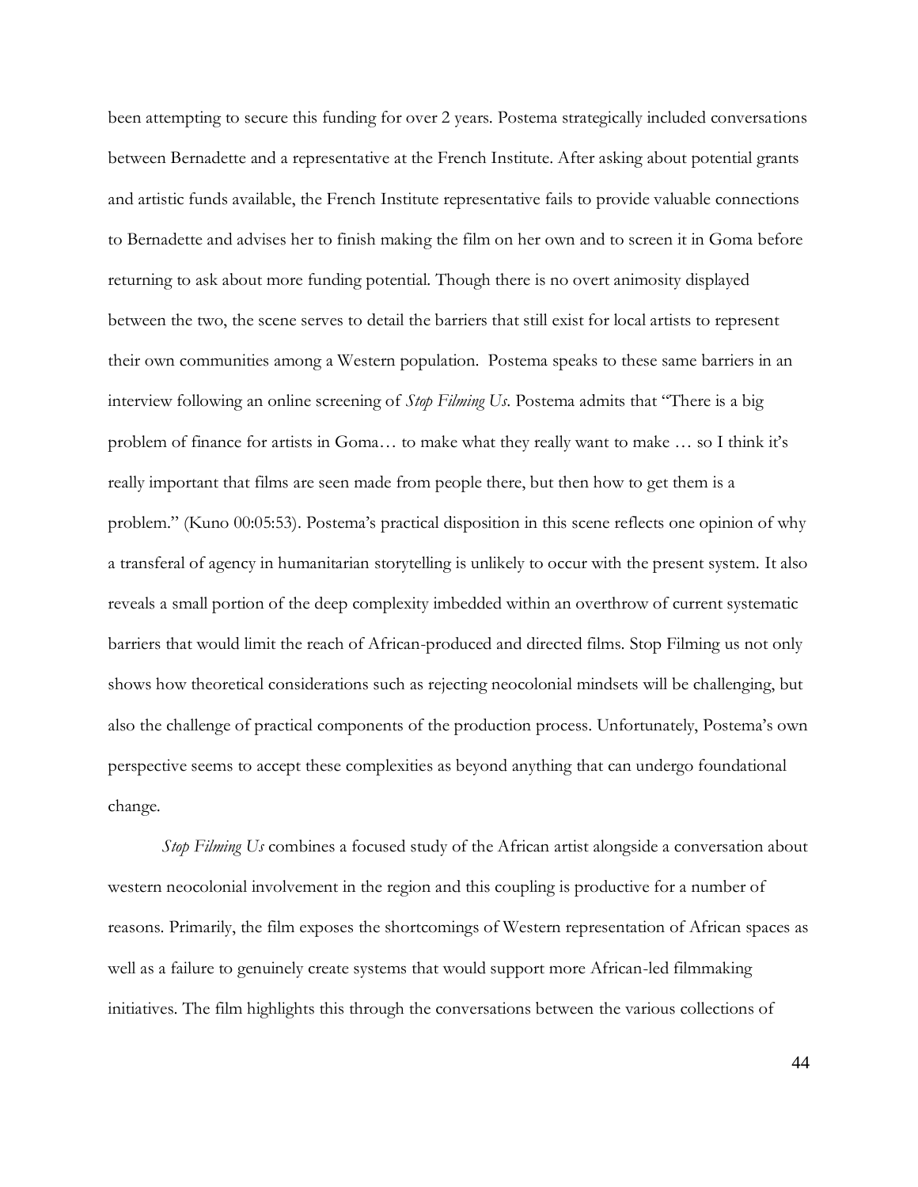been attempting to secure this funding for over 2 years. Postema strategically included conversations between Bernadette and a representative at the French Institute. After asking about potential grants and artistic funds available, the French Institute representative fails to provide valuable connections to Bernadette and advises her to finish making the film on her own and to screen it in Goma before returning to ask about more funding potential. Though there is no overt animosity displayed between the two, the scene serves to detail the barriers that still exist for local artists to represent their own communities among a Western population. Postema speaks to these same barriers in an interview following an online screening of *Stop Filming Us*. Postema admits that "There is a big problem of finance for artists in Goma… to make what they really want to make … so I think it's really important that films are seen made from people there, but then how to get them is a problem." (Kuno 00:05:53). Postema's practical disposition in this scene reflects one opinion of why a transferal of agency in humanitarian storytelling is unlikely to occur with the present system. It also reveals a small portion of the deep complexity imbedded within an overthrow of current systematic barriers that would limit the reach of African-produced and directed films. Stop Filming us not only shows how theoretical considerations such as rejecting neocolonial mindsets will be challenging, but also the challenge of practical components of the production process. Unfortunately, Postema's own perspective seems to accept these complexities as beyond anything that can undergo foundational change.

*Stop Filming Us* combines a focused study of the African artist alongside a conversation about western neocolonial involvement in the region and this coupling is productive for a number of reasons. Primarily, the film exposes the shortcomings of Western representation of African spaces as well as a failure to genuinely create systems that would support more African-led filmmaking initiatives. The film highlights this through the conversations between the various collections of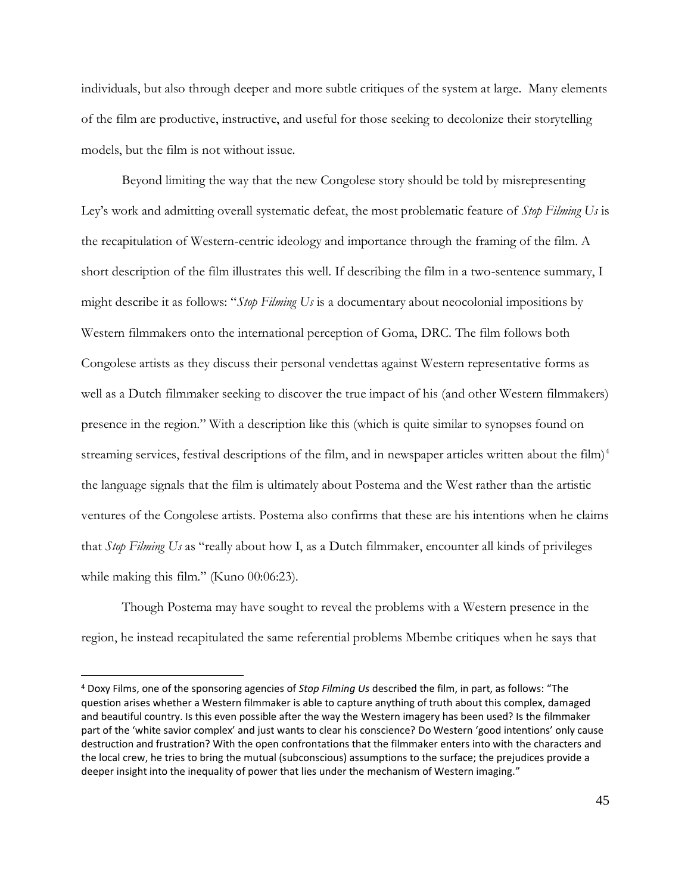individuals, but also through deeper and more subtle critiques of the system at large.  Many elements of the film are productive, instructive, and useful for those seeking to decolonize their storytelling models, but the film is not without issue.

Beyond limiting the way that the new Congolese story should be told by misrepresenting Ley's work and admitting overall systematic defeat, the most problematic feature of *Stop Filming Us* is the recapitulation of Western-centric ideology and importance through the framing of the film. A short description of the film illustrates this well. If describing the film in a two-sentence summary, I might describe it as follows: "*Stop Filming Us* is a documentary about neocolonial impositions by Western filmmakers onto the international perception of Goma, DRC. The film follows both Congolese artists as they discuss their personal vendettas against Western representative forms as well as a Dutch filmmaker seeking to discover the true impact of his (and other Western filmmakers) presence in the region." With a description like this (which is quite similar to synopses found on streaming services, festival descriptions of the film, and in newspaper articles written about the film)[4] the language signals that the film is ultimately about Postema and the West rather than the artistic ventures of the Congolese artists. Postema also confirms that these are his intentions when he claims that *Stop Filming Us* as "really about how I, as a Dutch filmmaker, encounter all kinds of privileges while making this film." (Kuno 00:06:23).

Though Postema may have sought to reveal the problems with a Western presence in the region, he instead recapitulated the same referential problems Mbembe critiques when he says that

---

[4] Doxy Films, one of the sponsoring agencies of *Stop Filming Us* described the film, in part, as follows: "The question arises whether a Western filmmaker is able to capture anything of truth about this complex, damaged and beautiful country. Is this even possible after the way the Western imagery has been used? Is the filmmaker part of the 'white savior complex' and just wants to clear his conscience? Do Western 'good intentions' only cause destruction and frustration? With the open confrontations that the filmmaker enters into with the characters and the local crew, he tries to bring the mutual (subconscious) assumptions to the surface; the prejudices provide a deeper insight into the inequality of power that lies under the mechanism of Western imaging."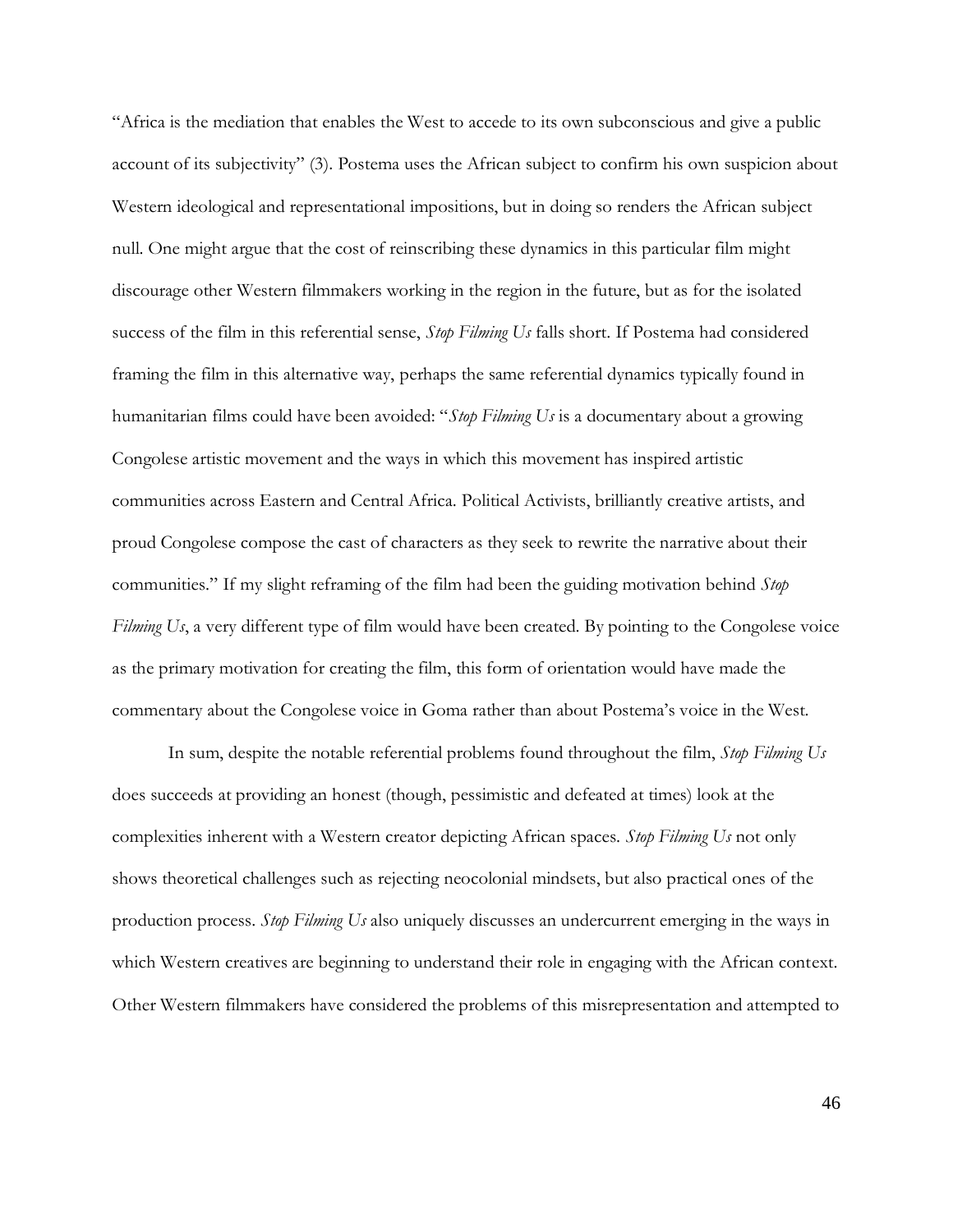"Africa is the mediation that enables the West to accede to its own subconscious and give a public account of its subjectivity" (3). Postema uses the African subject to confirm his own suspicion about Western ideological and representational impositions, but in doing so renders the African subject null. One might argue that the cost of reinscribing these dynamics in this particular film might discourage other Western filmmakers working in the region in the future, but as for the isolated success of the film in this referential sense, *Stop Filming Us* falls short. If Postema had considered framing the film in this alternative way, perhaps the same referential dynamics typically found in humanitarian films could have been avoided: "*Stop Filming Us* is a documentary about a growing Congolese artistic movement and the ways in which this movement has inspired artistic communities across Eastern and Central Africa. Political Activists, brilliantly creative artists, and proud Congolese compose the cast of characters as they seek to rewrite the narrative about their communities." If my slight reframing of the film had been the guiding motivation behind *Stop Filming Us*, a very different type of film would have been created. By pointing to the Congolese voice as the primary motivation for creating the film, this form of orientation would have made the commentary about the Congolese voice in Goma rather than about Postema's voice in the West.

In sum, despite the notable referential problems found throughout the film, *Stop Filming Us* does succeeds at providing an honest (though, pessimistic and defeated at times) look at the complexities inherent with a Western creator depicting African spaces. *Stop Filming Us* not only shows theoretical challenges such as rejecting neocolonial mindsets, but also practical ones of the production process. *Stop Filming Us* also uniquely discusses an undercurrent emerging in the ways in which Western creatives are beginning to understand their role in engaging with the African context. Other Western filmmakers have considered the problems of this misrepresentation and attempted to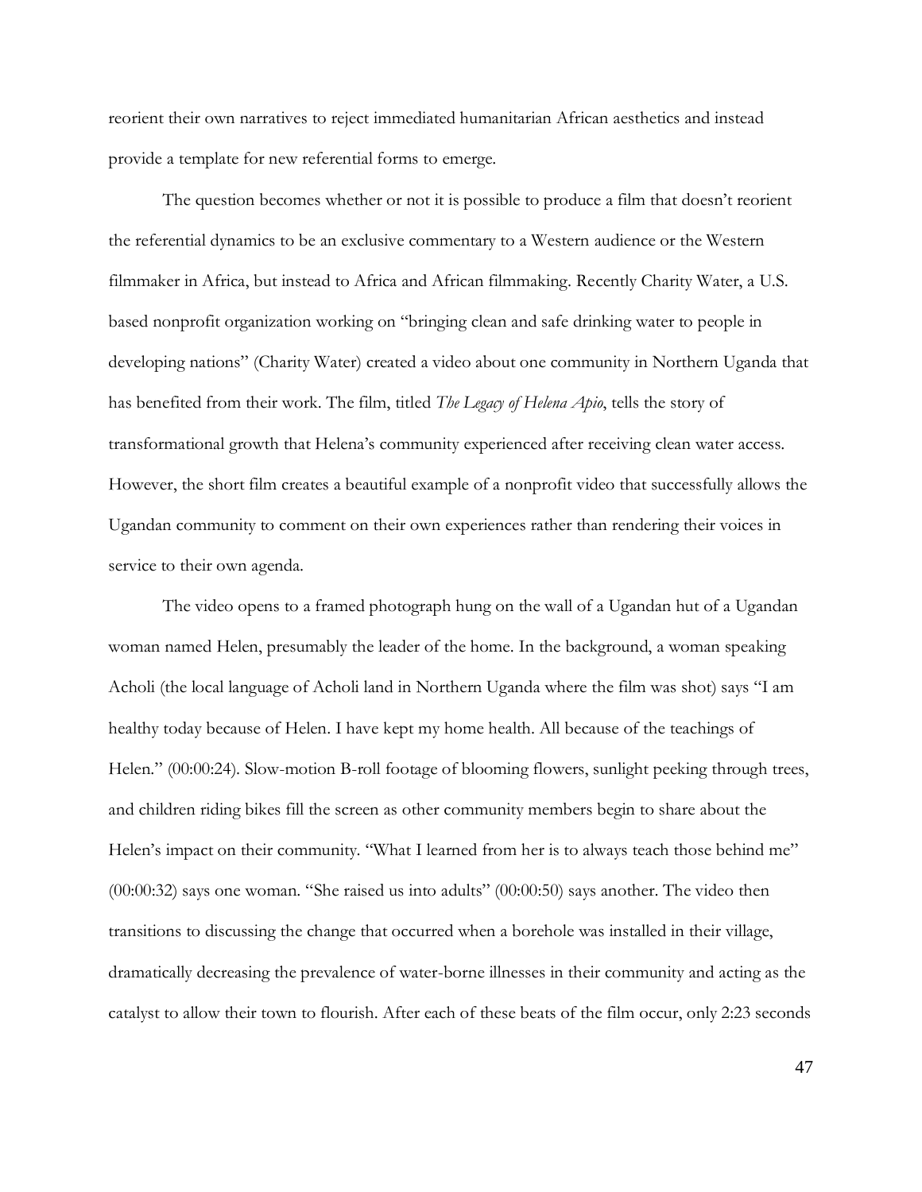reorient their own narratives to reject immediated humanitarian African aesthetics and instead provide a template for new referential forms to emerge.

The question becomes whether or not it is possible to produce a film that doesn't reorient the referential dynamics to be an exclusive commentary to a Western audience or the Western filmmaker in Africa, but instead to Africa and African filmmaking. Recently Charity Water, a U.S. based nonprofit organization working on "bringing clean and safe drinking water to people in developing nations" (Charity Water) created a video about one community in Northern Uganda that has benefited from their work. The film, titled *The Legacy of Helena Apio*, tells the story of transformational growth that Helena's community experienced after receiving clean water access. However, the short film creates a beautiful example of a nonprofit video that successfully allows the Ugandan community to comment on their own experiences rather than rendering their voices in service to their own agenda.

The video opens to a framed photograph hung on the wall of a Ugandan hut of a Ugandan woman named Helen, presumably the leader of the home. In the background, a woman speaking Acholi (the local language of Acholi land in Northern Uganda where the film was shot) says "I am healthy today because of Helen. I have kept my home health. All because of the teachings of Helen." (00:00:24). Slow-motion B-roll footage of blooming flowers, sunlight peeking through trees, and children riding bikes fill the screen as other community members begin to share about the Helen's impact on their community. "What I learned from her is to always teach those behind me" (00:00:32) says one woman. "She raised us into adults" (00:00:50) says another. The video then transitions to discussing the change that occurred when a borehole was installed in their village, dramatically decreasing the prevalence of water-borne illnesses in their community and acting as the catalyst to allow their town to flourish. After each of these beats of the film occur, only 2:23 seconds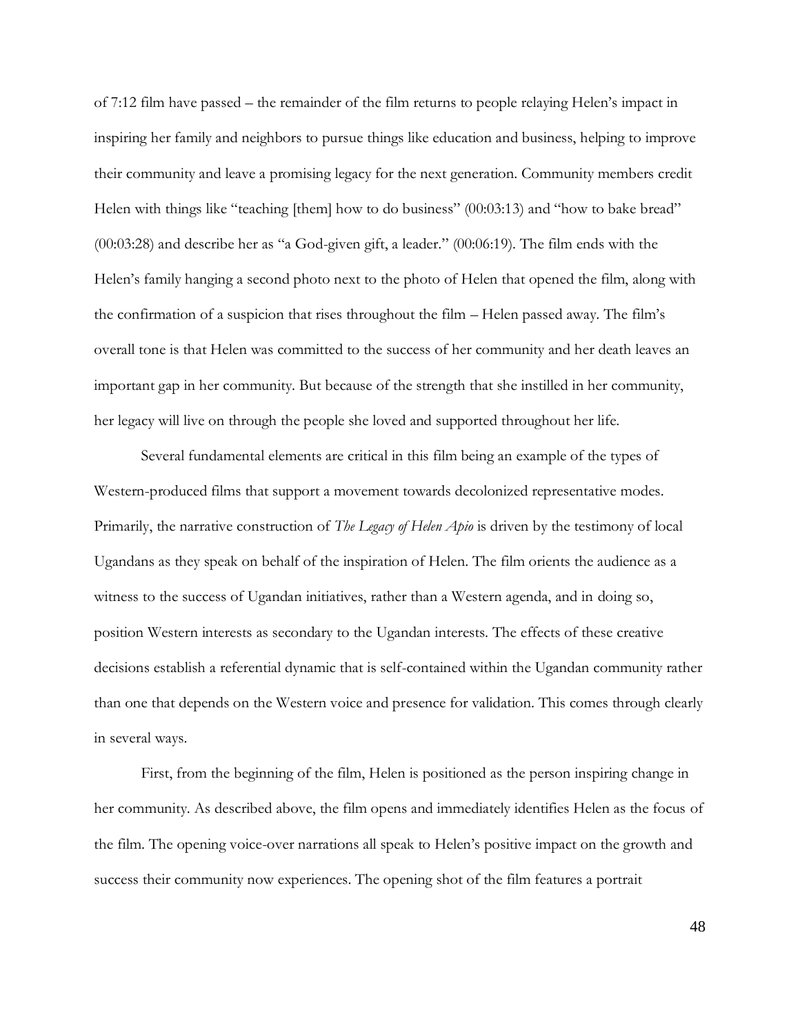of 7:12 film have passed – the remainder of the film returns to people relaying Helen's impact in inspiring her family and neighbors to pursue things like education and business, helping to improve their community and leave a promising legacy for the next generation. Community members credit Helen with things like "teaching [them] how to do business" (00:03:13) and "how to bake bread" (00:03:28) and describe her as "a God-given gift, a leader." (00:06:19). The film ends with the Helen's family hanging a second photo next to the photo of Helen that opened the film, along with the confirmation of a suspicion that rises throughout the film – Helen passed away. The film's overall tone is that Helen was committed to the success of her community and her death leaves an important gap in her community. But because of the strength that she instilled in her community, her legacy will live on through the people she loved and supported throughout her life.

Several fundamental elements are critical in this film being an example of the types of Western-produced films that support a movement towards decolonized representative modes. Primarily, the narrative construction of *The Legacy of Helen Apio* is driven by the testimony of local Ugandans as they speak on behalf of the inspiration of Helen. The film orients the audience as a witness to the success of Ugandan initiatives, rather than a Western agenda, and in doing so, position Western interests as secondary to the Ugandan interests. The effects of these creative decisions establish a referential dynamic that is self-contained within the Ugandan community rather than one that depends on the Western voice and presence for validation. This comes through clearly in several ways.

First, from the beginning of the film, Helen is positioned as the person inspiring change in her community. As described above, the film opens and immediately identifies Helen as the focus of the film. The opening voice-over narrations all speak to Helen's positive impact on the growth and success their community now experiences. The opening shot of the film features a portrait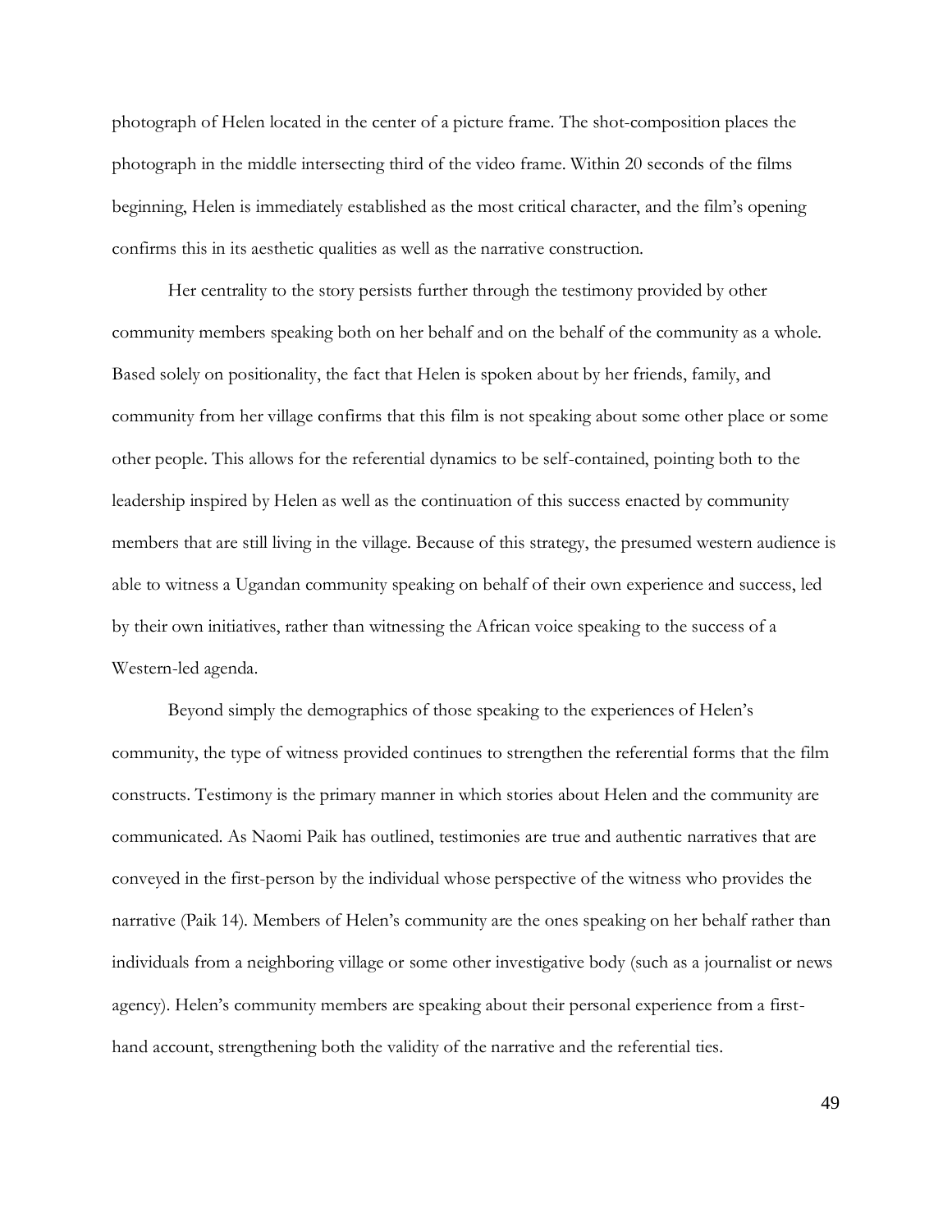photograph of Helen located in the center of a picture frame. The shot-composition places the photograph in the middle intersecting third of the video frame. Within 20 seconds of the films beginning, Helen is immediately established as the most critical character, and the film's opening confirms this in its aesthetic qualities as well as the narrative construction.

Her centrality to the story persists further through the testimony provided by other community members speaking both on her behalf and on the behalf of the community as a whole. Based solely on positionality, the fact that Helen is spoken about by her friends, family, and community from her village confirms that this film is not speaking about some other place or some other people. This allows for the referential dynamics to be self-contained, pointing both to the leadership inspired by Helen as well as the continuation of this success enacted by community members that are still living in the village. Because of this strategy, the presumed western audience is able to witness a Ugandan community speaking on behalf of their own experience and success, led by their own initiatives, rather than witnessing the African voice speaking to the success of a Western-led agenda.

Beyond simply the demographics of those speaking to the experiences of Helen's community, the type of witness provided continues to strengthen the referential forms that the film constructs. Testimony is the primary manner in which stories about Helen and the community are communicated. As Naomi Paik has outlined, testimonies are true and authentic narratives that are conveyed in the first-person by the individual whose perspective of the witness who provides the narrative (Paik 14). Members of Helen's community are the ones speaking on her behalf rather than individuals from a neighboring village or some other investigative body (such as a journalist or news agency). Helen's community members are speaking about their personal experience from a first-hand account, strengthening both the validity of the narrative and the referential ties.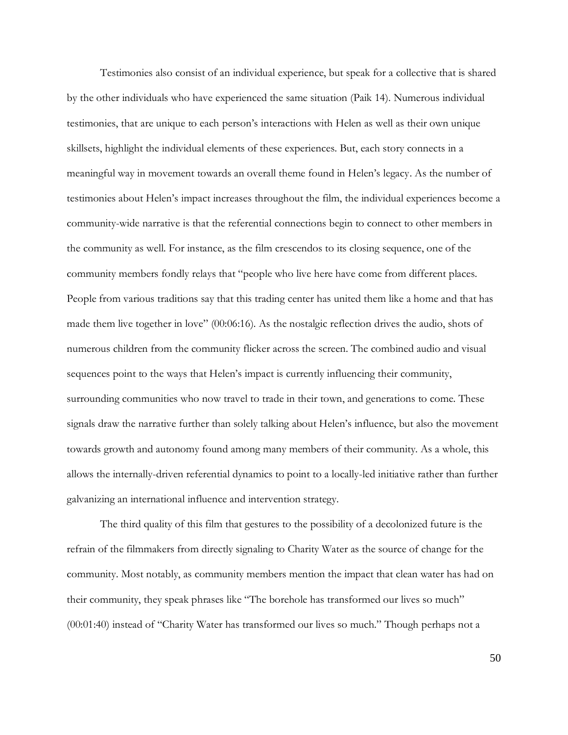Testimonies also consist of an individual experience, but speak for a collective that is shared by the other individuals who have experienced the same situation (Paik 14). Numerous individual testimonies, that are unique to each person's interactions with Helen as well as their own unique skillsets, highlight the individual elements of these experiences. But, each story connects in a meaningful way in movement towards an overall theme found in Helen's legacy. As the number of testimonies about Helen's impact increases throughout the film, the individual experiences become a community-wide narrative is that the referential connections begin to connect to other members in the community as well. For instance, as the film crescendos to its closing sequence, one of the community members fondly relays that "people who live here have come from different places. People from various traditions say that this trading center has united them like a home and that has made them live together in love" (00:06:16). As the nostalgic reflection drives the audio, shots of numerous children from the community flicker across the screen. The combined audio and visual sequences point to the ways that Helen's impact is currently influencing their community, surrounding communities who now travel to trade in their town, and generations to come. These signals draw the narrative further than solely talking about Helen's influence, but also the movement towards growth and autonomy found among many members of their community. As a whole, this allows the internally-driven referential dynamics to point to a locally-led initiative rather than further galvanizing an international influence and intervention strategy.

The third quality of this film that gestures to the possibility of a decolonized future is the refrain of the filmmakers from directly signaling to Charity Water as the source of change for the community. Most notably, as community members mention the impact that clean water has had on their community, they speak phrases like "The borehole has transformed our lives so much" (00:01:40) instead of "Charity Water has transformed our lives so much." Though perhaps not a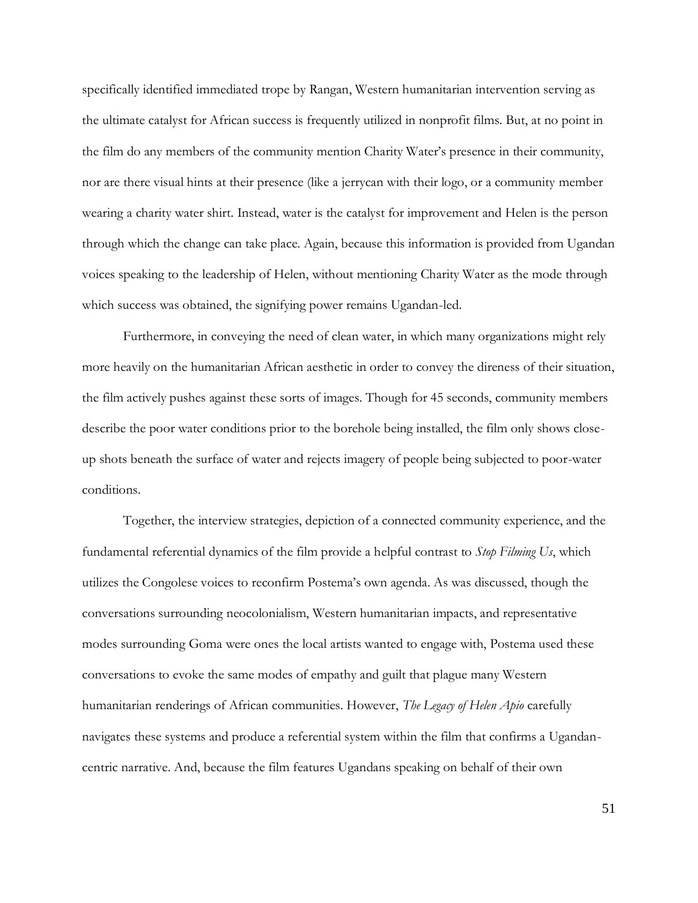specifically identified immediated trope by Rangan, Western humanitarian intervention serving as the ultimate catalyst for African success is frequently utilized in nonprofit films. But, at no point in the film do any members of the community mention Charity Water's presence in their community, nor are there visual hints at their presence (like a jerrycan with their logo, or a community member wearing a charity water shirt. Instead, water is the catalyst for improvement and Helen is the person through which the change can take place. Again, because this information is provided from Ugandan voices speaking to the leadership of Helen, without mentioning Charity Water as the mode through which success was obtained, the signifying power remains Ugandan-led.

Furthermore, in conveying the need of clean water, in which many organizations might rely more heavily on the humanitarian African aesthetic in order to convey the direness of their situation, the film actively pushes against these sorts of images. Though for 45 seconds, community members describe the poor water conditions prior to the borehole being installed, the film only shows close-up shots beneath the surface of water and rejects imagery of people being subjected to poor-water conditions.

Together, the interview strategies, depiction of a connected community experience, and the fundamental referential dynamics of the film provide a helpful contrast to *Stop Filming Us*, which utilizes the Congolese voices to reconfirm Postema's own agenda. As was discussed, though the conversations surrounding neocolonialism, Western humanitarian impacts, and representative modes surrounding Goma were ones the local artists wanted to engage with, Postema used these conversations to evoke the same modes of empathy and guilt that plague many Western humanitarian renderings of African communities. However, *The Legacy of Helen Apio* carefully navigates these systems and produce a referential system within the film that confirms a Ugandan-centric narrative. And, because the film features Ugandans speaking on behalf of their own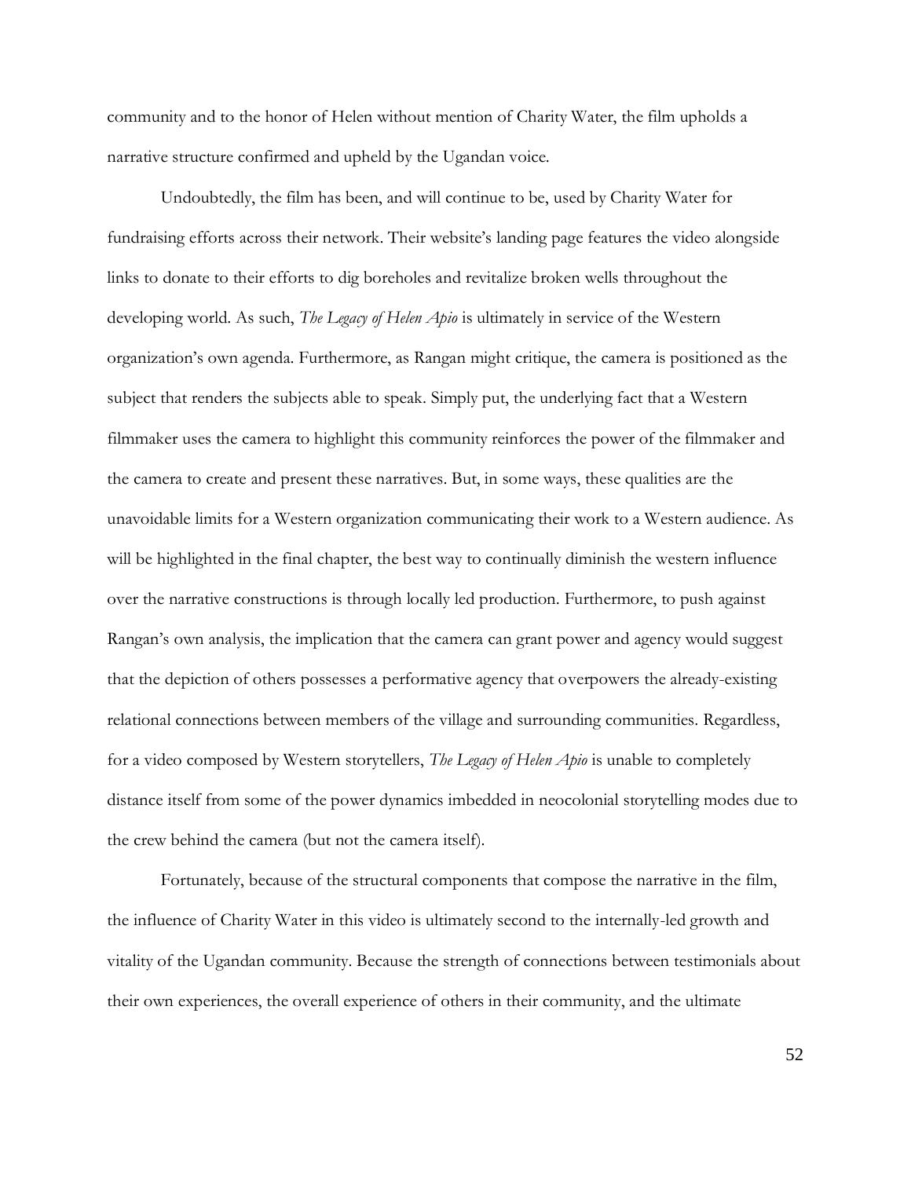community and to the honor of Helen without mention of Charity Water, the film upholds a narrative structure confirmed and upheld by the Ugandan voice.

Undoubtedly, the film has been, and will continue to be, used by Charity Water for fundraising efforts across their network. Their website's landing page features the video alongside links to donate to their efforts to dig boreholes and revitalize broken wells throughout the developing world. As such, *The Legacy of Helen Apio* is ultimately in service of the Western organization's own agenda. Furthermore, as Rangan might critique, the camera is positioned as the subject that renders the subjects able to speak. Simply put, the underlying fact that a Western filmmaker uses the camera to highlight this community reinforces the power of the filmmaker and the camera to create and present these narratives. But, in some ways, these qualities are the unavoidable limits for a Western organization communicating their work to a Western audience. As will be highlighted in the final chapter, the best way to continually diminish the western influence over the narrative constructions is through locally led production. Furthermore, to push against Rangan's own analysis, the implication that the camera can grant power and agency would suggest that the depiction of others possesses a performative agency that overpowers the already-existing relational connections between members of the village and surrounding communities. Regardless, for a video composed by Western storytellers, *The Legacy of Helen Apio* is unable to completely distance itself from some of the power dynamics imbedded in neocolonial storytelling modes due to the crew behind the camera (but not the camera itself).

Fortunately, because of the structural components that compose the narrative in the film, the influence of Charity Water in this video is ultimately second to the internally-led growth and vitality of the Ugandan community. Because the strength of connections between testimonials about their own experiences, the overall experience of others in their community, and the ultimate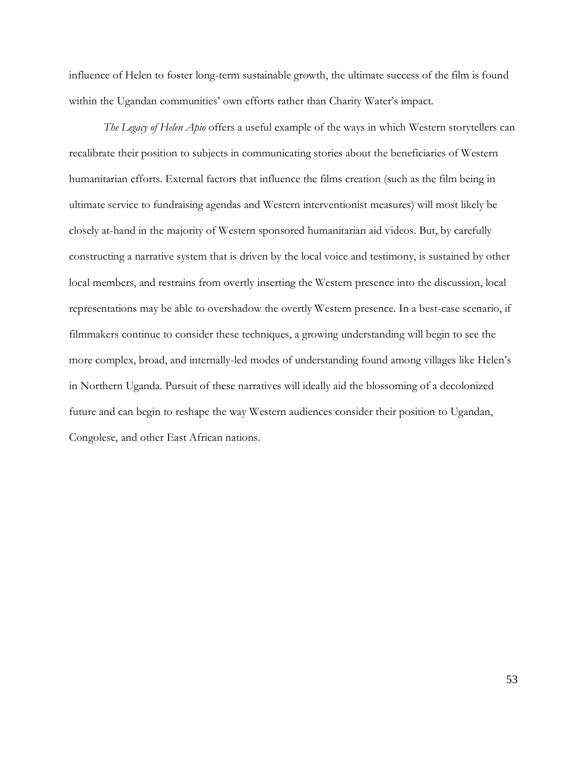influence of Helen to foster long-term sustainable growth, the ultimate success of the film is found within the Ugandan communities' own efforts rather than Charity Water's impact.

*The Legacy of Helen Apio* offers a useful example of the ways in which Western storytellers can recalibrate their position to subjects in communicating stories about the beneficiaries of Western humanitarian efforts. External factors that influence the films creation (such as the film being in ultimate service to fundraising agendas and Western interventionist measures) will most likely be closely at-hand in the majority of Western sponsored humanitarian aid videos. But, by carefully constructing a narrative system that is driven by the local voice and testimony, is sustained by other local members, and restrains from overtly inserting the Western presence into the discussion, local representations may be able to overshadow the overtly Western presence. In a best-case scenario, if filmmakers continue to consider these techniques, a growing understanding will begin to see the more complex, broad, and internally-led modes of understanding found among villages like Helen's in Northern Uganda. Pursuit of these narratives will ideally aid the blossoming of a decolonized future and can begin to reshape the way Western audiences consider their position to Ugandan, Congolese, and other East African nations.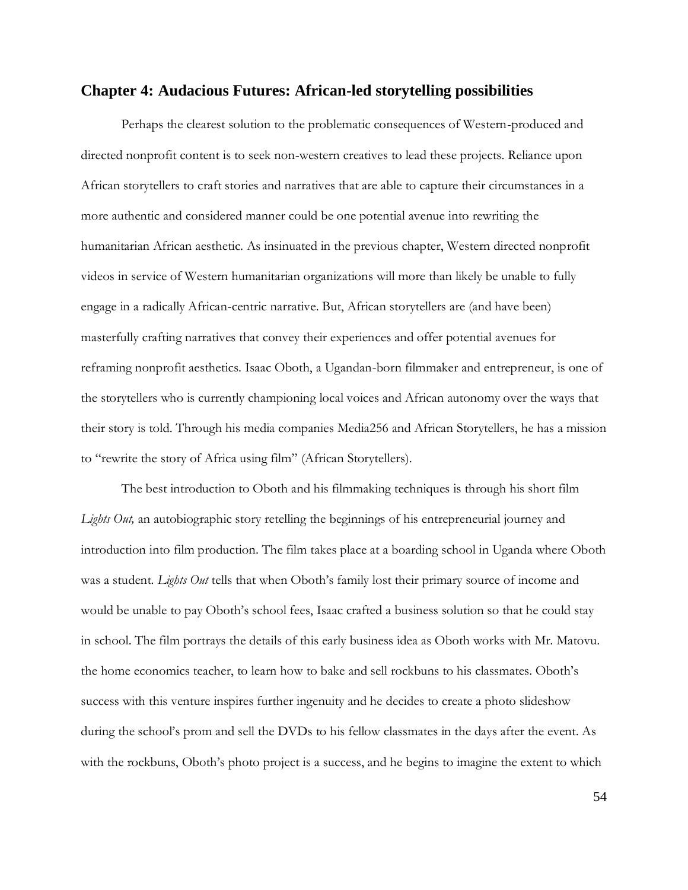## Chapter 4: Audacious Futures: African-led storytelling possibilities

Perhaps the clearest solution to the problematic consequences of Western-produced and directed nonprofit content is to seek non-western creatives to lead these projects. Reliance upon African storytellers to craft stories and narratives that are able to capture their circumstances in a more authentic and considered manner could be one potential avenue into rewriting the humanitarian African aesthetic. As insinuated in the previous chapter, Western directed nonprofit videos in service of Western humanitarian organizations will more than likely be unable to fully engage in a radically African-centric narrative. But, African storytellers are (and have been) masterfully crafting narratives that convey their experiences and offer potential avenues for reframing nonprofit aesthetics. Isaac Oboth, a Ugandan-born filmmaker and entrepreneur, is one of the storytellers who is currently championing local voices and African autonomy over the ways that their story is told. Through his media companies Media256 and African Storytellers, he has a mission to "rewrite the story of Africa using film" (African Storytellers).

The best introduction to Oboth and his filmmaking techniques is through his short film *Lights Out,* an autobiographic story retelling the beginnings of his entrepreneurial journey and introduction into film production. The film takes place at a boarding school in Uganda where Oboth was a student. *Lights Out* tells that when Oboth's family lost their primary source of income and would be unable to pay Oboth's school fees, Isaac crafted a business solution so that he could stay in school. The film portrays the details of this early business idea as Oboth works with Mr. Matovu. the home economics teacher, to learn how to bake and sell rockbuns to his classmates. Oboth's success with this venture inspires further ingenuity and he decides to create a photo slideshow during the school's prom and sell the DVDs to his fellow classmates in the days after the event. As with the rockbuns, Oboth's photo project is a success, and he begins to imagine the extent to which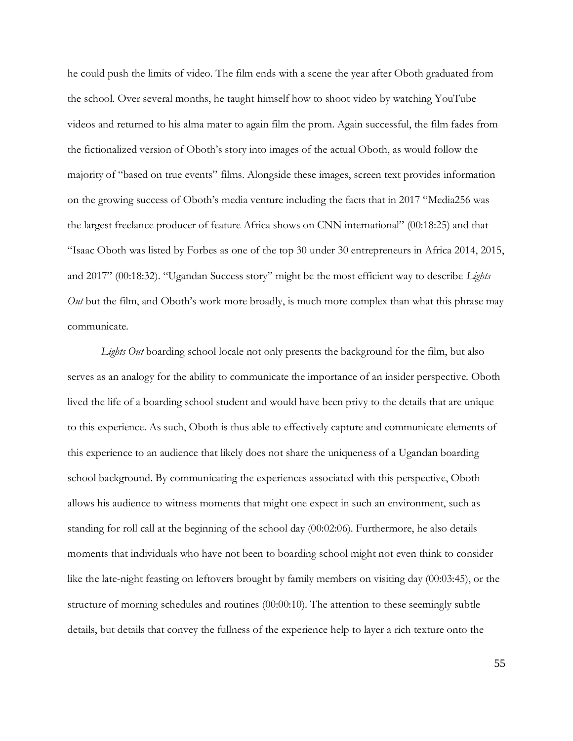he could push the limits of video. The film ends with a scene the year after Oboth graduated from the school. Over several months, he taught himself how to shoot video by watching YouTube videos and returned to his alma mater to again film the prom. Again successful, the film fades from the fictionalized version of Oboth's story into images of the actual Oboth, as would follow the majority of "based on true events" films. Alongside these images, screen text provides information on the growing success of Oboth's media venture including the facts that in 2017 "Media256 was the largest freelance producer of feature Africa shows on CNN international" (00:18:25) and that "Isaac Oboth was listed by Forbes as one of the top 30 under 30 entrepreneurs in Africa 2014, 2015, and 2017" (00:18:32). "Ugandan Success story" might be the most efficient way to describe *Lights Out* but the film, and Oboth's work more broadly, is much more complex than what this phrase may communicate.

*Lights Out* boarding school locale not only presents the background for the film, but also serves as an analogy for the ability to communicate the importance of an insider perspective. Oboth lived the life of a boarding school student and would have been privy to the details that are unique to this experience. As such, Oboth is thus able to effectively capture and communicate elements of this experience to an audience that likely does not share the uniqueness of a Ugandan boarding school background. By communicating the experiences associated with this perspective, Oboth allows his audience to witness moments that might one expect in such an environment, such as standing for roll call at the beginning of the school day (00:02:06). Furthermore, he also details moments that individuals who have not been to boarding school might not even think to consider like the late-night feasting on leftovers brought by family members on visiting day (00:03:45), or the structure of morning schedules and routines (00:00:10). The attention to these seemingly subtle details, but details that convey the fullness of the experience help to layer a rich texture onto the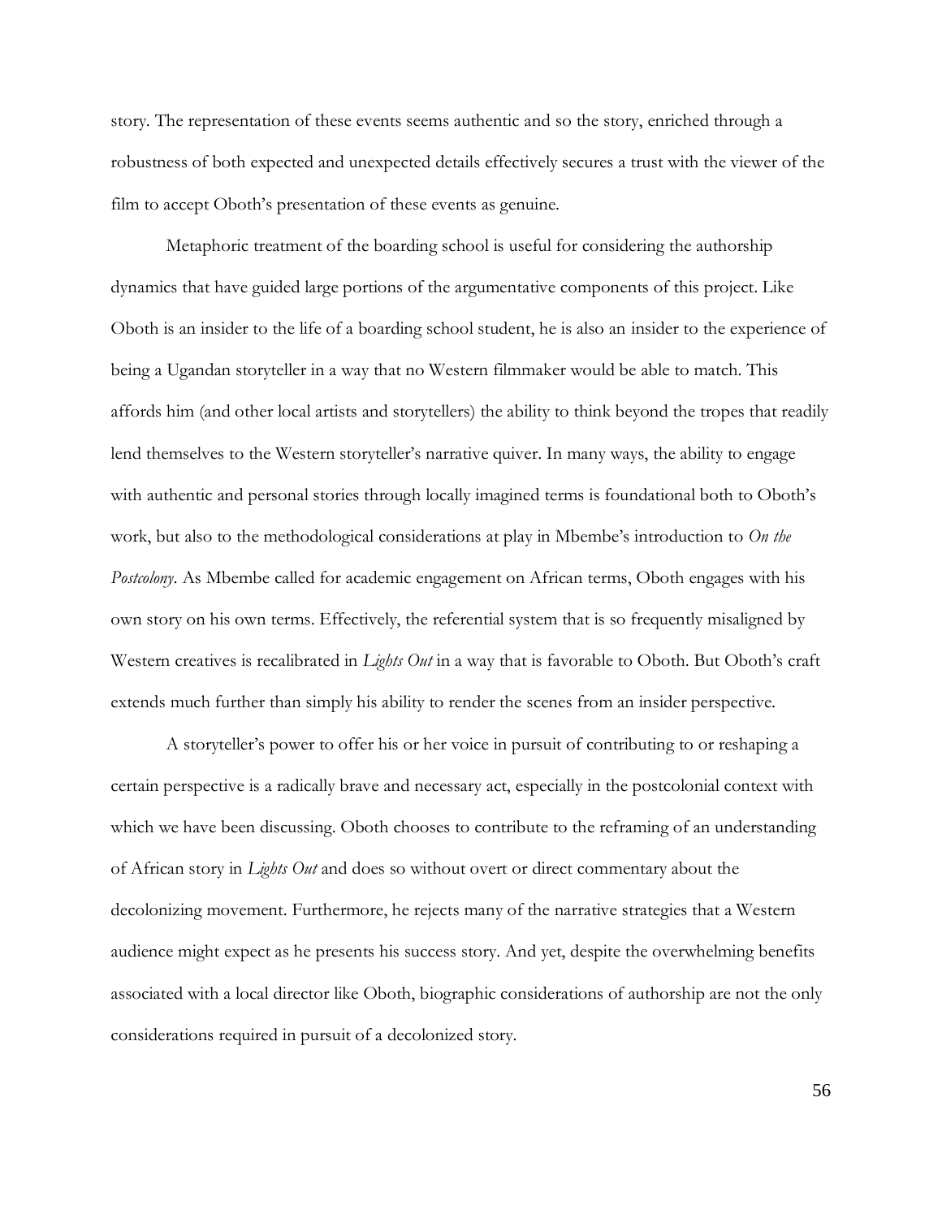story. The representation of these events seems authentic and so the story, enriched through a robustness of both expected and unexpected details effectively secures a trust with the viewer of the film to accept Oboth's presentation of these events as genuine.

Metaphoric treatment of the boarding school is useful for considering the authorship dynamics that have guided large portions of the argumentative components of this project. Like Oboth is an insider to the life of a boarding school student, he is also an insider to the experience of being a Ugandan storyteller in a way that no Western filmmaker would be able to match. This affords him (and other local artists and storytellers) the ability to think beyond the tropes that readily lend themselves to the Western storyteller's narrative quiver. In many ways, the ability to engage with authentic and personal stories through locally imagined terms is foundational both to Oboth's work, but also to the methodological considerations at play in Mbembe's introduction to *On the Postcolony*. As Mbembe called for academic engagement on African terms, Oboth engages with his own story on his own terms. Effectively, the referential system that is so frequently misaligned by Western creatives is recalibrated in *Lights Out* in a way that is favorable to Oboth. But Oboth's craft extends much further than simply his ability to render the scenes from an insider perspective.

A storyteller's power to offer his or her voice in pursuit of contributing to or reshaping a certain perspective is a radically brave and necessary act, especially in the postcolonial context with which we have been discussing. Oboth chooses to contribute to the reframing of an understanding of African story in *Lights Out* and does so without overt or direct commentary about the decolonizing movement. Furthermore, he rejects many of the narrative strategies that a Western audience might expect as he presents his success story. And yet, despite the overwhelming benefits associated with a local director like Oboth, biographic considerations of authorship are not the only considerations required in pursuit of a decolonized story.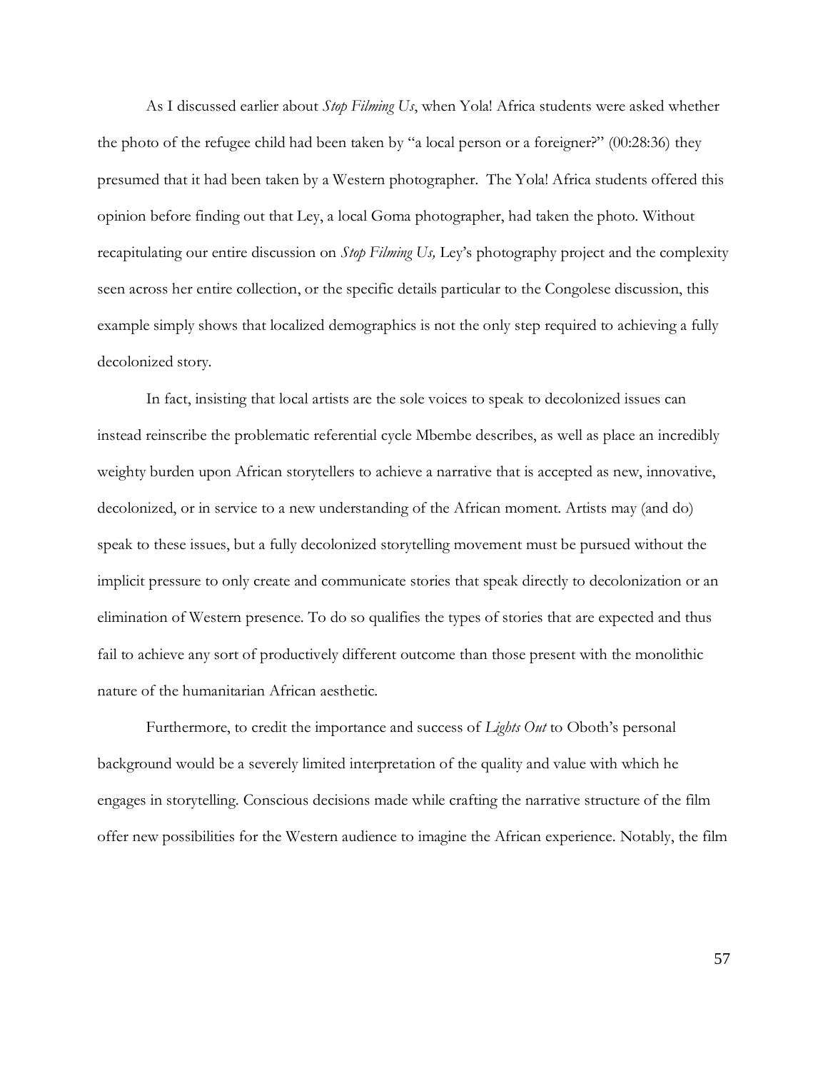As I discussed earlier about *Stop Filming Us*, when Yola! Africa students were asked whether the photo of the refugee child had been taken by "a local person or a foreigner?" (00:28:36) they presumed that it had been taken by a Western photographer. The Yola! Africa students offered this opinion before finding out that Ley, a local Goma photographer, had taken the photo. Without recapitulating our entire discussion on *Stop Filming Us,* Ley's photography project and the complexity seen across her entire collection, or the specific details particular to the Congolese discussion, this example simply shows that localized demographics is not the only step required to achieving a fully decolonized story.

In fact, insisting that local artists are the sole voices to speak to decolonized issues can instead reinscribe the problematic referential cycle Mbembe describes, as well as place an incredibly weighty burden upon African storytellers to achieve a narrative that is accepted as new, innovative, decolonized, or in service to a new understanding of the African moment. Artists may (and do) speak to these issues, but a fully decolonized storytelling movement must be pursued without the implicit pressure to only create and communicate stories that speak directly to decolonization or an elimination of Western presence. To do so qualifies the types of stories that are expected and thus fail to achieve any sort of productively different outcome than those present with the monolithic nature of the humanitarian African aesthetic.

Furthermore, to credit the importance and success of *Lights Out* to Oboth's personal background would be a severely limited interpretation of the quality and value with which he engages in storytelling. Conscious decisions made while crafting the narrative structure of the film offer new possibilities for the Western audience to imagine the African experience. Notably, the film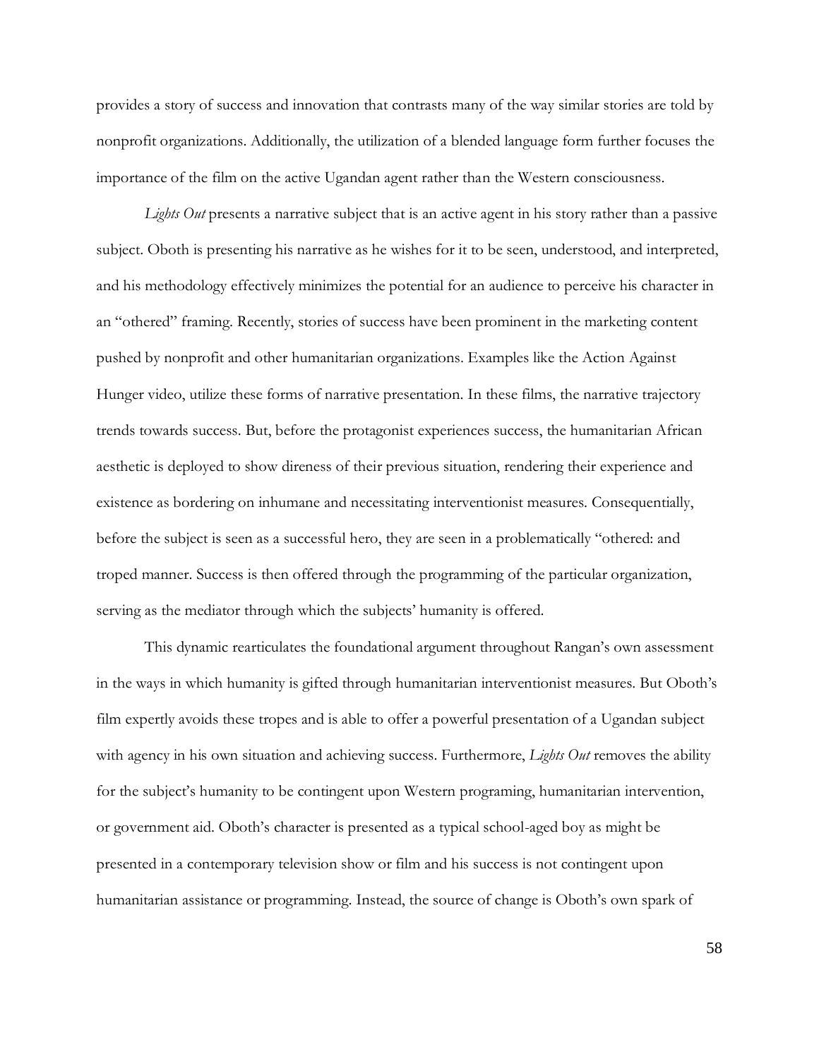provides a story of success and innovation that contrasts many of the way similar stories are told by nonprofit organizations. Additionally, the utilization of a blended language form further focuses the importance of the film on the active Ugandan agent rather than the Western consciousness.

*Lights Out* presents a narrative subject that is an active agent in his story rather than a passive subject. Oboth is presenting his narrative as he wishes for it to be seen, understood, and interpreted, and his methodology effectively minimizes the potential for an audience to perceive his character in an "othered" framing. Recently, stories of success have been prominent in the marketing content pushed by nonprofit and other humanitarian organizations. Examples like the Action Against Hunger video, utilize these forms of narrative presentation. In these films, the narrative trajectory trends towards success. But, before the protagonist experiences success, the humanitarian African aesthetic is deployed to show direness of their previous situation, rendering their experience and existence as bordering on inhumane and necessitating interventionist measures. Consequentially, before the subject is seen as a successful hero, they are seen in a problematically "othered: and troped manner. Success is then offered through the programming of the particular organization, serving as the mediator through which the subjects' humanity is offered.

This dynamic rearticulates the foundational argument throughout Rangan's own assessment in the ways in which humanity is gifted through humanitarian interventionist measures. But Oboth's film expertly avoids these tropes and is able to offer a powerful presentation of a Ugandan subject with agency in his own situation and achieving success. Furthermore, *Lights Out* removes the ability for the subject's humanity to be contingent upon Western programing, humanitarian intervention, or government aid. Oboth's character is presented as a typical school-aged boy as might be presented in a contemporary television show or film and his success is not contingent upon humanitarian assistance or programming. Instead, the source of change is Oboth's own spark of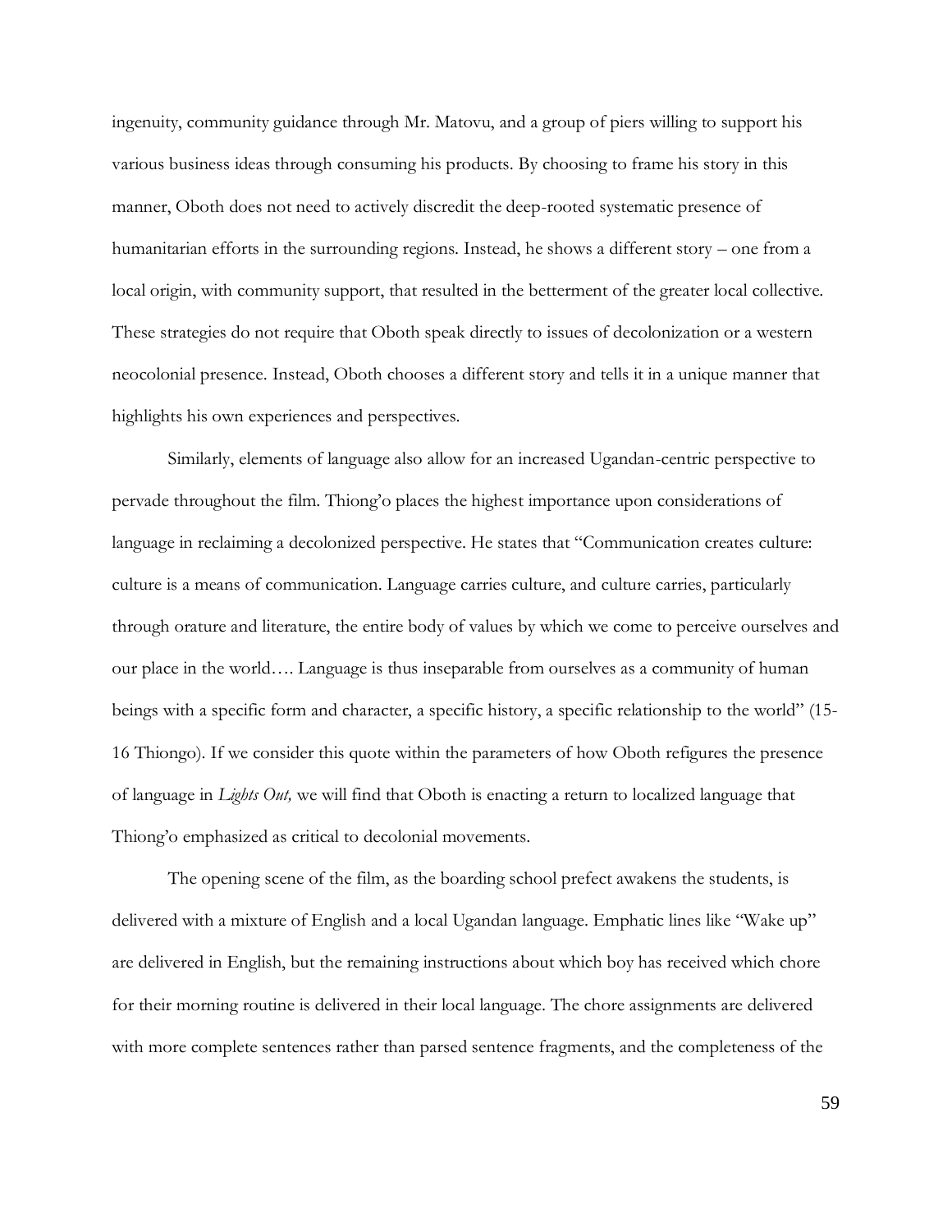ingenuity, community guidance through Mr. Matovu, and a group of piers willing to support his various business ideas through consuming his products. By choosing to frame his story in this manner, Oboth does not need to actively discredit the deep-rooted systematic presence of humanitarian efforts in the surrounding regions. Instead, he shows a different story – one from a local origin, with community support, that resulted in the betterment of the greater local collective. These strategies do not require that Oboth speak directly to issues of decolonization or a western neocolonial presence. Instead, Oboth chooses a different story and tells it in a unique manner that highlights his own experiences and perspectives.

Similarly, elements of language also allow for an increased Ugandan-centric perspective to pervade throughout the film. Thiong'o places the highest importance upon considerations of language in reclaiming a decolonized perspective. He states that "Communication creates culture: culture is a means of communication. Language carries culture, and culture carries, particularly through orature and literature, the entire body of values by which we come to perceive ourselves and our place in the world…. Language is thus inseparable from ourselves as a community of human beings with a specific form and character, a specific history, a specific relationship to the world" (15-16 Thiongo). If we consider this quote within the parameters of how Oboth refigures the presence of language in *Lights Out,* we will find that Oboth is enacting a return to localized language that Thiong'o emphasized as critical to decolonial movements.

The opening scene of the film, as the boarding school prefect awakens the students, is delivered with a mixture of English and a local Ugandan language. Emphatic lines like "Wake up" are delivered in English, but the remaining instructions about which boy has received which chore for their morning routine is delivered in their local language. The chore assignments are delivered with more complete sentences rather than parsed sentence fragments, and the completeness of the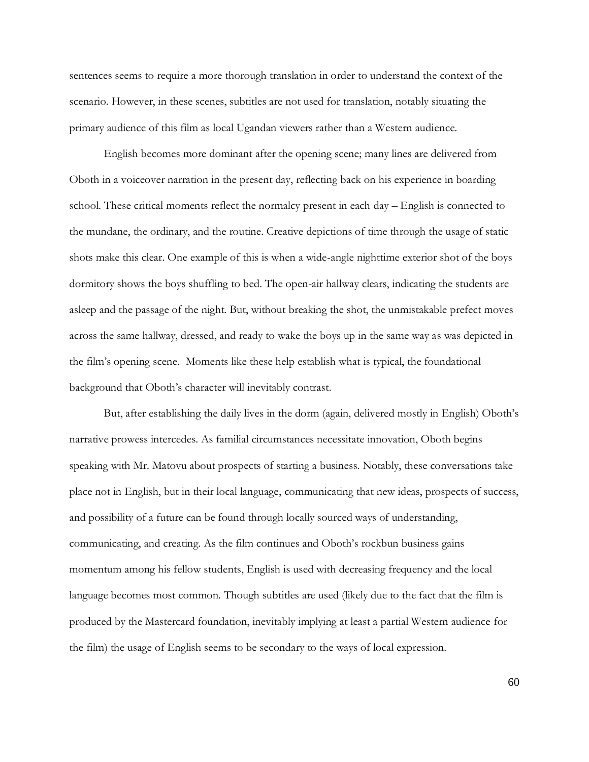sentences seems to require a more thorough translation in order to understand the context of the scenario. However, in these scenes, subtitles are not used for translation, notably situating the primary audience of this film as local Ugandan viewers rather than a Western audience.

English becomes more dominant after the opening scene; many lines are delivered from Oboth in a voiceover narration in the present day, reflecting back on his experience in boarding school. These critical moments reflect the normalcy present in each day – English is connected to the mundane, the ordinary, and the routine. Creative depictions of time through the usage of static shots make this clear. One example of this is when a wide-angle nighttime exterior shot of the boys dormitory shows the boys shuffling to bed. The open-air hallway clears, indicating the students are asleep and the passage of the night. But, without breaking the shot, the unmistakable prefect moves across the same hallway, dressed, and ready to wake the boys up in the same way as was depicted in the film's opening scene. Moments like these help establish what is typical, the foundational background that Oboth's character will inevitably contrast.

But, after establishing the daily lives in the dorm (again, delivered mostly in English) Oboth's narrative prowess intercedes. As familial circumstances necessitate innovation, Oboth begins speaking with Mr. Matovu about prospects of starting a business. Notably, these conversations take place not in English, but in their local language, communicating that new ideas, prospects of success, and possibility of a future can be found through locally sourced ways of understanding, communicating, and creating. As the film continues and Oboth's rockbun business gains momentum among his fellow students, English is used with decreasing frequency and the local language becomes most common. Though subtitles are used (likely due to the fact that the film is produced by the Mastercard foundation, inevitably implying at least a partial Western audience for the film) the usage of English seems to be secondary to the ways of local expression.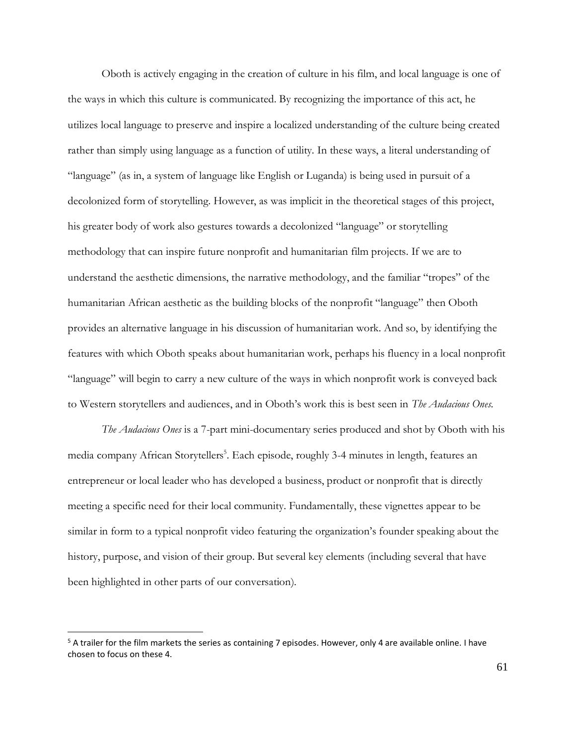Oboth is actively engaging in the creation of culture in his film, and local language is one of the ways in which this culture is communicated. By recognizing the importance of this act, he utilizes local language to preserve and inspire a localized understanding of the culture being created rather than simply using language as a function of utility. In these ways, a literal understanding of "language" (as in, a system of language like English or Luganda) is being used in pursuit of a decolonized form of storytelling. However, as was implicit in the theoretical stages of this project, his greater body of work also gestures towards a decolonized "language" or storytelling methodology that can inspire future nonprofit and humanitarian film projects. If we are to understand the aesthetic dimensions, the narrative methodology, and the familiar "tropes" of the humanitarian African aesthetic as the building blocks of the nonprofit "language" then Oboth provides an alternative language in his discussion of humanitarian work. And so, by identifying the features with which Oboth speaks about humanitarian work, perhaps his fluency in a local nonprofit "language" will begin to carry a new culture of the ways in which nonprofit work is conveyed back to Western storytellers and audiences, and in Oboth's work this is best seen in *The Audacious Ones*.

*The Audacious Ones* is a 7-part mini-documentary series produced and shot by Oboth with his media company African Storytellers[5]. Each episode, roughly 3-4 minutes in length, features an entrepreneur or local leader who has developed a business, product or nonprofit that is directly meeting a specific need for their local community. Fundamentally, these vignettes appear to be similar in form to a typical nonprofit video featuring the organization's founder speaking about the history, purpose, and vision of their group. But several key elements (including several that have been highlighted in other parts of our conversation).

---

[5] A trailer for the film markets the series as containing 7 episodes. However, only 4 are available online. I have chosen to focus on these 4.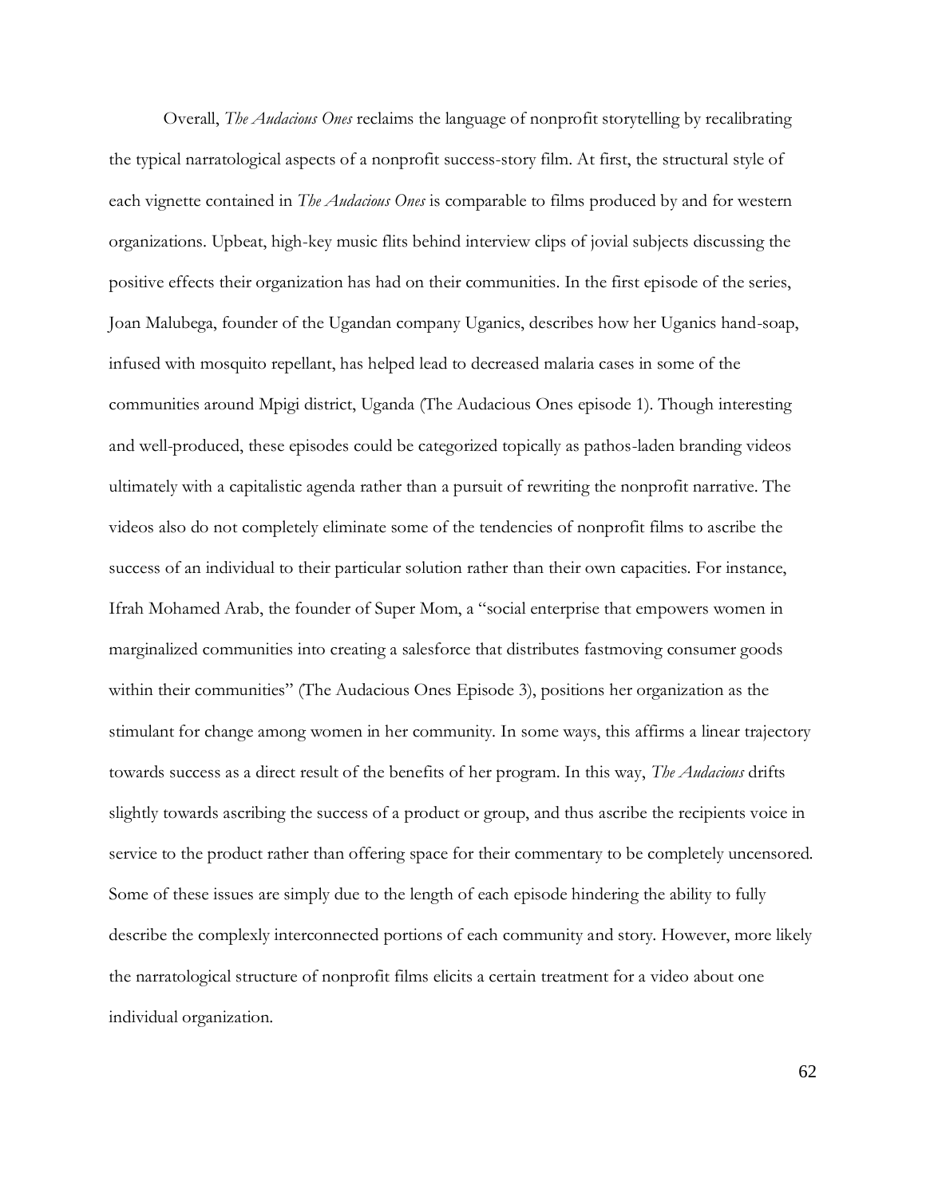Overall, *The Audacious Ones* reclaims the language of nonprofit storytelling by recalibrating the typical narratological aspects of a nonprofit success-story film. At first, the structural style of each vignette contained in *The Audacious Ones* is comparable to films produced by and for western organizations. Upbeat, high-key music flits behind interview clips of jovial subjects discussing the positive effects their organization has had on their communities. In the first episode of the series, Joan Malubega, founder of the Ugandan company Uganics, describes how her Uganics hand-soap, infused with mosquito repellant, has helped lead to decreased malaria cases in some of the communities around Mpigi district, Uganda (The Audacious Ones episode 1). Though interesting and well-produced, these episodes could be categorized topically as pathos-laden branding videos ultimately with a capitalistic agenda rather than a pursuit of rewriting the nonprofit narrative. The videos also do not completely eliminate some of the tendencies of nonprofit films to ascribe the success of an individual to their particular solution rather than their own capacities. For instance, Ifrah Mohamed Arab, the founder of Super Mom, a "social enterprise that empowers women in marginalized communities into creating a salesforce that distributes fastmoving consumer goods within their communities" (The Audacious Ones Episode 3), positions her organization as the stimulant for change among women in her community. In some ways, this affirms a linear trajectory towards success as a direct result of the benefits of her program. In this way, *The Audacious* drifts slightly towards ascribing the success of a product or group, and thus ascribe the recipients voice in service to the product rather than offering space for their commentary to be completely uncensored. Some of these issues are simply due to the length of each episode hindering the ability to fully describe the complexly interconnected portions of each community and story. However, more likely the narratological structure of nonprofit films elicits a certain treatment for a video about one individual organization.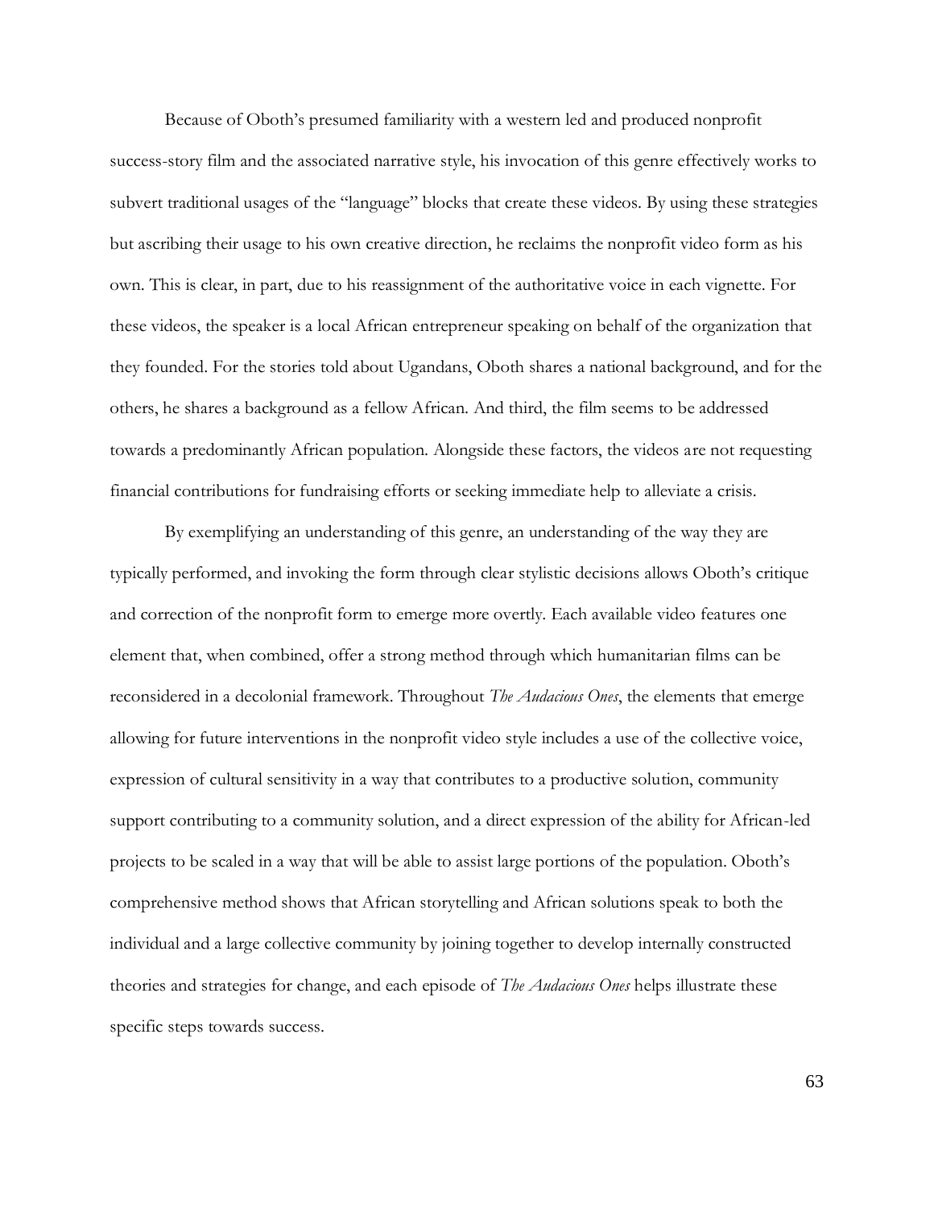Because of Oboth's presumed familiarity with a western led and produced nonprofit success-story film and the associated narrative style, his invocation of this genre effectively works to subvert traditional usages of the "language" blocks that create these videos. By using these strategies but ascribing their usage to his own creative direction, he reclaims the nonprofit video form as his own. This is clear, in part, due to his reassignment of the authoritative voice in each vignette. For these videos, the speaker is a local African entrepreneur speaking on behalf of the organization that they founded. For the stories told about Ugandans, Oboth shares a national background, and for the others, he shares a background as a fellow African. And third, the film seems to be addressed towards a predominantly African population. Alongside these factors, the videos are not requesting financial contributions for fundraising efforts or seeking immediate help to alleviate a crisis.

By exemplifying an understanding of this genre, an understanding of the way they are typically performed, and invoking the form through clear stylistic decisions allows Oboth's critique and correction of the nonprofit form to emerge more overtly. Each available video features one element that, when combined, offer a strong method through which humanitarian films can be reconsidered in a decolonial framework. Throughout *The Audacious Ones*, the elements that emerge allowing for future interventions in the nonprofit video style includes a use of the collective voice, expression of cultural sensitivity in a way that contributes to a productive solution, community support contributing to a community solution, and a direct expression of the ability for African-led projects to be scaled in a way that will be able to assist large portions of the population. Oboth's comprehensive method shows that African storytelling and African solutions speak to both the individual and a large collective community by joining together to develop internally constructed theories and strategies for change, and each episode of *The Audacious Ones* helps illustrate these specific steps towards success.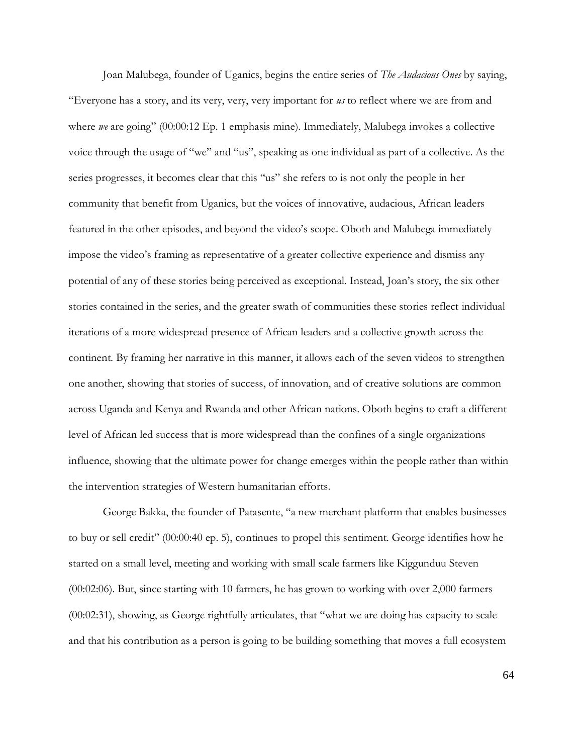Joan Malubega, founder of Uganics, begins the entire series of *The Audacious Ones* by saying, "Everyone has a story, and its very, very, very important for *us* to reflect where we are from and where *we* are going" (00:00:12 Ep. 1 emphasis mine). Immediately, Malubega invokes a collective voice through the usage of "we" and "us", speaking as one individual as part of a collective. As the series progresses, it becomes clear that this "us" she refers to is not only the people in her community that benefit from Uganics, but the voices of innovative, audacious, African leaders featured in the other episodes, and beyond the video's scope. Oboth and Malubega immediately impose the video's framing as representative of a greater collective experience and dismiss any potential of any of these stories being perceived as exceptional. Instead, Joan's story, the six other stories contained in the series, and the greater swath of communities these stories reflect individual iterations of a more widespread presence of African leaders and a collective growth across the continent. By framing her narrative in this manner, it allows each of the seven videos to strengthen one another, showing that stories of success, of innovation, and of creative solutions are common across Uganda and Kenya and Rwanda and other African nations. Oboth begins to craft a different level of African led success that is more widespread than the confines of a single organizations influence, showing that the ultimate power for change emerges within the people rather than within the intervention strategies of Western humanitarian efforts.

George Bakka, the founder of Patasente, "a new merchant platform that enables businesses to buy or sell credit" (00:00:40 ep. 5), continues to propel this sentiment. George identifies how he started on a small level, meeting and working with small scale farmers like Kiggunduu Steven (00:02:06). But, since starting with 10 farmers, he has grown to working with over 2,000 farmers (00:02:31), showing, as George rightfully articulates, that "what we are doing has capacity to scale and that his contribution as a person is going to be building something that moves a full ecosystem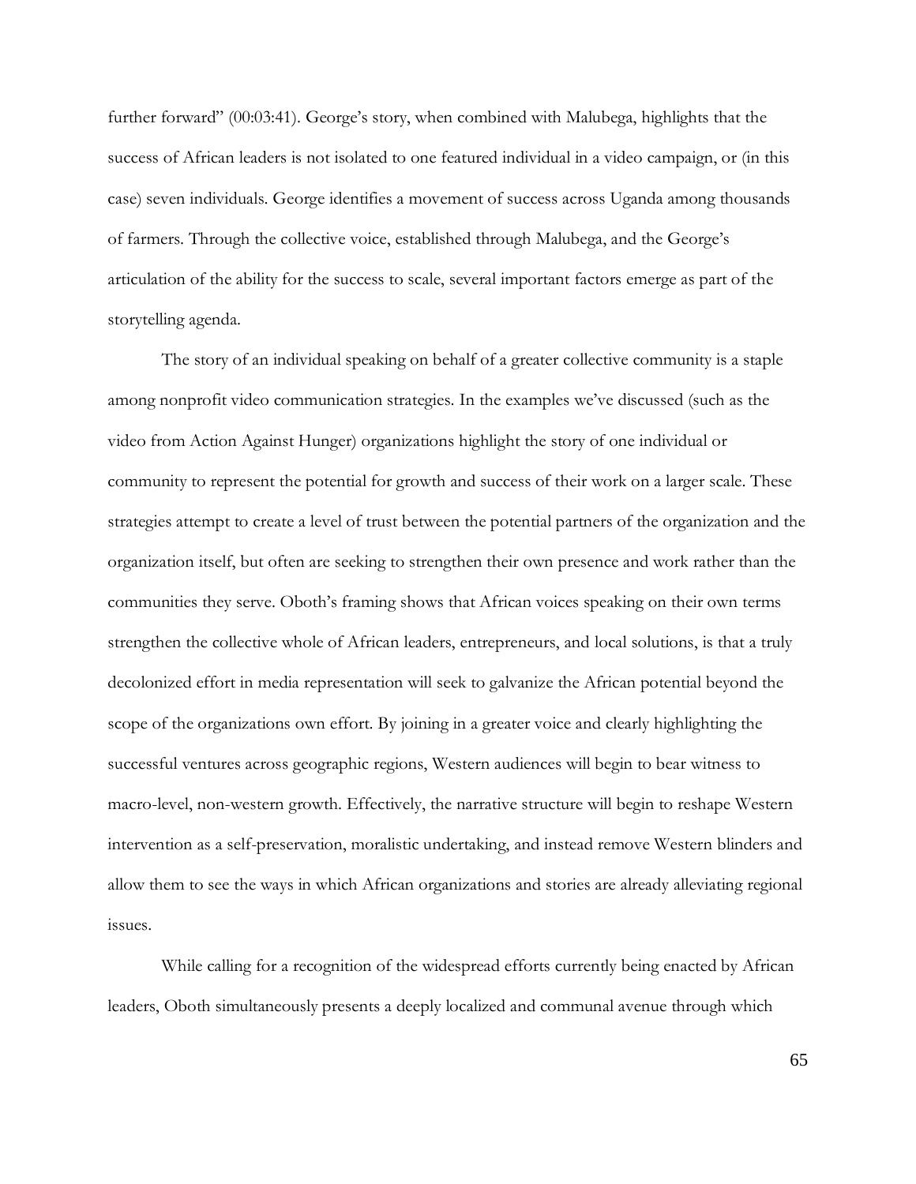further forward" (00:03:41). George's story, when combined with Malubega, highlights that the success of African leaders is not isolated to one featured individual in a video campaign, or (in this case) seven individuals. George identifies a movement of success across Uganda among thousands of farmers. Through the collective voice, established through Malubega, and the George's articulation of the ability for the success to scale, several important factors emerge as part of the storytelling agenda.

The story of an individual speaking on behalf of a greater collective community is a staple among nonprofit video communication strategies. In the examples we've discussed (such as the video from Action Against Hunger) organizations highlight the story of one individual or community to represent the potential for growth and success of their work on a larger scale. These strategies attempt to create a level of trust between the potential partners of the organization and the organization itself, but often are seeking to strengthen their own presence and work rather than the communities they serve. Oboth's framing shows that African voices speaking on their own terms strengthen the collective whole of African leaders, entrepreneurs, and local solutions, is that a truly decolonized effort in media representation will seek to galvanize the African potential beyond the scope of the organizations own effort. By joining in a greater voice and clearly highlighting the successful ventures across geographic regions, Western audiences will begin to bear witness to macro-level, non-western growth. Effectively, the narrative structure will begin to reshape Western intervention as a self-preservation, moralistic undertaking, and instead remove Western blinders and allow them to see the ways in which African organizations and stories are already alleviating regional issues.

While calling for a recognition of the widespread efforts currently being enacted by African leaders, Oboth simultaneously presents a deeply localized and communal avenue through which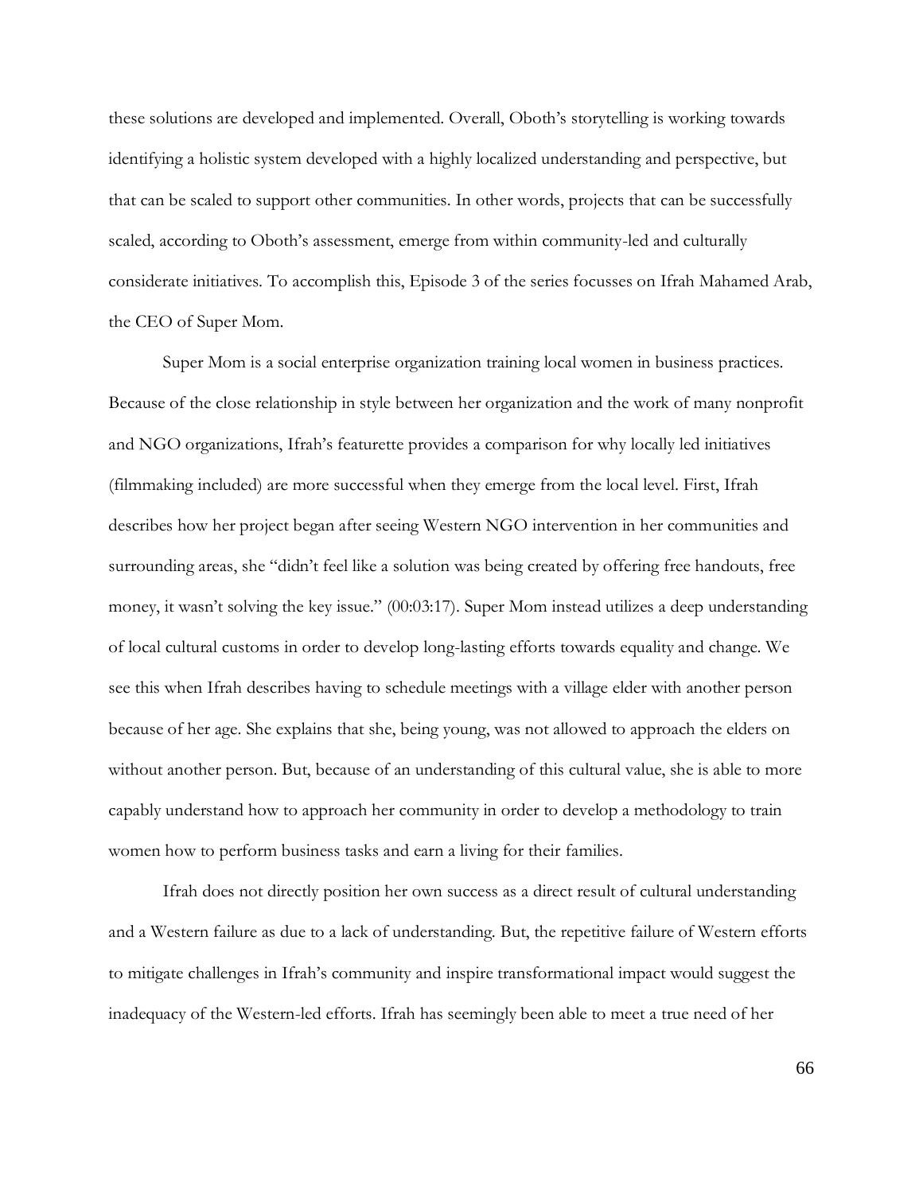these solutions are developed and implemented. Overall, Oboth's storytelling is working towards identifying a holistic system developed with a highly localized understanding and perspective, but that can be scaled to support other communities. In other words, projects that can be successfully scaled, according to Oboth's assessment, emerge from within community-led and culturally considerate initiatives. To accomplish this, Episode 3 of the series focusses on Ifrah Mahamed Arab, the CEO of Super Mom.

Super Mom is a social enterprise organization training local women in business practices. Because of the close relationship in style between her organization and the work of many nonprofit and NGO organizations, Ifrah's featurette provides a comparison for why locally led initiatives (filmmaking included) are more successful when they emerge from the local level. First, Ifrah describes how her project began after seeing Western NGO intervention in her communities and surrounding areas, she "didn't feel like a solution was being created by offering free handouts, free money, it wasn't solving the key issue." (00:03:17). Super Mom instead utilizes a deep understanding of local cultural customs in order to develop long-lasting efforts towards equality and change. We see this when Ifrah describes having to schedule meetings with a village elder with another person because of her age. She explains that she, being young, was not allowed to approach the elders on without another person. But, because of an understanding of this cultural value, she is able to more capably understand how to approach her community in order to develop a methodology to train women how to perform business tasks and earn a living for their families.

Ifrah does not directly position her own success as a direct result of cultural understanding and a Western failure as due to a lack of understanding. But, the repetitive failure of Western efforts to mitigate challenges in Ifrah's community and inspire transformational impact would suggest the inadequacy of the Western-led efforts. Ifrah has seemingly been able to meet a true need of her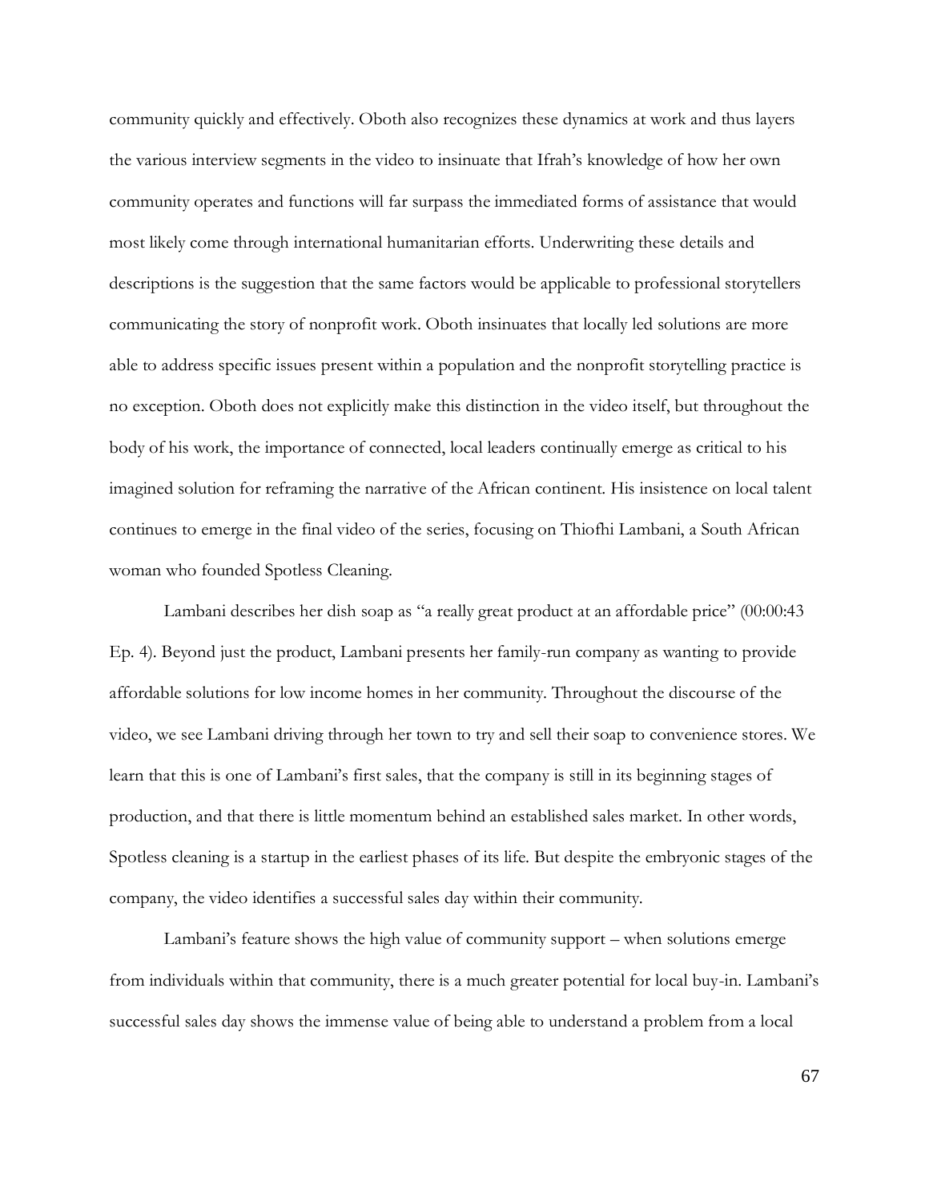community quickly and effectively. Oboth also recognizes these dynamics at work and thus layers the various interview segments in the video to insinuate that Ifrah's knowledge of how her own community operates and functions will far surpass the immediated forms of assistance that would most likely come through international humanitarian efforts. Underwriting these details and descriptions is the suggestion that the same factors would be applicable to professional storytellers communicating the story of nonprofit work. Oboth insinuates that locally led solutions are more able to address specific issues present within a population and the nonprofit storytelling practice is no exception. Oboth does not explicitly make this distinction in the video itself, but throughout the body of his work, the importance of connected, local leaders continually emerge as critical to his imagined solution for reframing the narrative of the African continent. His insistence on local talent continues to emerge in the final video of the series, focusing on Thiofhi Lambani, a South African woman who founded Spotless Cleaning.

Lambani describes her dish soap as "a really great product at an affordable price" (00:00:43 Ep. 4). Beyond just the product, Lambani presents her family-run company as wanting to provide affordable solutions for low income homes in her community. Throughout the discourse of the video, we see Lambani driving through her town to try and sell their soap to convenience stores. We learn that this is one of Lambani's first sales, that the company is still in its beginning stages of production, and that there is little momentum behind an established sales market. In other words, Spotless cleaning is a startup in the earliest phases of its life. But despite the embryonic stages of the company, the video identifies a successful sales day within their community.

Lambani's feature shows the high value of community support – when solutions emerge from individuals within that community, there is a much greater potential for local buy-in. Lambani's successful sales day shows the immense value of being able to understand a problem from a local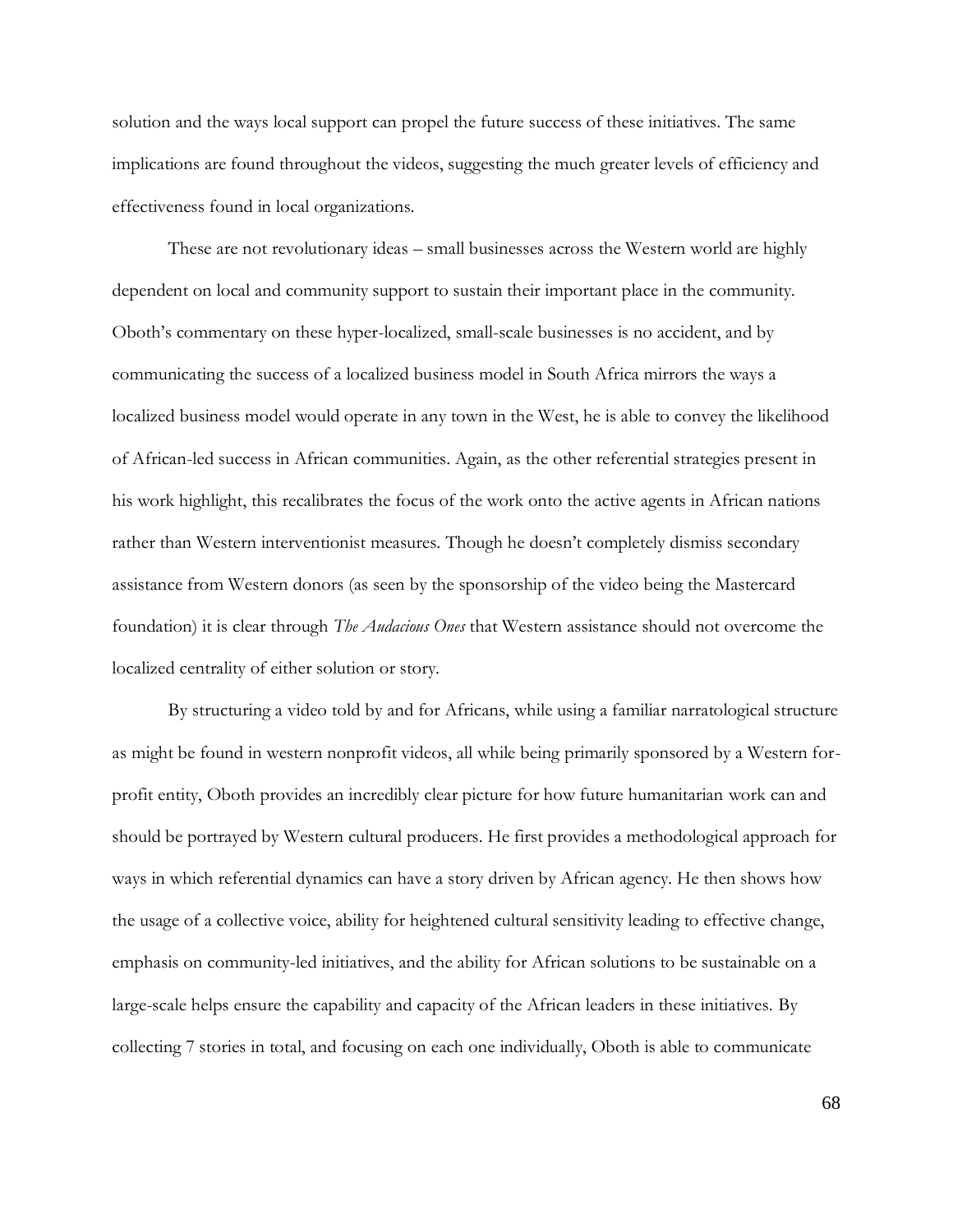solution and the ways local support can propel the future success of these initiatives. The same implications are found throughout the videos, suggesting the much greater levels of efficiency and effectiveness found in local organizations.

These are not revolutionary ideas – small businesses across the Western world are highly dependent on local and community support to sustain their important place in the community. Oboth's commentary on these hyper-localized, small-scale businesses is no accident, and by communicating the success of a localized business model in South Africa mirrors the ways a localized business model would operate in any town in the West, he is able to convey the likelihood of African-led success in African communities. Again, as the other referential strategies present in his work highlight, this recalibrates the focus of the work onto the active agents in African nations rather than Western interventionist measures. Though he doesn't completely dismiss secondary assistance from Western donors (as seen by the sponsorship of the video being the Mastercard foundation) it is clear through *The Audacious Ones* that Western assistance should not overcome the localized centrality of either solution or story.

By structuring a video told by and for Africans, while using a familiar narratological structure as might be found in western nonprofit videos, all while being primarily sponsored by a Western for-profit entity, Oboth provides an incredibly clear picture for how future humanitarian work can and should be portrayed by Western cultural producers. He first provides a methodological approach for ways in which referential dynamics can have a story driven by African agency. He then shows how the usage of a collective voice, ability for heightened cultural sensitivity leading to effective change, emphasis on community-led initiatives, and the ability for African solutions to be sustainable on a large-scale helps ensure the capability and capacity of the African leaders in these initiatives. By collecting 7 stories in total, and focusing on each one individually, Oboth is able to communicate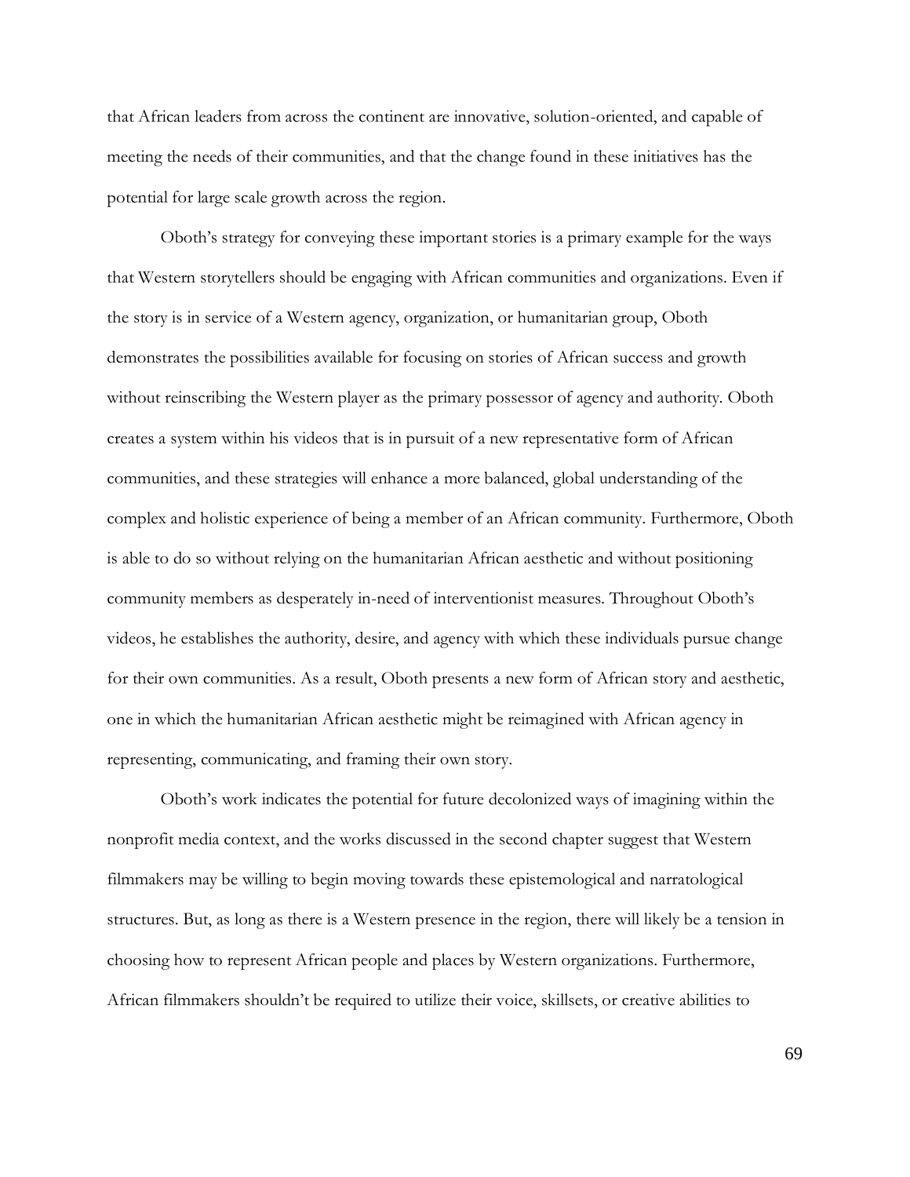that African leaders from across the continent are innovative, solution-oriented, and capable of meeting the needs of their communities, and that the change found in these initiatives has the potential for large scale growth across the region.

Oboth's strategy for conveying these important stories is a primary example for the ways that Western storytellers should be engaging with African communities and organizations. Even if the story is in service of a Western agency, organization, or humanitarian group, Oboth demonstrates the possibilities available for focusing on stories of African success and growth without reinscribing the Western player as the primary possessor of agency and authority. Oboth creates a system within his videos that is in pursuit of a new representative form of African communities, and these strategies will enhance a more balanced, global understanding of the complex and holistic experience of being a member of an African community. Furthermore, Oboth is able to do so without relying on the humanitarian African aesthetic and without positioning community members as desperately in-need of interventionist measures. Throughout Oboth's videos, he establishes the authority, desire, and agency with which these individuals pursue change for their own communities. As a result, Oboth presents a new form of African story and aesthetic, one in which the humanitarian African aesthetic might be reimagined with African agency in representing, communicating, and framing their own story.

Oboth's work indicates the potential for future decolonized ways of imagining within the nonprofit media context, and the works discussed in the second chapter suggest that Western filmmakers may be willing to begin moving towards these epistemological and narratological structures. But, as long as there is a Western presence in the region, there will likely be a tension in choosing how to represent African people and places by Western organizations. Furthermore, African filmmakers shouldn't be required to utilize their voice, skillsets, or creative abilities to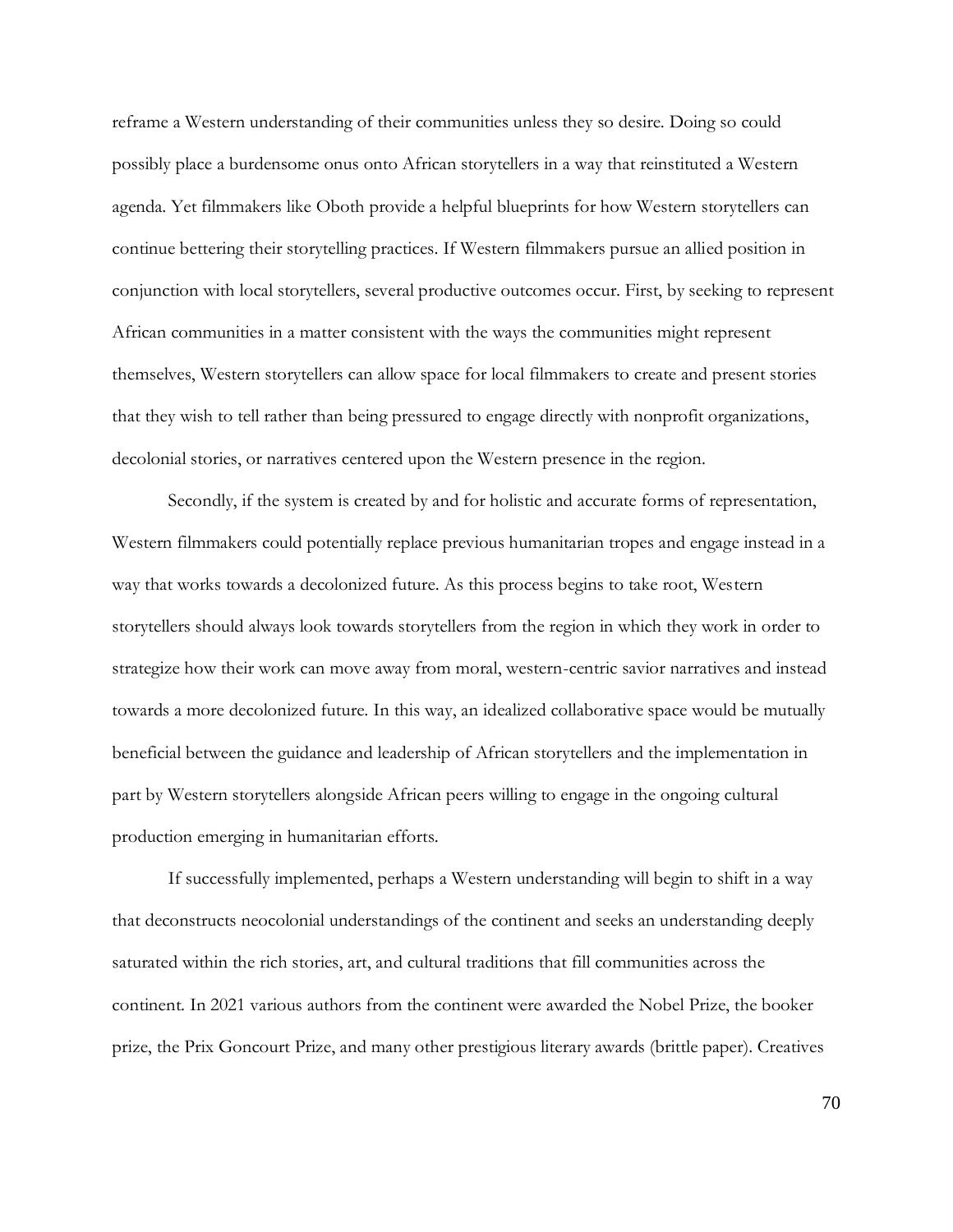reframe a Western understanding of their communities unless they so desire. Doing so could possibly place a burdensome onus onto African storytellers in a way that reinstituted a Western agenda. Yet filmmakers like Oboth provide a helpful blueprints for how Western storytellers can continue bettering their storytelling practices. If Western filmmakers pursue an allied position in conjunction with local storytellers, several productive outcomes occur. First, by seeking to represent African communities in a matter consistent with the ways the communities might represent themselves, Western storytellers can allow space for local filmmakers to create and present stories that they wish to tell rather than being pressured to engage directly with nonprofit organizations, decolonial stories, or narratives centered upon the Western presence in the region.

Secondly, if the system is created by and for holistic and accurate forms of representation, Western filmmakers could potentially replace previous humanitarian tropes and engage instead in a way that works towards a decolonized future. As this process begins to take root, Western storytellers should always look towards storytellers from the region in which they work in order to strategize how their work can move away from moral, western-centric savior narratives and instead towards a more decolonized future. In this way, an idealized collaborative space would be mutually beneficial between the guidance and leadership of African storytellers and the implementation in part by Western storytellers alongside African peers willing to engage in the ongoing cultural production emerging in humanitarian efforts.

If successfully implemented, perhaps a Western understanding will begin to shift in a way that deconstructs neocolonial understandings of the continent and seeks an understanding deeply saturated within the rich stories, art, and cultural traditions that fill communities across the continent. In 2021 various authors from the continent were awarded the Nobel Prize, the booker prize, the Prix Goncourt Prize, and many other prestigious literary awards (brittle paper). Creatives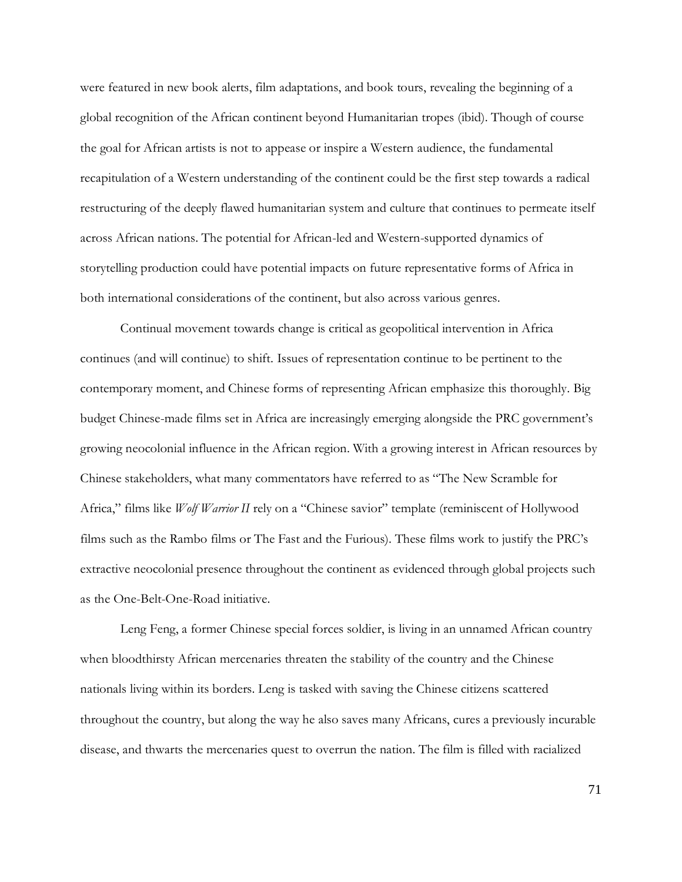were featured in new book alerts, film adaptations, and book tours, revealing the beginning of a global recognition of the African continent beyond Humanitarian tropes (ibid). Though of course the goal for African artists is not to appease or inspire a Western audience, the fundamental recapitulation of a Western understanding of the continent could be the first step towards a radical restructuring of the deeply flawed humanitarian system and culture that continues to permeate itself across African nations. The potential for African-led and Western-supported dynamics of storytelling production could have potential impacts on future representative forms of Africa in both international considerations of the continent, but also across various genres.

Continual movement towards change is critical as geopolitical intervention in Africa continues (and will continue) to shift. Issues of representation continue to be pertinent to the contemporary moment, and Chinese forms of representing African emphasize this thoroughly. Big budget Chinese-made films set in Africa are increasingly emerging alongside the PRC government's growing neocolonial influence in the African region. With a growing interest in African resources by Chinese stakeholders, what many commentators have referred to as "The New Scramble for Africa," films like *Wolf Warrior II* rely on a "Chinese savior" template (reminiscent of Hollywood films such as the Rambo films or The Fast and the Furious). These films work to justify the PRC's extractive neocolonial presence throughout the continent as evidenced through global projects such as the One-Belt-One-Road initiative.

Leng Feng, a former Chinese special forces soldier, is living in an unnamed African country when bloodthirsty African mercenaries threaten the stability of the country and the Chinese nationals living within its borders. Leng is tasked with saving the Chinese citizens scattered throughout the country, but along the way he also saves many Africans, cures a previously incurable disease, and thwarts the mercenaries quest to overrun the nation. The film is filled with racialized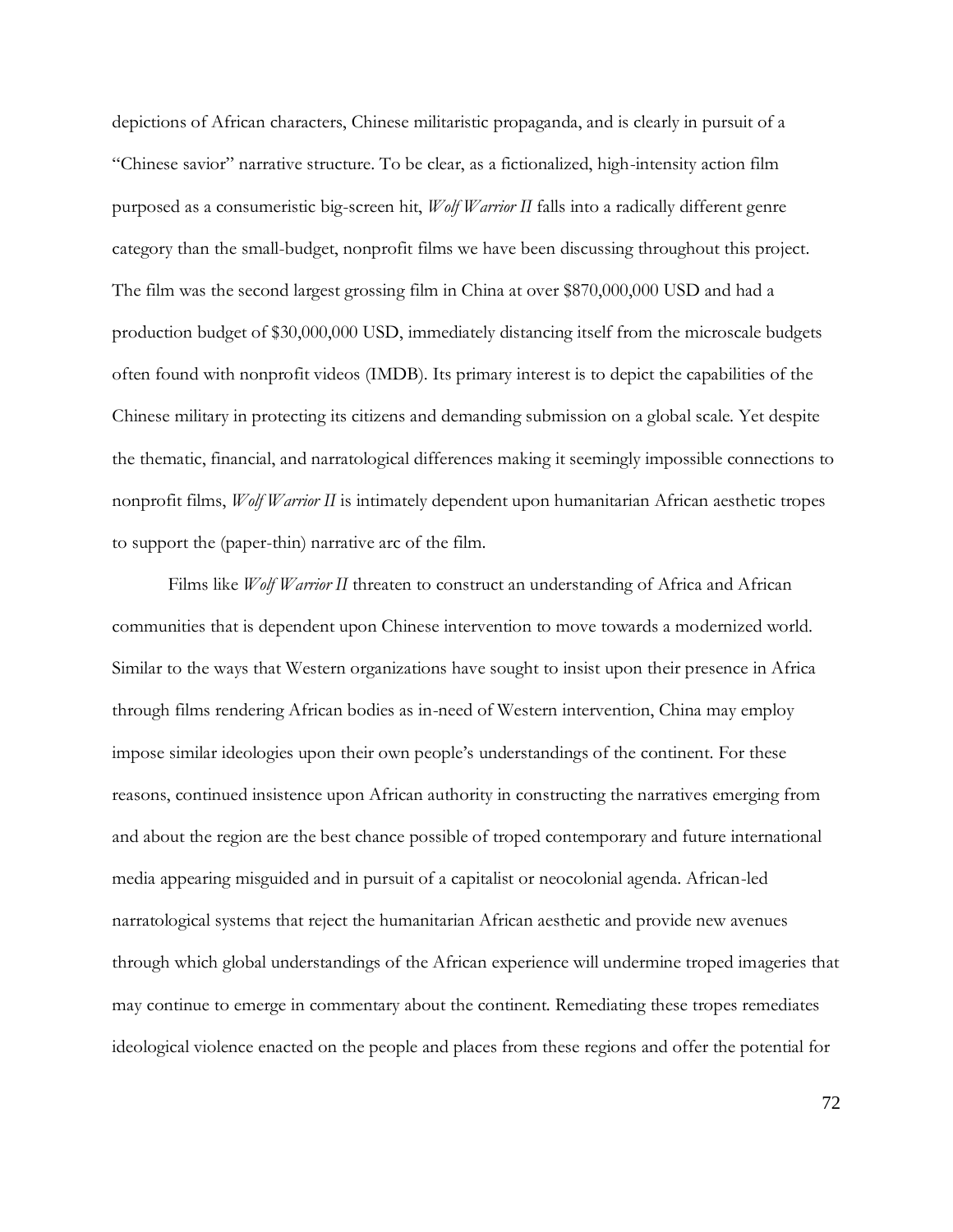depictions of African characters, Chinese militaristic propaganda, and is clearly in pursuit of a "Chinese savior" narrative structure. To be clear, as a fictionalized, high-intensity action film purposed as a consumeristic big-screen hit, *Wolf Warrior II* falls into a radically different genre category than the small-budget, nonprofit films we have been discussing throughout this project. The film was the second largest grossing film in China at over $870,000,000 USD and had a production budget of $30,000,000 USD, immediately distancing itself from the microscale budgets often found with nonprofit videos (IMDB). Its primary interest is to depict the capabilities of the Chinese military in protecting its citizens and demanding submission on a global scale. Yet despite the thematic, financial, and narratological differences making it seemingly impossible connections to nonprofit films, *Wolf Warrior II* is intimately dependent upon humanitarian African aesthetic tropes to support the (paper-thin) narrative arc of the film.

Films like *Wolf Warrior II* threaten to construct an understanding of Africa and African communities that is dependent upon Chinese intervention to move towards a modernized world. Similar to the ways that Western organizations have sought to insist upon their presence in Africa through films rendering African bodies as in-need of Western intervention, China may employ impose similar ideologies upon their own people's understandings of the continent. For these reasons, continued insistence upon African authority in constructing the narratives emerging from and about the region are the best chance possible of troped contemporary and future international media appearing misguided and in pursuit of a capitalist or neocolonial agenda. African-led narratological systems that reject the humanitarian African aesthetic and provide new avenues through which global understandings of the African experience will undermine troped imageries that may continue to emerge in commentary about the continent. Remediating these tropes remediates ideological violence enacted on the people and places from these regions and offer the potential for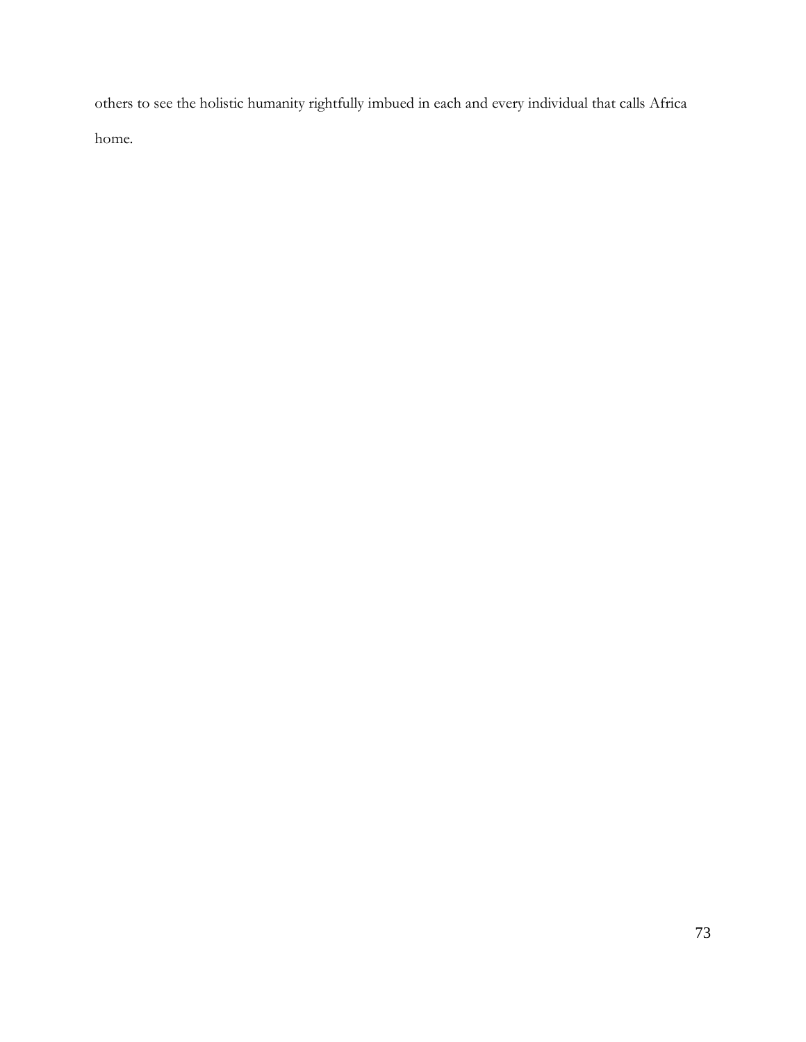others to see the holistic humanity rightfully imbued in each and every individual that calls Africa home.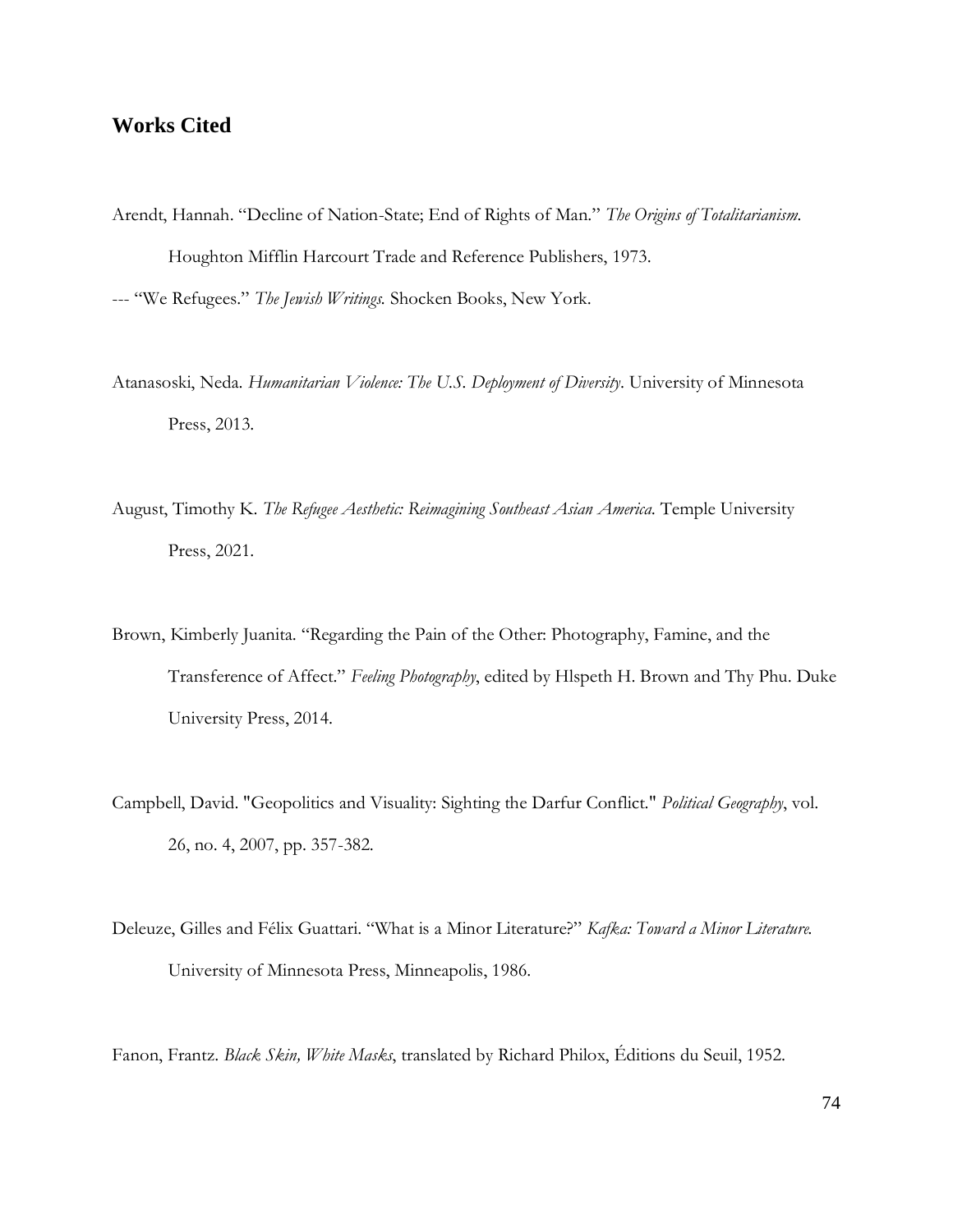## Works Cited

Arendt, Hannah. "Decline of Nation-State; End of Rights of Man." *The Origins of Totalitarianism.* Houghton Mifflin Harcourt Trade and Reference Publishers, 1973.

--- "We Refugees." *The Jewish Writings.* Shocken Books, New York.

Atanasoski, Neda. *Humanitarian Violence: The U.S. Deployment of Diversity*. University of Minnesota Press, 2013.

August, Timothy K. *The Refugee Aesthetic: Reimagining Southeast Asian America.* Temple University Press, 2021.

Brown, Kimberly Juanita. "Regarding the Pain of the Other: Photography, Famine, and the Transference of Affect." *Feeling Photography*, edited by Hlspeth H. Brown and Thy Phu. Duke University Press, 2014.

Campbell, David. "Geopolitics and Visuality: Sighting the Darfur Conflict." *Political Geography*, vol. 26, no. 4, 2007, pp. 357-382.

Deleuze, Gilles and Félix Guattari. "What is a Minor Literature?" *Kafka: Toward a Minor Literature.* University of Minnesota Press, Minneapolis, 1986.

Fanon, Frantz. *Black Skin, White Masks*, translated by Richard Philox, Éditions du Seuil, 1952.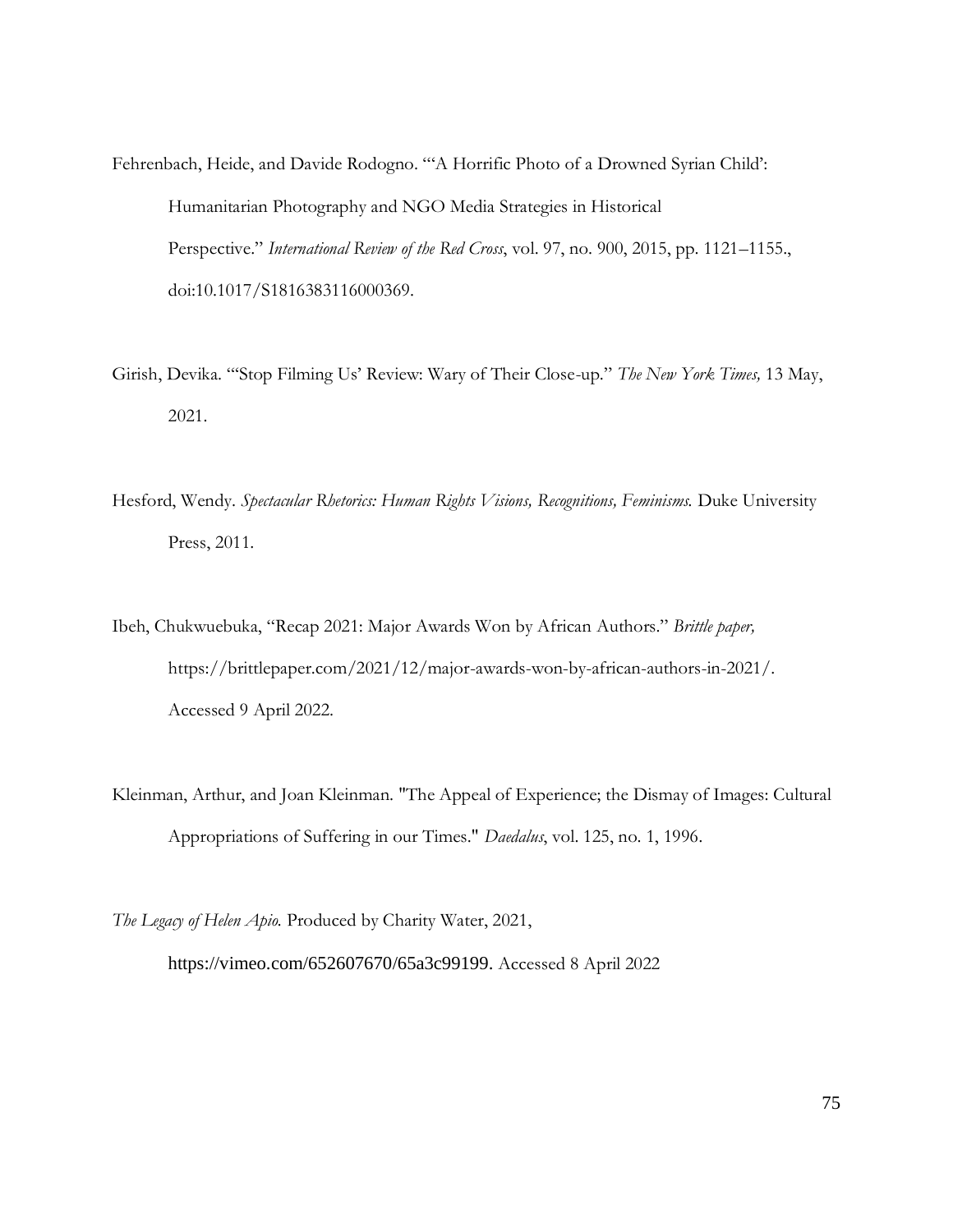Fehrenbach, Heide, and Davide Rodogno. "'A Horrific Photo of a Drowned Syrian Child': Humanitarian Photography and NGO Media Strategies in Historical Perspective." *International Review of the Red Cross*, vol. 97, no. 900, 2015, pp. 1121–1155., doi:10.1017/S1816383116000369.

Girish, Devika. "'Stop Filming Us' Review: Wary of Their Close-up." *The New York Times,* 13 May, 2021.

Hesford, Wendy. *Spectacular Rhetorics: Human Rights Visions, Recognitions, Feminisms.* Duke University Press, 2011.

Ibeh, Chukwuebuka, "Recap 2021: Major Awards Won by African Authors." *Brittle paper,* https://brittlepaper.com/2021/12/major-awards-won-by-african-authors-in-2021/. Accessed 9 April 2022.

Kleinman, Arthur, and Joan Kleinman. "The Appeal of Experience; the Dismay of Images: Cultural Appropriations of Suffering in our Times." *Daedalus*, vol. 125, no. 1, 1996.

*The Legacy of Helen Apio.* Produced by Charity Water, 2021, https://vimeo.com/652607670/65a3c99199. Accessed 8 April 2022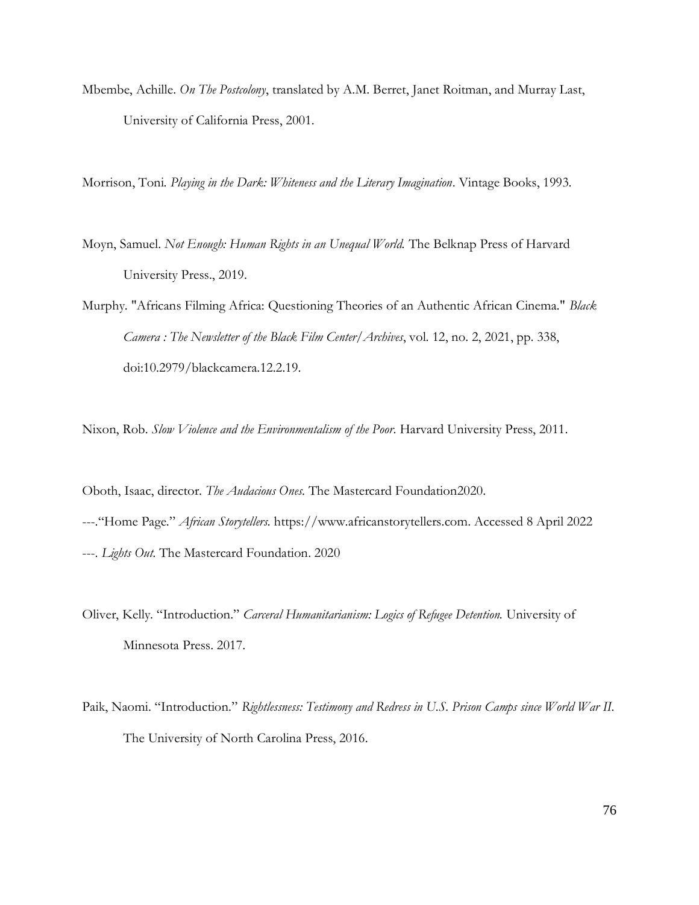Mbembe, Achille. *On The Postcolony*, translated by A.M. Berret, Janet Roitman, and Murray Last, University of California Press, 2001.

Morrison, Toni. *Playing in the Dark: Whiteness and the Literary Imagination*. Vintage Books, 1993.

Moyn, Samuel. *Not Enough: Human Rights in an Unequal World.* The Belknap Press of Harvard University Press., 2019.

Murphy. "Africans Filming Africa: Questioning Theories of an Authentic African Cinema." *Black Camera : The Newsletter of the Black Film Center/Archives*, vol. 12, no. 2, 2021, pp. 338, doi:10.2979/blackcamera.12.2.19.

Nixon, Rob. *Slow Violence and the Environmentalism of the Poor.* Harvard University Press, 2011.

Oboth, Isaac, director. *The Audacious Ones.* The Mastercard Foundation2020.

---."Home Page." *African Storytellers.* https://www.africanstorytellers.com. Accessed 8 April 2022

---. *Lights Out.* The Mastercard Foundation. 2020

Oliver, Kelly. "Introduction." *Carceral Humanitarianism: Logics of Refugee Detention.* University of Minnesota Press. 2017.

Paik, Naomi. "Introduction." *Rightlessness: Testimony and Redress in U.S. Prison Camps since World War II.* The University of North Carolina Press, 2016.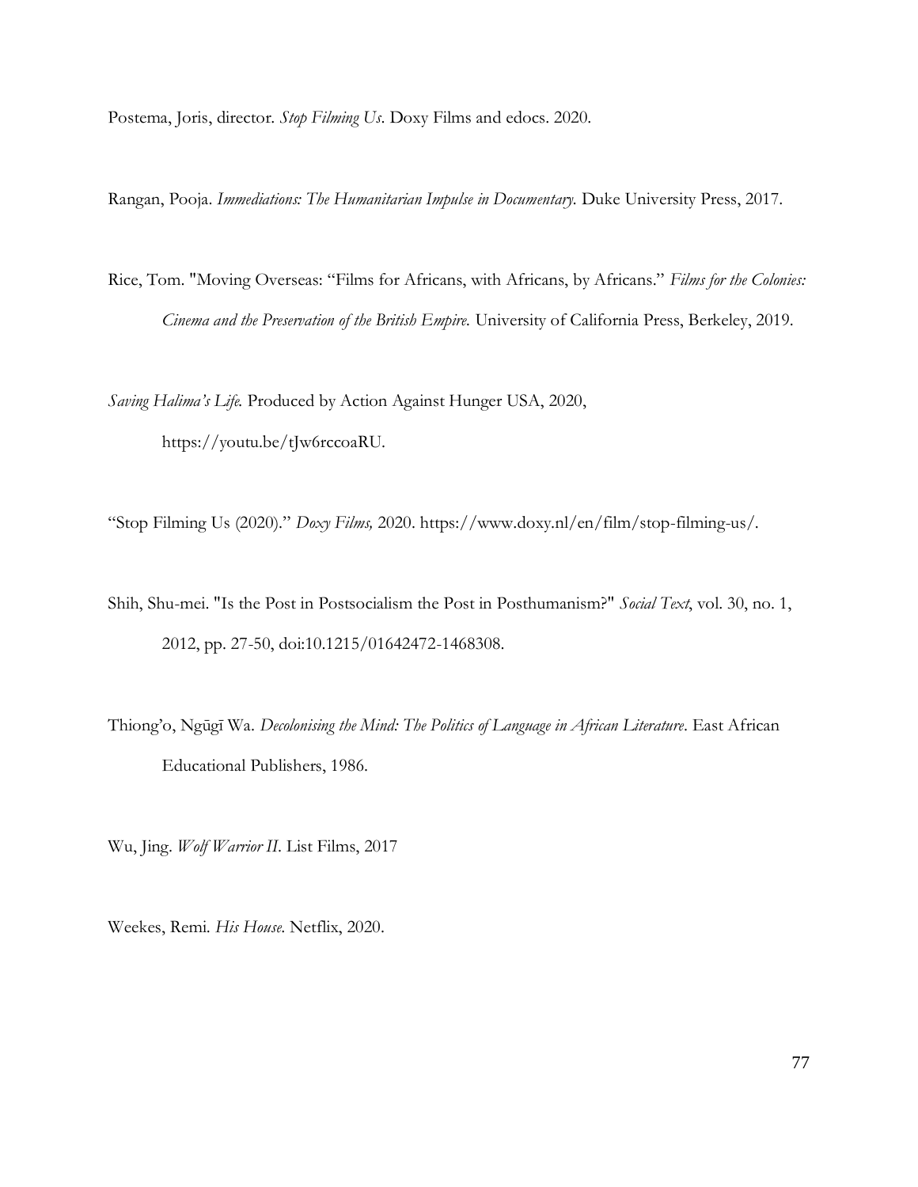Postema, Joris, director. *Stop Filming Us*. Doxy Films and edocs. 2020.

Rangan, Pooja. *Immediations: The Humanitarian Impulse in Documentary*. Duke University Press, 2017.

Rice, Tom. "Moving Overseas: "Films for Africans, with Africans, by Africans." *Films for the Colonies: Cinema and the Preservation of the British Empire*. University of California Press, Berkeley, 2019.

*Saving Halima's Life*. Produced by Action Against Hunger USA, 2020, https://youtu.be/tJw6rccoaRU.

"Stop Filming Us (2020)." *Doxy Films,* 2020. https://www.doxy.nl/en/film/stop-filming-us/.

Shih, Shu-mei. "Is the Post in Postsocialism the Post in Posthumanism?" *Social Text*, vol. 30, no. 1, 2012, pp. 27-50, doi:10.1215/01642472-1468308.

Thiong'o, Ngūgī Wa. *Decolonising the Mind: The Politics of Language in African Literature*. East African Educational Publishers, 1986.

Wu, Jing. *Wolf Warrior II*. List Films, 2017

Weekes, Remi. *His House*. Netflix, 2020.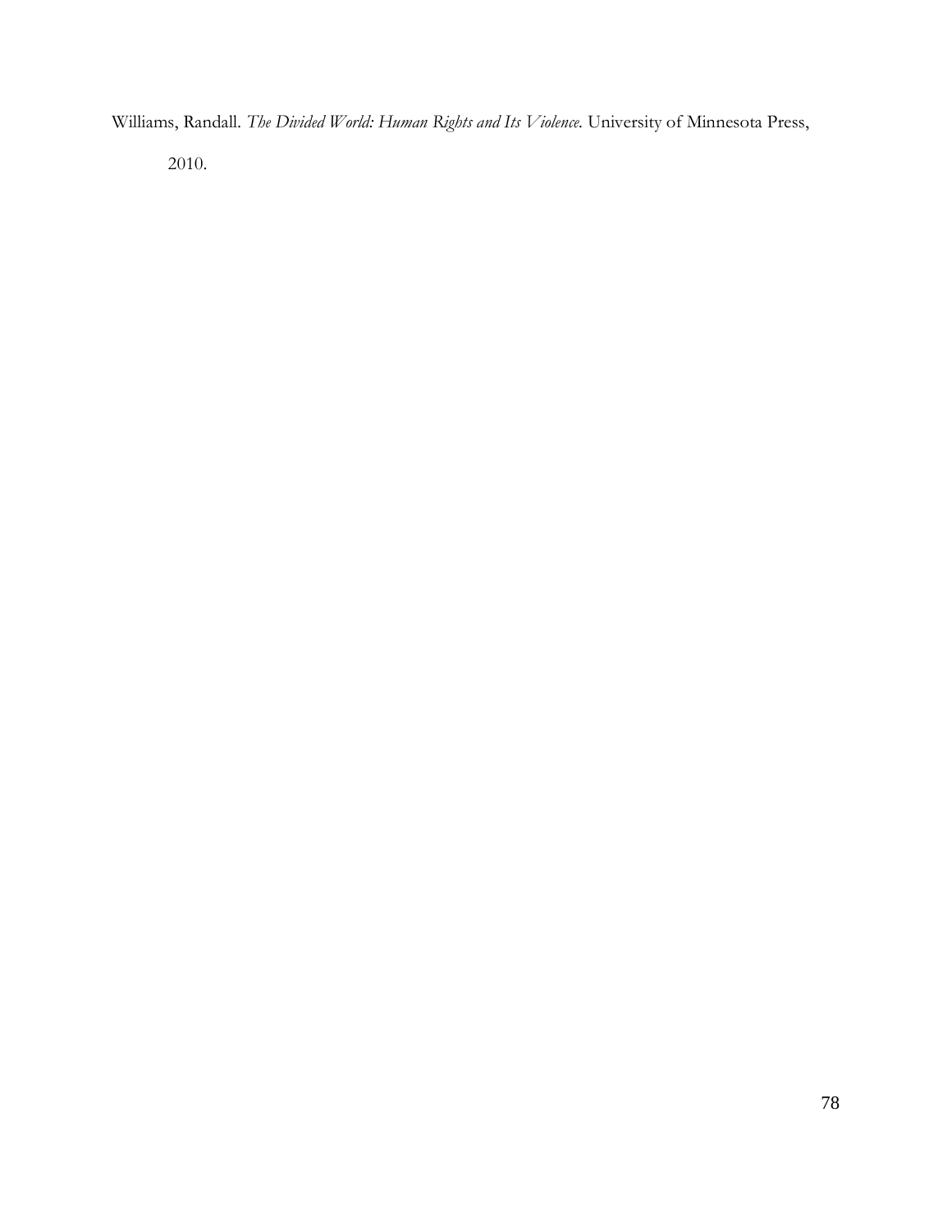Williams, Randall. *The Divided World: Human Rights and Its Violence*. University of Minnesota Press, 2010.